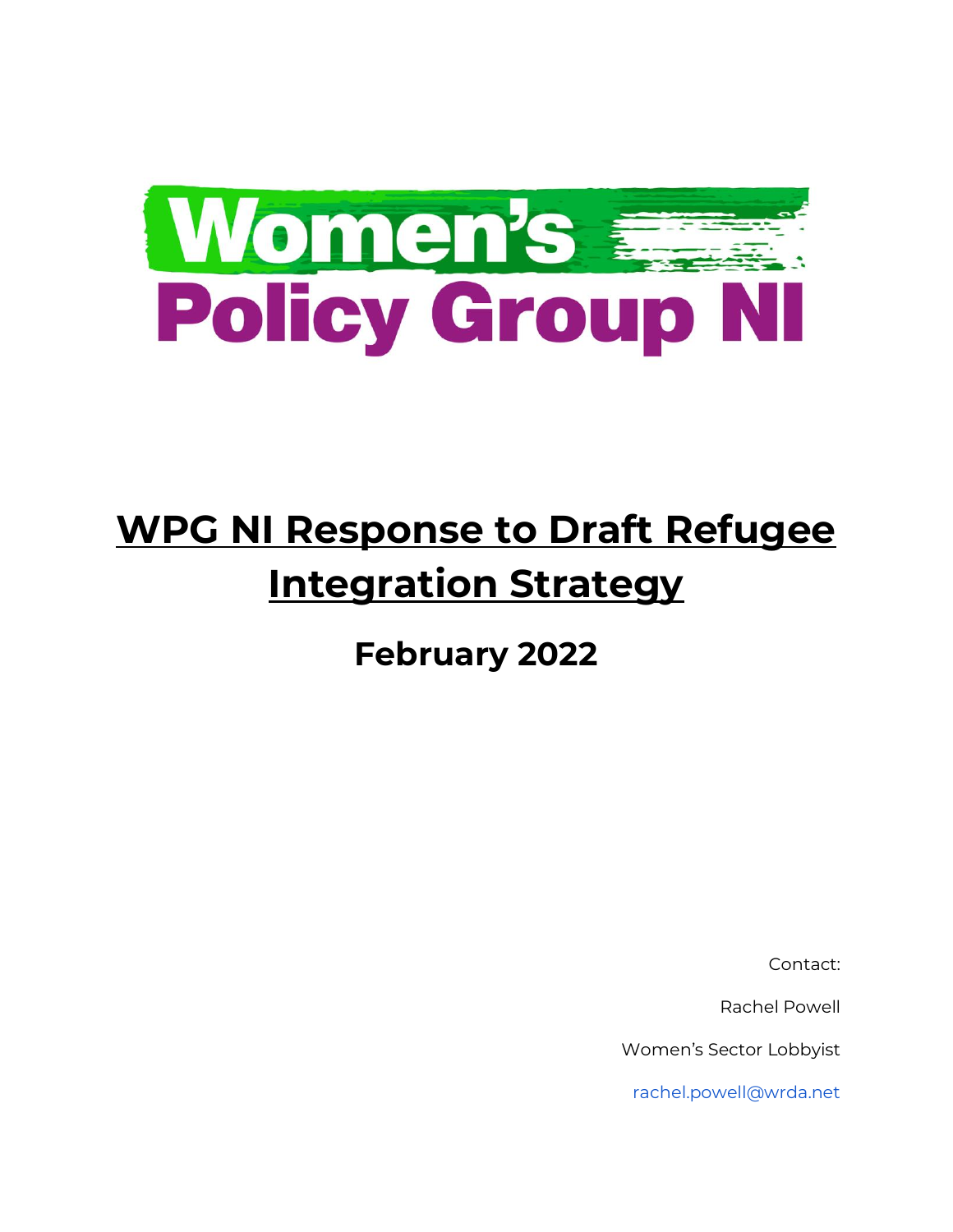Women's Policy Group NI

# WPG NI Response to Draft Refugee Integration Strategy

## February 2022

Contact:

Rachel Powell

Women's Sector Lobbyist

rachel.powell@wrda.net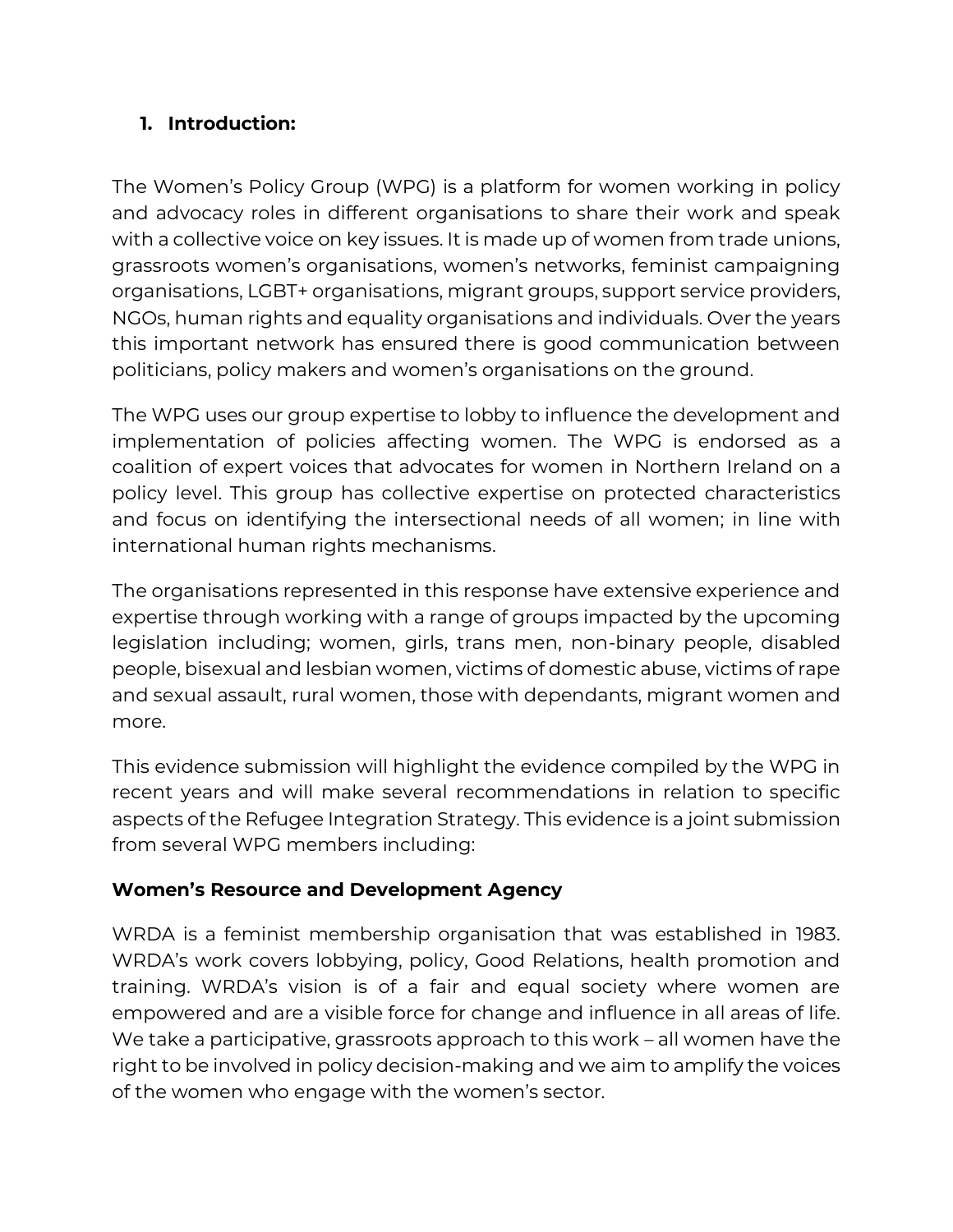## 1. Introduction:

The Women's Policy Group (WPG) is a platform for women working in policy and advocacy roles in different organisations to share their work and speak with a collective voice on key issues. It is made up of women from trade unions, grassroots women's organisations, women's networks, feminist campaigning organisations, LGBT+ organisations, migrant groups, support service providers, NGOs, human rights and equality organisations and individuals. Over the years this important network has ensured there is good communication between politicians, policy makers and women's organisations on the ground.

The WPG uses our group expertise to lobby to influence the development and implementation of policies affecting women. The WPG is endorsed as a coalition of expert voices that advocates for women in Northern Ireland on a policy level. This group has collective expertise on protected characteristics and focus on identifying the intersectional needs of all women; in line with international human rights mechanisms.

The organisations represented in this response have extensive experience and expertise through working with a range of groups impacted by the upcoming legislation including; women, girls, trans men, non-binary people, disabled people, bisexual and lesbian women, victims of domestic abuse, victims of rape and sexual assault, rural women, those with dependants, migrant women and more.

This evidence submission will highlight the evidence compiled by the WPG in recent years and will make several recommendations in relation to specific aspects of the Refugee Integration Strategy. This evidence is a joint submission from several WPG members including:

**Women's Resource and Development Agency**

WRDA is a feminist membership organisation that was established in 1983. WRDA's work covers lobbying, policy, Good Relations, health promotion and training. WRDA's vision is of a fair and equal society where women are empowered and are a visible force for change and influence in all areas of life. We take a participative, grassroots approach to this work – all women have the right to be involved in policy decision-making and we aim to amplify the voices of the women who engage with the women's sector.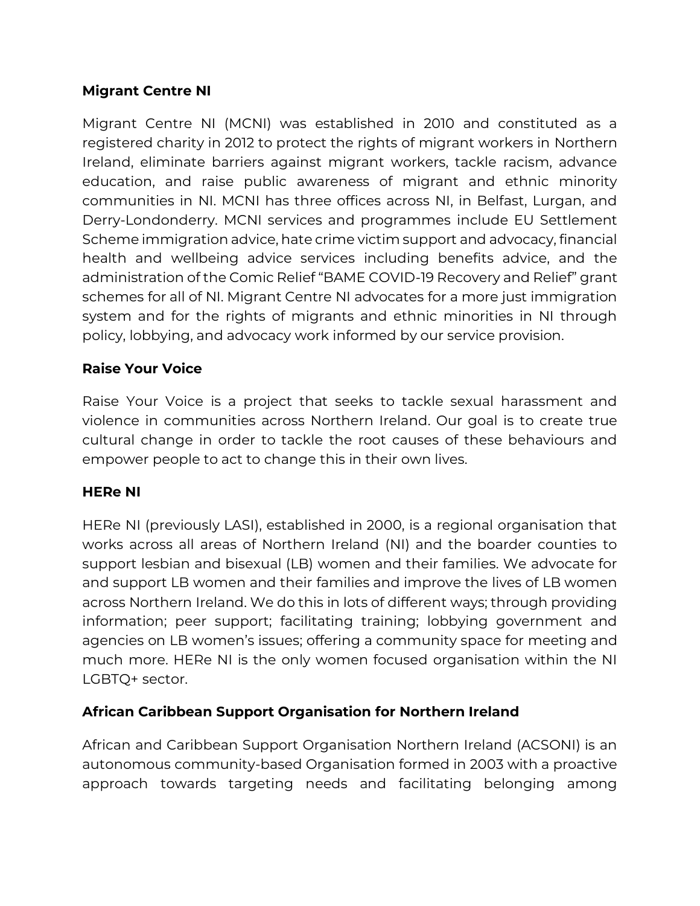**Migrant Centre NI**

Migrant Centre NI (MCNI) was established in 2010 and constituted as a registered charity in 2012 to protect the rights of migrant workers in Northern Ireland, eliminate barriers against migrant workers, tackle racism, advance education, and raise public awareness of migrant and ethnic minority communities in NI. MCNI has three offices across NI, in Belfast, Lurgan, and Derry-Londonderry. MCNI services and programmes include EU Settlement Scheme immigration advice, hate crime victim support and advocacy, financial health and wellbeing advice services including benefits advice, and the administration of the Comic Relief "BAME COVID-19 Recovery and Relief" grant schemes for all of NI. Migrant Centre NI advocates for a more just immigration system and for the rights of migrants and ethnic minorities in NI through policy, lobbying, and advocacy work informed by our service provision.

**Raise Your Voice**

Raise Your Voice is a project that seeks to tackle sexual harassment and violence in communities across Northern Ireland. Our goal is to create true cultural change in order to tackle the root causes of these behaviours and empower people to act to change this in their own lives.

**HERe NI**

HERe NI (previously LASI), established in 2000, is a regional organisation that works across all areas of Northern Ireland (NI) and the boarder counties to support lesbian and bisexual (LB) women and their families. We advocate for and support LB women and their families and improve the lives of LB women across Northern Ireland. We do this in lots of different ways; through providing information; peer support; facilitating training; lobbying government and agencies on LB women's issues; offering a community space for meeting and much more. HERe NI is the only women focused organisation within the NI LGBTQ+ sector.

**African Caribbean Support Organisation for Northern Ireland**

African and Caribbean Support Organisation Northern Ireland (ACSONI) is an autonomous community-based Organisation formed in 2003 with a proactive approach towards targeting needs and facilitating belonging among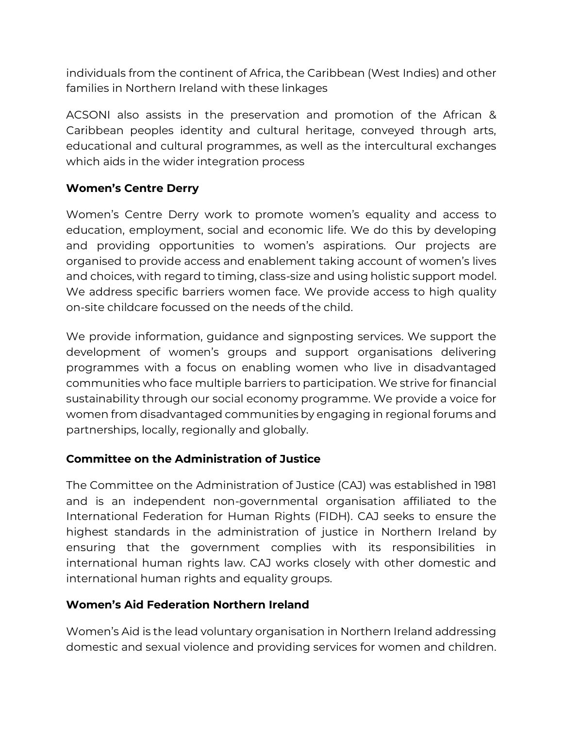individuals from the continent of Africa, the Caribbean (West Indies) and other families in Northern Ireland with these linkages

ACSONI also assists in the preservation and promotion of the African & Caribbean peoples identity and cultural heritage, conveyed through arts, educational and cultural programmes, as well as the intercultural exchanges which aids in the wider integration process

**Women's Centre Derry**

Women's Centre Derry work to promote women's equality and access to education, employment, social and economic life. We do this by developing and providing opportunities to women's aspirations. Our projects are organised to provide access and enablement taking account of women's lives and choices, with regard to timing, class-size and using holistic support model. We address specific barriers women face. We provide access to high quality on-site childcare focussed on the needs of the child.

We provide information, guidance and signposting services. We support the development of women's groups and support organisations delivering programmes with a focus on enabling women who live in disadvantaged communities who face multiple barriers to participation. We strive for financial sustainability through our social economy programme. We provide a voice for women from disadvantaged communities by engaging in regional forums and partnerships, locally, regionally and globally.

**Committee on the Administration of Justice**

The Committee on the Administration of Justice (CAJ) was established in 1981 and is an independent non-governmental organisation affiliated to the International Federation for Human Rights (FIDH). CAJ seeks to ensure the highest standards in the administration of justice in Northern Ireland by ensuring that the government complies with its responsibilities in international human rights law. CAJ works closely with other domestic and international human rights and equality groups.

**Women's Aid Federation Northern Ireland**

Women's Aid is the lead voluntary organisation in Northern Ireland addressing domestic and sexual violence and providing services for women and children.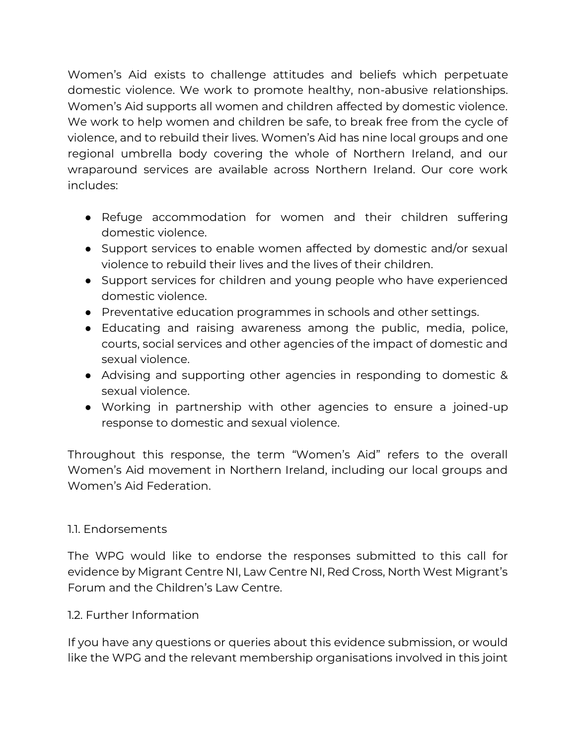Women's Aid exists to challenge attitudes and beliefs which perpetuate domestic violence. We work to promote healthy, non-abusive relationships. Women's Aid supports all women and children affected by domestic violence. We work to help women and children be safe, to break free from the cycle of violence, and to rebuild their lives. Women's Aid has nine local groups and one regional umbrella body covering the whole of Northern Ireland, and our wraparound services are available across Northern Ireland. Our core work includes:

- Refuge accommodation for women and their children suffering domestic violence.
- Support services to enable women affected by domestic and/or sexual violence to rebuild their lives and the lives of their children.
- Support services for children and young people who have experienced domestic violence.
- Preventative education programmes in schools and other settings.
- Educating and raising awareness among the public, media, police, courts, social services and other agencies of the impact of domestic and sexual violence.
- Advising and supporting other agencies in responding to domestic & sexual violence.
- Working in partnership with other agencies to ensure a joined-up response to domestic and sexual violence.

Throughout this response, the term "Women's Aid" refers to the overall Women's Aid movement in Northern Ireland, including our local groups and Women's Aid Federation.

### 1.1. Endorsements

The WPG would like to endorse the responses submitted to this call for evidence by Migrant Centre NI, Law Centre NI, Red Cross, North West Migrant's Forum and the Children's Law Centre.

### 1.2. Further Information

If you have any questions or queries about this evidence submission, or would like the WPG and the relevant membership organisations involved in this joint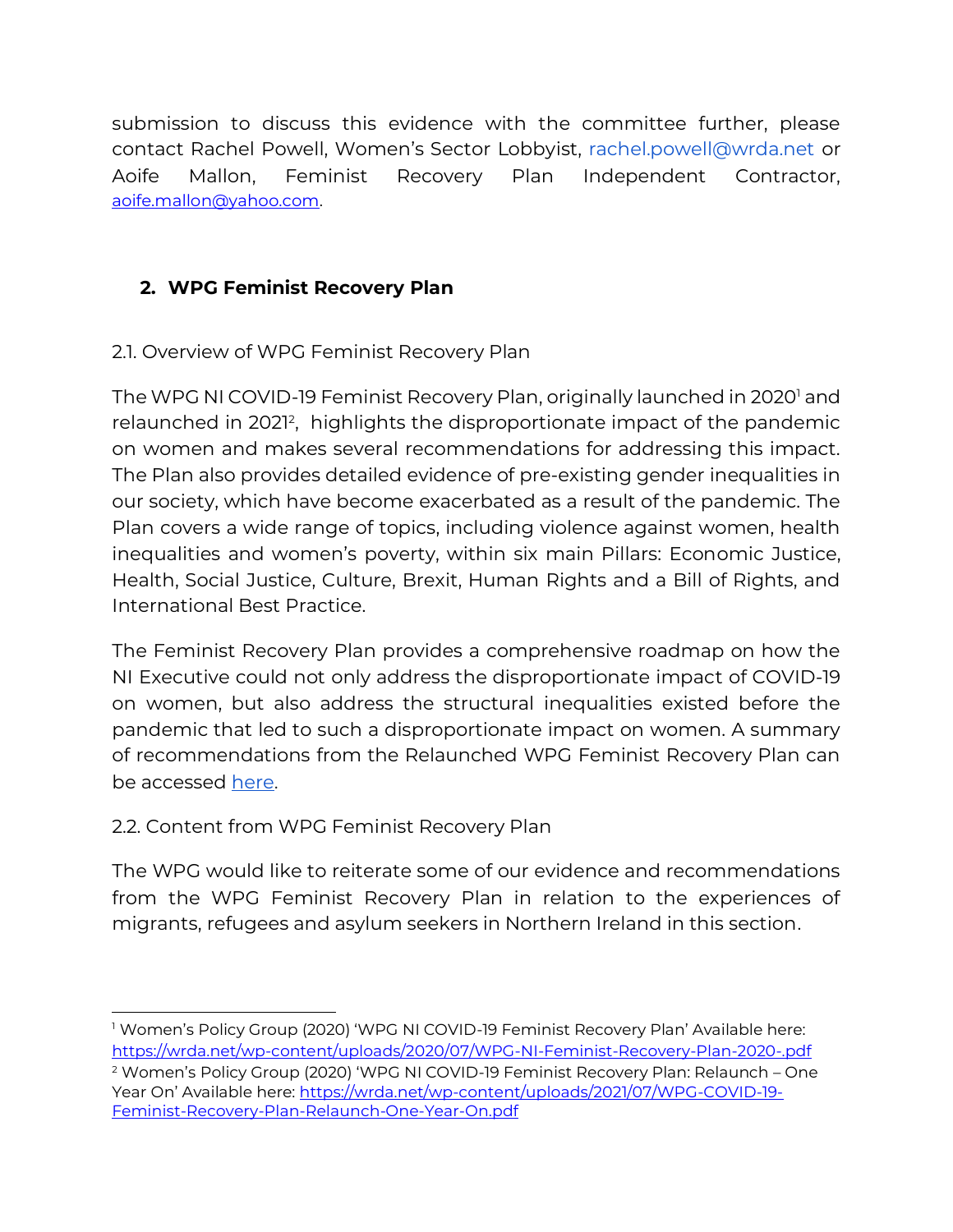submission to discuss this evidence with the committee further, please contact Rachel Powell, Women's Sector Lobbyist, rachel.powell@wrda.net or Aoife Mallon, Feminist Recovery Plan Independent Contractor, aoife.mallon@yahoo.com.

## 2. WPG Feminist Recovery Plan

### 2.1. Overview of WPG Feminist Recovery Plan

The WPG NI COVID-19 Feminist Recovery Plan, originally launched in 2020[1] and relaunched in 2021[2], highlights the disproportionate impact of the pandemic on women and makes several recommendations for addressing this impact. The Plan also provides detailed evidence of pre-existing gender inequalities in our society, which have become exacerbated as a result of the pandemic. The Plan covers a wide range of topics, including violence against women, health inequalities and women's poverty, within six main Pillars: Economic Justice, Health, Social Justice, Culture, Brexit, Human Rights and a Bill of Rights, and International Best Practice.

The Feminist Recovery Plan provides a comprehensive roadmap on how the NI Executive could not only address the disproportionate impact of COVID-19 on women, but also address the structural inequalities existed before the pandemic that led to such a disproportionate impact on women. A summary of recommendations from the Relaunched WPG Feminist Recovery Plan can be accessed here.

### 2.2. Content from WPG Feminist Recovery Plan

The WPG would like to reiterate some of our evidence and recommendations from the WPG Feminist Recovery Plan in relation to the experiences of migrants, refugees and asylum seekers in Northern Ireland in this section.

---

[1] Women's Policy Group (2020) 'WPG NI COVID-19 Feminist Recovery Plan' Available here: https://wrda.net/wp-content/uploads/2020/07/WPG-NI-Feminist-Recovery-Plan-2020-.pdf

[2] Women's Policy Group (2020) 'WPG NI COVID-19 Feminist Recovery Plan: Relaunch – One Year On' Available here: https://wrda.net/wp-content/uploads/2021/07/WPG-COVID-19-Feminist-Recovery-Plan-Relaunch-One-Year-On.pdf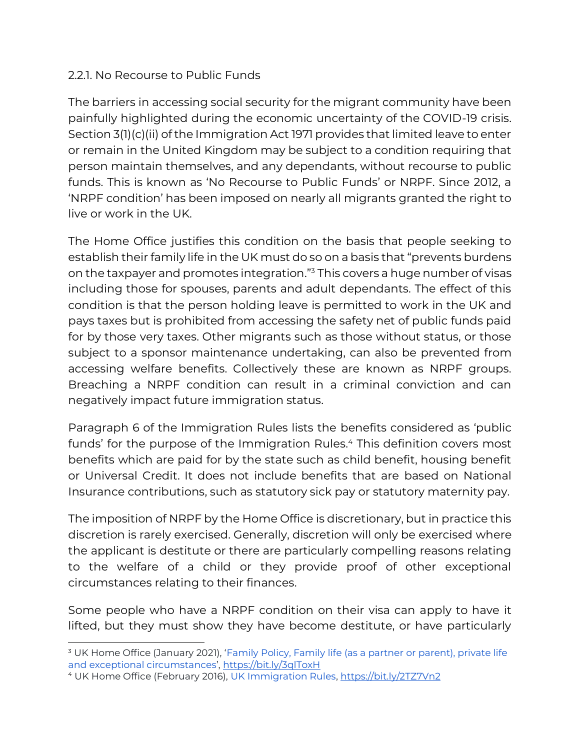### 2.2.1. No Recourse to Public Funds

The barriers in accessing social security for the migrant community have been painfully highlighted during the economic uncertainty of the COVID-19 crisis. Section 3(1)(c)(ii) of the Immigration Act 1971 provides that limited leave to enter or remain in the United Kingdom may be subject to a condition requiring that person maintain themselves, and any dependants, without recourse to public funds. This is known as 'No Recourse to Public Funds' or NRPF. Since 2012, a 'NRPF condition' has been imposed on nearly all migrants granted the right to live or work in the UK.

The Home Office justifies this condition on the basis that people seeking to establish their family life in the UK must do so on a basis that "prevents burdens on the taxpayer and promotes integration."[3] This covers a huge number of visas including those for spouses, parents and adult dependants. The effect of this condition is that the person holding leave is permitted to work in the UK and pays taxes but is prohibited from accessing the safety net of public funds paid for by those very taxes. Other migrants such as those without status, or those subject to a sponsor maintenance undertaking, can also be prevented from accessing welfare benefits. Collectively these are known as NRPF groups. Breaching a NRPF condition can result in a criminal conviction and can negatively impact future immigration status.

Paragraph 6 of the Immigration Rules lists the benefits considered as 'public funds' for the purpose of the Immigration Rules.[4] This definition covers most benefits which are paid for by the state such as child benefit, housing benefit or Universal Credit. It does not include benefits that are based on National Insurance contributions, such as statutory sick pay or statutory maternity pay.

The imposition of NRPF by the Home Office is discretionary, but in practice this discretion is rarely exercised. Generally, discretion will only be exercised where the applicant is destitute or there are particularly compelling reasons relating to the welfare of a child or they provide proof of other exceptional circumstances relating to their finances.

Some people who have a NRPF condition on their visa can apply to have it lifted, but they must show they have become destitute, or have particularly

---

[3] UK Home Office (January 2021), 'Family Policy, Family life (as a partner or parent), private life and exceptional circumstances', https://bit.ly/3qIToxH

[4] UK Home Office (February 2016), UK Immigration Rules, https://bit.ly/2TZ7Vn2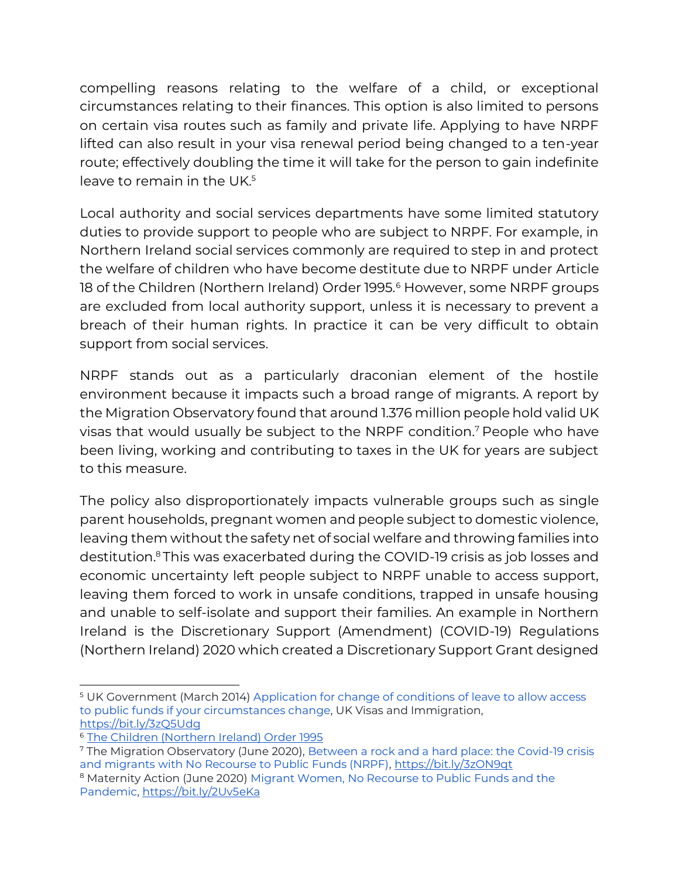compelling reasons relating to the welfare of a child, or exceptional circumstances relating to their finances. This option is also limited to persons on certain visa routes such as family and private life. Applying to have NRPF lifted can also result in your visa renewal period being changed to a ten-year route; effectively doubling the time it will take for the person to gain indefinite leave to remain in the UK.[5]

Local authority and social services departments have some limited statutory duties to provide support to people who are subject to NRPF. For example, in Northern Ireland social services commonly are required to step in and protect the welfare of children who have become destitute due to NRPF under Article 18 of the Children (Northern Ireland) Order 1995.[6] However, some NRPF groups are excluded from local authority support, unless it is necessary to prevent a breach of their human rights. In practice it can be very difficult to obtain support from social services.

NRPF stands out as a particularly draconian element of the hostile environment because it impacts such a broad range of migrants. A report by the Migration Observatory found that around 1.376 million people hold valid UK visas that would usually be subject to the NRPF condition.[7] People who have been living, working and contributing to taxes in the UK for years are subject to this measure.

The policy also disproportionately impacts vulnerable groups such as single parent households, pregnant women and people subject to domestic violence, leaving them without the safety net of social welfare and throwing families into destitution.[8] This was exacerbated during the COVID-19 crisis as job losses and economic uncertainty left people subject to NRPF unable to access support, leaving them forced to work in unsafe conditions, trapped in unsafe housing and unable to self-isolate and support their families. An example in Northern Ireland is the Discretionary Support (Amendment) (COVID-19) Regulations (Northern Ireland) 2020 which created a Discretionary Support Grant designed

---

[5] UK Government (March 2014) Application for change of conditions of leave to allow access to public funds if your circumstances change, UK Visas and Immigration, https://bit.ly/3zQ5Udg

[6] The Children (Northern Ireland) Order 1995

[7] The Migration Observatory (June 2020), Between a rock and a hard place: the Covid-19 crisis and migrants with No Recourse to Public Funds (NRPF), https://bit.ly/3zON9qt

[8] Maternity Action (June 2020) Migrant Women, No Recourse to Public Funds and the Pandemic, https://bit.ly/2Uv5eKa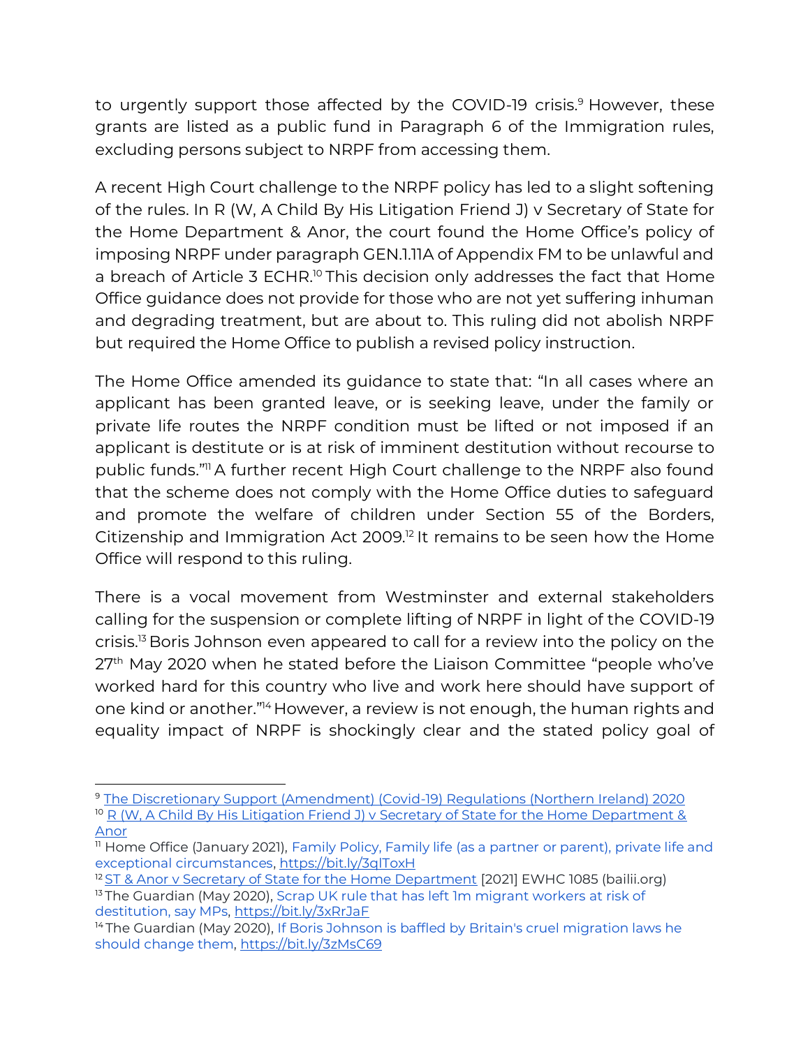to urgently support those affected by the COVID-19 crisis.[9] However, these grants are listed as a public fund in Paragraph 6 of the Immigration rules, excluding persons subject to NRPF from accessing them.

A recent High Court challenge to the NRPF policy has led to a slight softening of the rules. In R (W, A Child By His Litigation Friend J) v Secretary of State for the Home Department & Anor, the court found the Home Office's policy of imposing NRPF under paragraph GEN.1.11A of Appendix FM to be unlawful and a breach of Article 3 ECHR.[10] This decision only addresses the fact that Home Office guidance does not provide for those who are not yet suffering inhuman and degrading treatment, but are about to. This ruling did not abolish NRPF but required the Home Office to publish a revised policy instruction.

The Home Office amended its guidance to state that: "In all cases where an applicant has been granted leave, or is seeking leave, under the family or private life routes the NRPF condition must be lifted or not imposed if an applicant is destitute or is at risk of imminent destitution without recourse to public funds."[11] A further recent High Court challenge to the NRPF also found that the scheme does not comply with the Home Office duties to safeguard and promote the welfare of children under Section 55 of the Borders, Citizenship and Immigration Act 2009.[12] It remains to be seen how the Home Office will respond to this ruling.

There is a vocal movement from Westminster and external stakeholders calling for the suspension or complete lifting of NRPF in light of the COVID-19 crisis.[13] Boris Johnson even appeared to call for a review into the policy on the 27th May 2020 when he stated before the Liaison Committee "people who've worked hard for this country who live and work here should have support of one kind or another."[14] However, a review is not enough, the human rights and equality impact of NRPF is shockingly clear and the stated policy goal of

---

[9] The Discretionary Support (Amendment) (Covid-19) Regulations (Northern Ireland) 2020

[10] R (W, A Child By His Litigation Friend J) v Secretary of State for the Home Department & Anor

[11] Home Office (January 2021), Family Policy, Family life (as a partner or parent), private life and exceptional circumstances, https://bit.ly/3qlToxH

[12] ST & Anor v Secretary of State for the Home Department [2021] EWHC 1085 (bailii.org)

[13] The Guardian (May 2020), Scrap UK rule that has left 1m migrant workers at risk of destitution, say MPs, https://bit.ly/3xRrJaF

[14] The Guardian (May 2020), If Boris Johnson is baffled by Britain's cruel migration laws he should change them, https://bit.ly/3zMsC69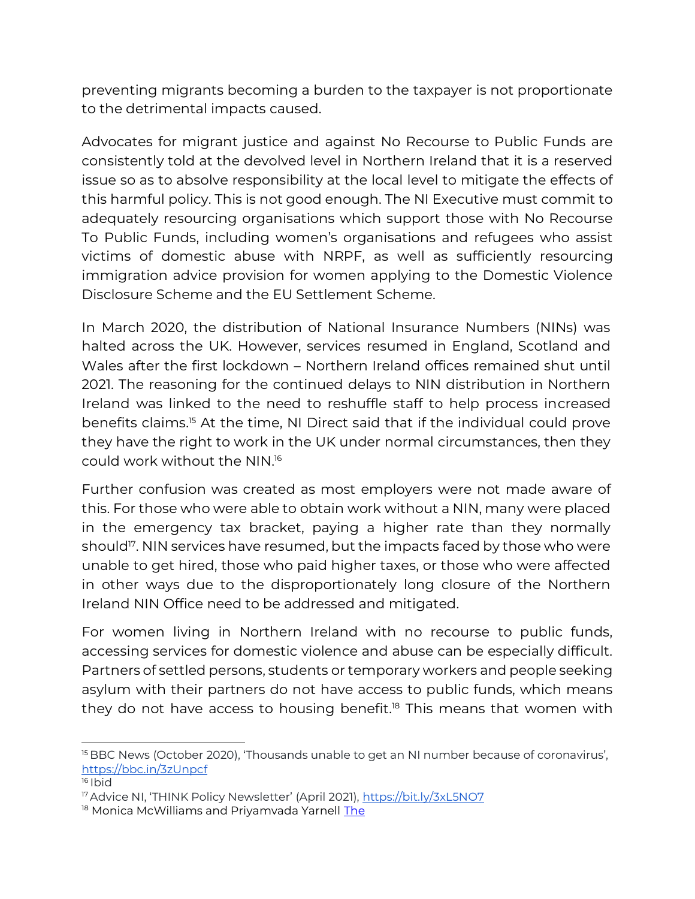preventing migrants becoming a burden to the taxpayer is not proportionate to the detrimental impacts caused.

Advocates for migrant justice and against No Recourse to Public Funds are consistently told at the devolved level in Northern Ireland that it is a reserved issue so as to absolve responsibility at the local level to mitigate the effects of this harmful policy. This is not good enough. The NI Executive must commit to adequately resourcing organisations which support those with No Recourse To Public Funds, including women's organisations and refugees who assist victims of domestic abuse with NRPF, as well as sufficiently resourcing immigration advice provision for women applying to the Domestic Violence Disclosure Scheme and the EU Settlement Scheme.

In March 2020, the distribution of National Insurance Numbers (NINs) was halted across the UK. However, services resumed in England, Scotland and Wales after the first lockdown – Northern Ireland offices remained shut until 2021. The reasoning for the continued delays to NIN distribution in Northern Ireland was linked to the need to reshuffle staff to help process increased benefits claims.[15] At the time, NI Direct said that if the individual could prove they have the right to work in the UK under normal circumstances, then they could work without the NIN.[16]

Further confusion was created as most employers were not made aware of this. For those who were able to obtain work without a NIN, many were placed in the emergency tax bracket, paying a higher rate than they normally should[17]. NIN services have resumed, but the impacts faced by those who were unable to get hired, those who paid higher taxes, or those who were affected in other ways due to the disproportionately long closure of the Northern Ireland NIN Office need to be addressed and mitigated.

For women living in Northern Ireland with no recourse to public funds, accessing services for domestic violence and abuse can be especially difficult. Partners of settled persons, students or temporary workers and people seeking asylum with their partners do not have access to public funds, which means they do not have access to housing benefit.[18] This means that women with

---

[15] BBC News (October 2020), 'Thousands unable to get an NI number because of coronavirus', https://bbc.in/3zUnpcf

[16] Ibid

[17] Advice NI, 'THINK Policy Newsletter' (April 2021), https://bit.ly/3xL5NO7

[18] Monica McWilliams and Priyamvada Yarnell The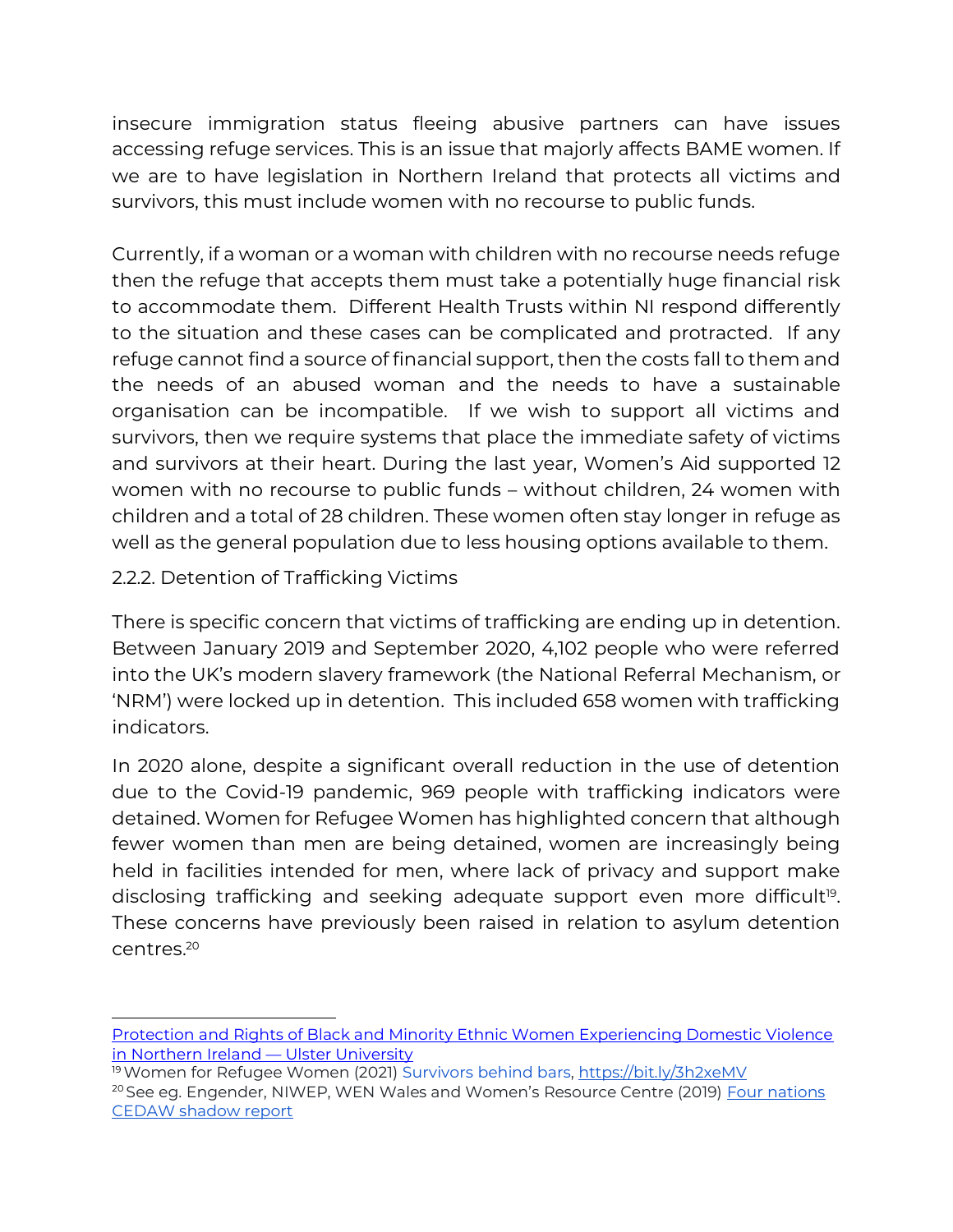insecure immigration status fleeing abusive partners can have issues accessing refuge services. This is an issue that majorly affects BAME women. If we are to have legislation in Northern Ireland that protects all victims and survivors, this must include women with no recourse to public funds.

Currently, if a woman or a woman with children with no recourse needs refuge then the refuge that accepts them must take a potentially huge financial risk to accommodate them. Different Health Trusts within NI respond differently to the situation and these cases can be complicated and protracted. If any refuge cannot find a source of financial support, then the costs fall to them and the needs of an abused woman and the needs to have a sustainable organisation can be incompatible. If we wish to support all victims and survivors, then we require systems that place the immediate safety of victims and survivors at their heart. During the last year, Women's Aid supported 12 women with no recourse to public funds – without children, 24 women with children and a total of 28 children. These women often stay longer in refuge as well as the general population due to less housing options available to them.

### 2.2.2. Detention of Trafficking Victims

There is specific concern that victims of trafficking are ending up in detention. Between January 2019 and September 2020, 4,102 people who were referred into the UK's modern slavery framework (the National Referral Mechanism, or 'NRM') were locked up in detention. This included 658 women with trafficking indicators.

In 2020 alone, despite a significant overall reduction in the use of detention due to the Covid-19 pandemic, 969 people with trafficking indicators were detained. Women for Refugee Women has highlighted concern that although fewer women than men are being detained, women are increasingly being held in facilities intended for men, where lack of privacy and support make disclosing trafficking and seeking adequate support even more difficult[19]. These concerns have previously been raised in relation to asylum detention centres.[20]

---

Protection and Rights of Black and Minority Ethnic Women Experiencing Domestic Violence in Northern Ireland — Ulster University

[19] Women for Refugee Women (2021) Survivors behind bars, https://bit.ly/3h2xeMV

[20] See eg. Engender, NIWEP, WEN Wales and Women's Resource Centre (2019) Four nations CEDAW shadow report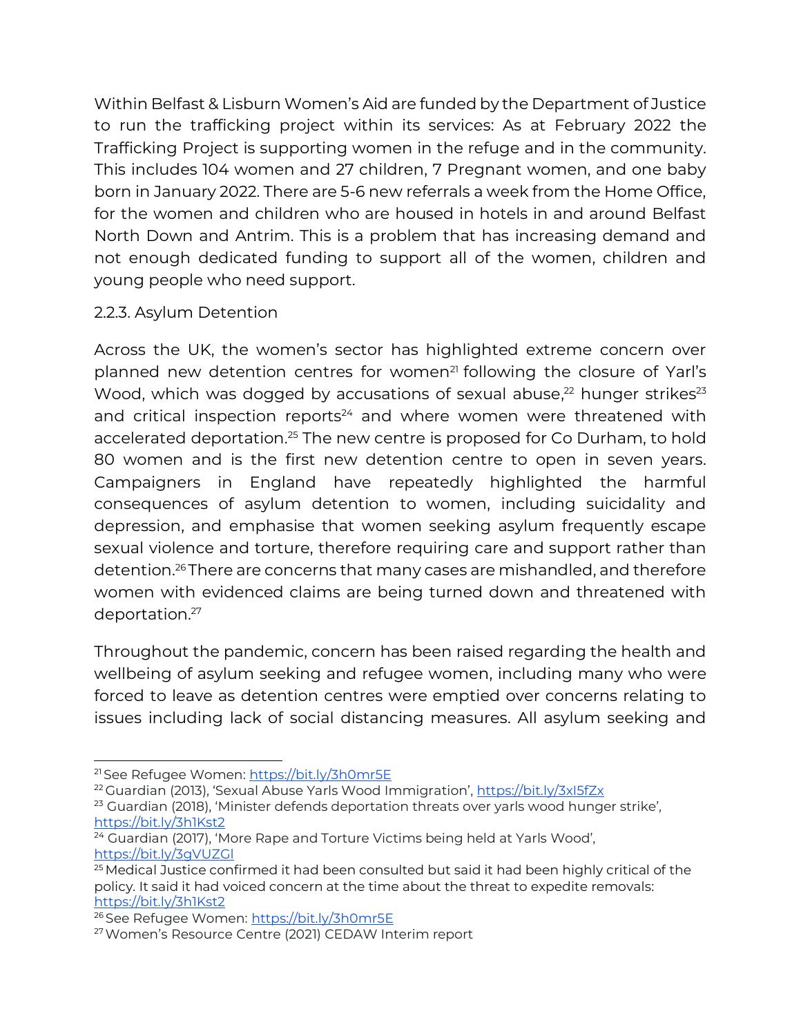Within Belfast & Lisburn Women's Aid are funded by the Department of Justice to run the trafficking project within its services: As at February 2022 the Trafficking Project is supporting women in the refuge and in the community. This includes 104 women and 27 children, 7 Pregnant women, and one baby born in January 2022. There are 5-6 new referrals a week from the Home Office, for the women and children who are housed in hotels in and around Belfast North Down and Antrim. This is a problem that has increasing demand and not enough dedicated funding to support all of the women, children and young people who need support.

### 2.2.3. Asylum Detention

Across the UK, the women's sector has highlighted extreme concern over planned new detention centres for women[21] following the closure of Yarl's Wood, which was dogged by accusations of sexual abuse,[22] hunger strikes[23] and critical inspection reports[24] and where women were threatened with accelerated deportation.[25] The new centre is proposed for Co Durham, to hold 80 women and is the first new detention centre to open in seven years. Campaigners in England have repeatedly highlighted the harmful consequences of asylum detention to women, including suicidality and depression, and emphasise that women seeking asylum frequently escape sexual violence and torture, therefore requiring care and support rather than detention.[26] There are concerns that many cases are mishandled, and therefore women with evidenced claims are being turned down and threatened with deportation.[27]

Throughout the pandemic, concern has been raised regarding the health and wellbeing of asylum seeking and refugee women, including many who were forced to leave as detention centres were emptied over concerns relating to issues including lack of social distancing measures. All asylum seeking and

---

[21] See Refugee Women: https://bit.ly/3h0mr5E

[22] Guardian (2013), 'Sexual Abuse Yarls Wood Immigration', https://bit.ly/3xI5fZx

[23] Guardian (2018), 'Minister defends deportation threats over yarls wood hunger strike', https://bit.ly/3h1Kst2

[24] Guardian (2017), 'More Rape and Torture Victims being held at Yarls Wood', https://bit.ly/3gVUZGI

[25] Medical Justice confirmed it had been consulted but said it had been highly critical of the policy. It said it had voiced concern at the time about the threat to expedite removals: https://bit.ly/3h1Kst2

[26] See Refugee Women: https://bit.ly/3h0mr5E

[27] Women's Resource Centre (2021) CEDAW Interim report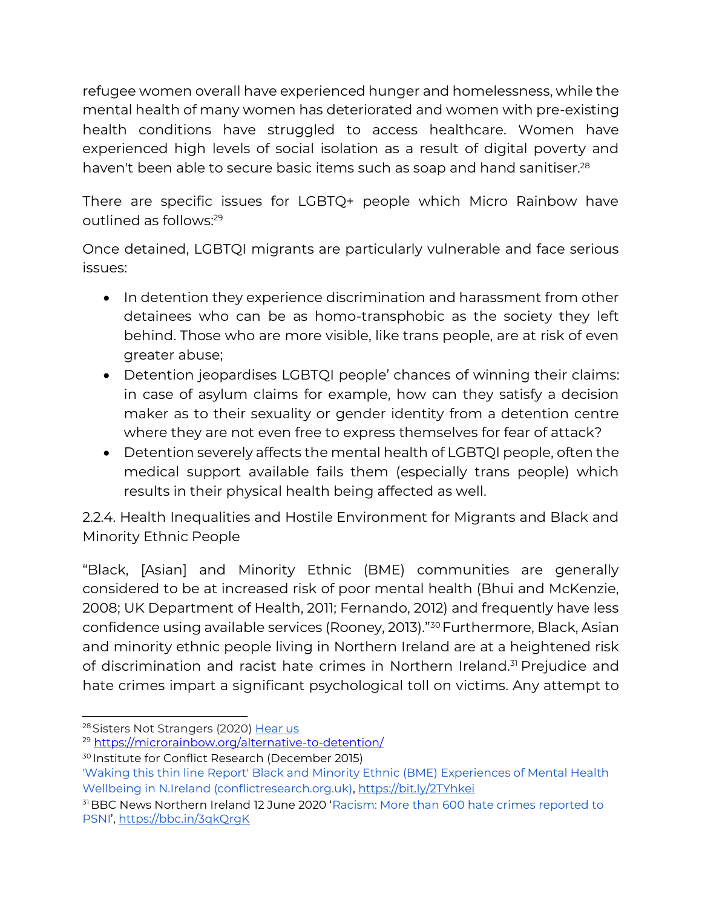refugee women overall have experienced hunger and homelessness, while the mental health of many women has deteriorated and women with pre-existing health conditions have struggled to access healthcare. Women have experienced high levels of social isolation as a result of digital poverty and haven't been able to secure basic items such as soap and hand sanitiser.[28]

There are specific issues for LGBTQ+ people which Micro Rainbow have outlined as follows:[29]

Once detained, LGBTQI migrants are particularly vulnerable and face serious issues:

- In detention they experience discrimination and harassment from other detainees who can be as homo-transphobic as the society they left behind. Those who are more visible, like trans people, are at risk of even greater abuse;
- Detention jeopardises LGBTQI people' chances of winning their claims: in case of asylum claims for example, how can they satisfy a decision maker as to their sexuality or gender identity from a detention centre where they are not even free to express themselves for fear of attack?
- Detention severely affects the mental health of LGBTQI people, often the medical support available fails them (especially trans people) which results in their physical health being affected as well.

### 2.2.4. Health Inequalities and Hostile Environment for Migrants and Black and Minority Ethnic People

"Black, [Asian] and Minority Ethnic (BME) communities are generally considered to be at increased risk of poor mental health (Bhui and McKenzie, 2008; UK Department of Health, 2011; Fernando, 2012) and frequently have less confidence using available services (Rooney, 2013)."[30] Furthermore, Black, Asian and minority ethnic people living in Northern Ireland are at a heightened risk of discrimination and racist hate crimes in Northern Ireland.[31] Prejudice and hate crimes impart a significant psychological toll on victims. Any attempt to

---

[28] Sisters Not Strangers (2020) Hear us

[29] https://microrainbow.org/alternative-to-detention/

[30] Institute for Conflict Research (December 2015) 'Waking this thin line Report' Black and Minority Ethnic (BME) Experiences of Mental Health Wellbeing in N.Ireland (conflictresearch.org.uk), https://bit.ly/2TYhkei

[31] BBC News Northern Ireland 12 June 2020 'Racism: More than 600 hate crimes reported to PSNI', https://bbc.in/3qkQrgK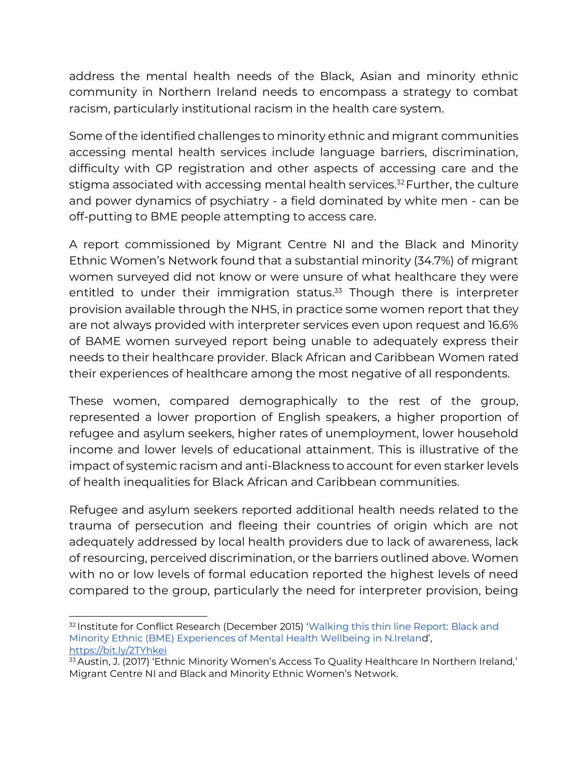address the mental health needs of the Black, Asian and minority ethnic community in Northern Ireland needs to encompass a strategy to combat racism, particularly institutional racism in the health care system.

Some of the identified challenges to minority ethnic and migrant communities accessing mental health services include language barriers, discrimination, difficulty with GP registration and other aspects of accessing care and the stigma associated with accessing mental health services.[32] Further, the culture and power dynamics of psychiatry - a field dominated by white men - can be off-putting to BME people attempting to access care.

A report commissioned by Migrant Centre NI and the Black and Minority Ethnic Women's Network found that a substantial minority (34.7%) of migrant women surveyed did not know or were unsure of what healthcare they were entitled to under their immigration status.[33] Though there is interpreter provision available through the NHS, in practice some women report that they are not always provided with interpreter services even upon request and 16.6% of BAME women surveyed report being unable to adequately express their needs to their healthcare provider. Black African and Caribbean Women rated their experiences of healthcare among the most negative of all respondents.

These women, compared demographically to the rest of the group, represented a lower proportion of English speakers, a higher proportion of refugee and asylum seekers, higher rates of unemployment, lower household income and lower levels of educational attainment. This is illustrative of the impact of systemic racism and anti-Blackness to account for even starker levels of health inequalities for Black African and Caribbean communities.

Refugee and asylum seekers reported additional health needs related to the trauma of persecution and fleeing their countries of origin which are not adequately addressed by local health providers due to lack of awareness, lack of resourcing, perceived discrimination, or the barriers outlined above. Women with no or low levels of formal education reported the highest levels of need compared to the group, particularly the need for interpreter provision, being

---

[32] Institute for Conflict Research (December 2015) 'Walking this thin line Report: Black and Minority Ethnic (BME) Experiences of Mental Health Wellbeing in N.Ireland', https://bit.ly/2TYhkei

[33] Austin, J. (2017) 'Ethnic Minority Women's Access To Quality Healthcare In Northern Ireland,' Migrant Centre NI and Black and Minority Ethnic Women's Network.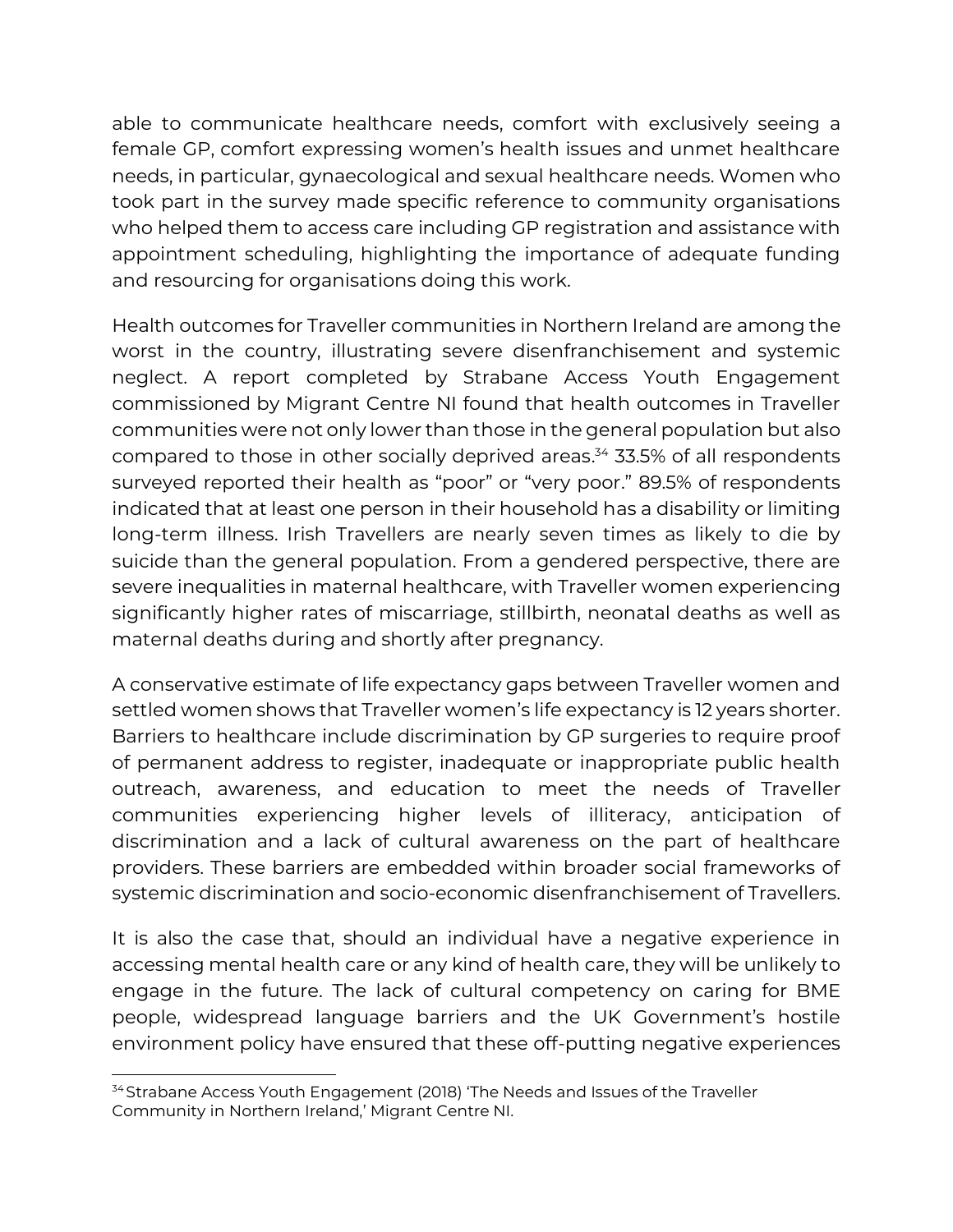able to communicate healthcare needs, comfort with exclusively seeing a female GP, comfort expressing women's health issues and unmet healthcare needs, in particular, gynaecological and sexual healthcare needs. Women who took part in the survey made specific reference to community organisations who helped them to access care including GP registration and assistance with appointment scheduling, highlighting the importance of adequate funding and resourcing for organisations doing this work.

Health outcomes for Traveller communities in Northern Ireland are among the worst in the country, illustrating severe disenfranchisement and systemic neglect. A report completed by Strabane Access Youth Engagement commissioned by Migrant Centre NI found that health outcomes in Traveller communities were not only lower than those in the general population but also compared to those in other socially deprived areas.[34] 33.5% of all respondents surveyed reported their health as "poor" or "very poor." 89.5% of respondents indicated that at least one person in their household has a disability or limiting long-term illness. Irish Travellers are nearly seven times as likely to die by suicide than the general population. From a gendered perspective, there are severe inequalities in maternal healthcare, with Traveller women experiencing significantly higher rates of miscarriage, stillbirth, neonatal deaths as well as maternal deaths during and shortly after pregnancy.

A conservative estimate of life expectancy gaps between Traveller women and settled women shows that Traveller women's life expectancy is 12 years shorter. Barriers to healthcare include discrimination by GP surgeries to require proof of permanent address to register, inadequate or inappropriate public health outreach, awareness, and education to meet the needs of Traveller communities experiencing higher levels of illiteracy, anticipation of discrimination and a lack of cultural awareness on the part of healthcare providers. These barriers are embedded within broader social frameworks of systemic discrimination and socio-economic disenfranchisement of Travellers.

It is also the case that, should an individual have a negative experience in accessing mental health care or any kind of health care, they will be unlikely to engage in the future. The lack of cultural competency on caring for BME people, widespread language barriers and the UK Government's hostile environment policy have ensured that these off-putting negative experiences

---

[34] Strabane Access Youth Engagement (2018) 'The Needs and Issues of the Traveller Community in Northern Ireland,' Migrant Centre NI.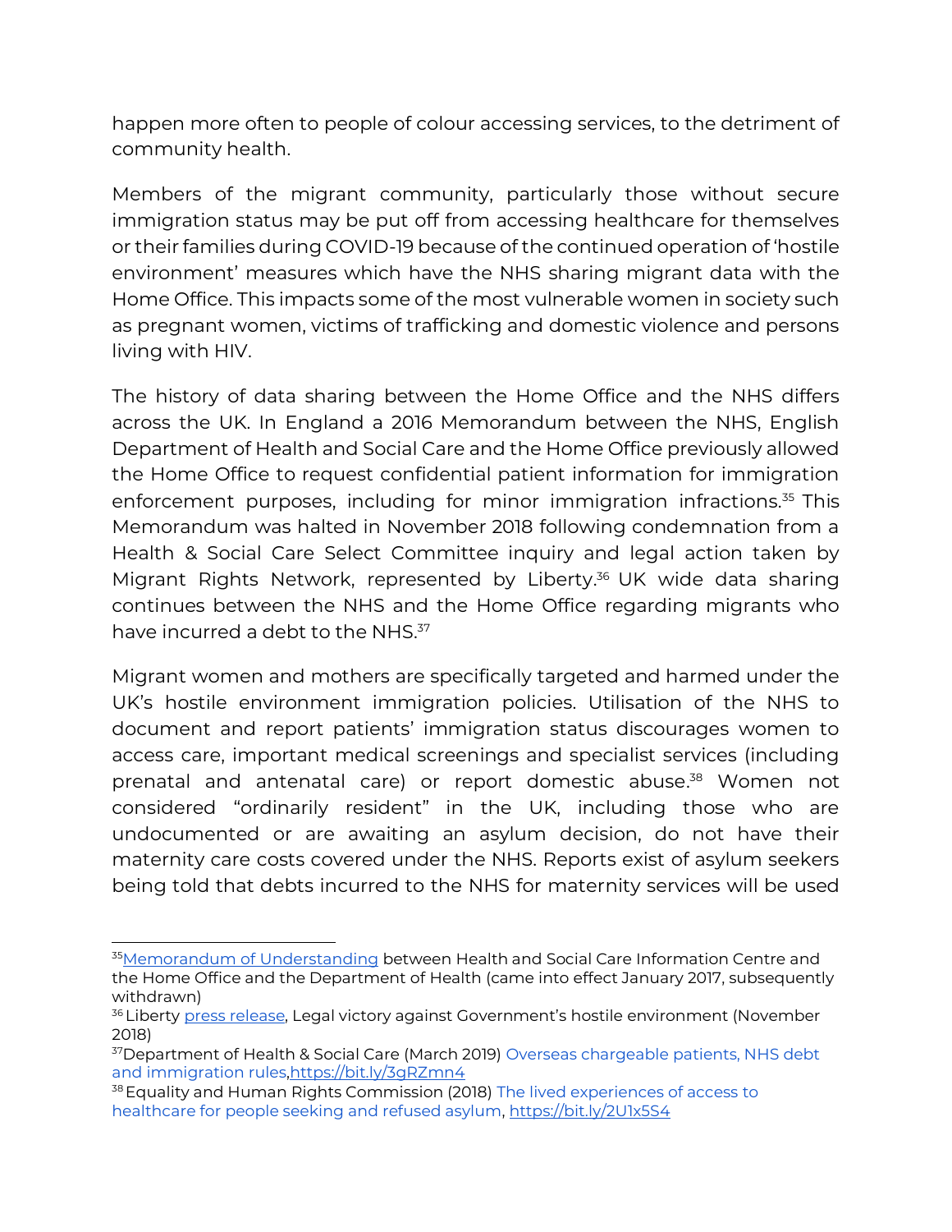happen more often to people of colour accessing services, to the detriment of community health.

Members of the migrant community, particularly those without secure immigration status may be put off from accessing healthcare for themselves or their families during COVID-19 because of the continued operation of 'hostile environment' measures which have the NHS sharing migrant data with the Home Office. This impacts some of the most vulnerable women in society such as pregnant women, victims of trafficking and domestic violence and persons living with HIV.

The history of data sharing between the Home Office and the NHS differs across the UK. In England a 2016 Memorandum between the NHS, English Department of Health and Social Care and the Home Office previously allowed the Home Office to request confidential patient information for immigration enforcement purposes, including for minor immigration infractions.[35] This Memorandum was halted in November 2018 following condemnation from a Health & Social Care Select Committee inquiry and legal action taken by Migrant Rights Network, represented by Liberty.[36] UK wide data sharing continues between the NHS and the Home Office regarding migrants who have incurred a debt to the NHS.[37]

Migrant women and mothers are specifically targeted and harmed under the UK's hostile environment immigration policies. Utilisation of the NHS to document and report patients' immigration status discourages women to access care, important medical screenings and specialist services (including prenatal and antenatal care) or report domestic abuse.[38] Women not considered "ordinarily resident" in the UK, including those who are undocumented or are awaiting an asylum decision, do not have their maternity care costs covered under the NHS. Reports exist of asylum seekers being told that debts incurred to the NHS for maternity services will be used

---

[35] Memorandum of Understanding between Health and Social Care Information Centre and the Home Office and the Department of Health (came into effect January 2017, subsequently withdrawn)

[36] Liberty press release, Legal victory against Government's hostile environment (November 2018)

[37] Department of Health & Social Care (March 2019) Overseas chargeable patients, NHS debt and immigration rules, https://bit.ly/3gRZmn4

[38] Equality and Human Rights Commission (2018) The lived experiences of access to healthcare for people seeking and refused asylum, https://bit.ly/2U1x5S4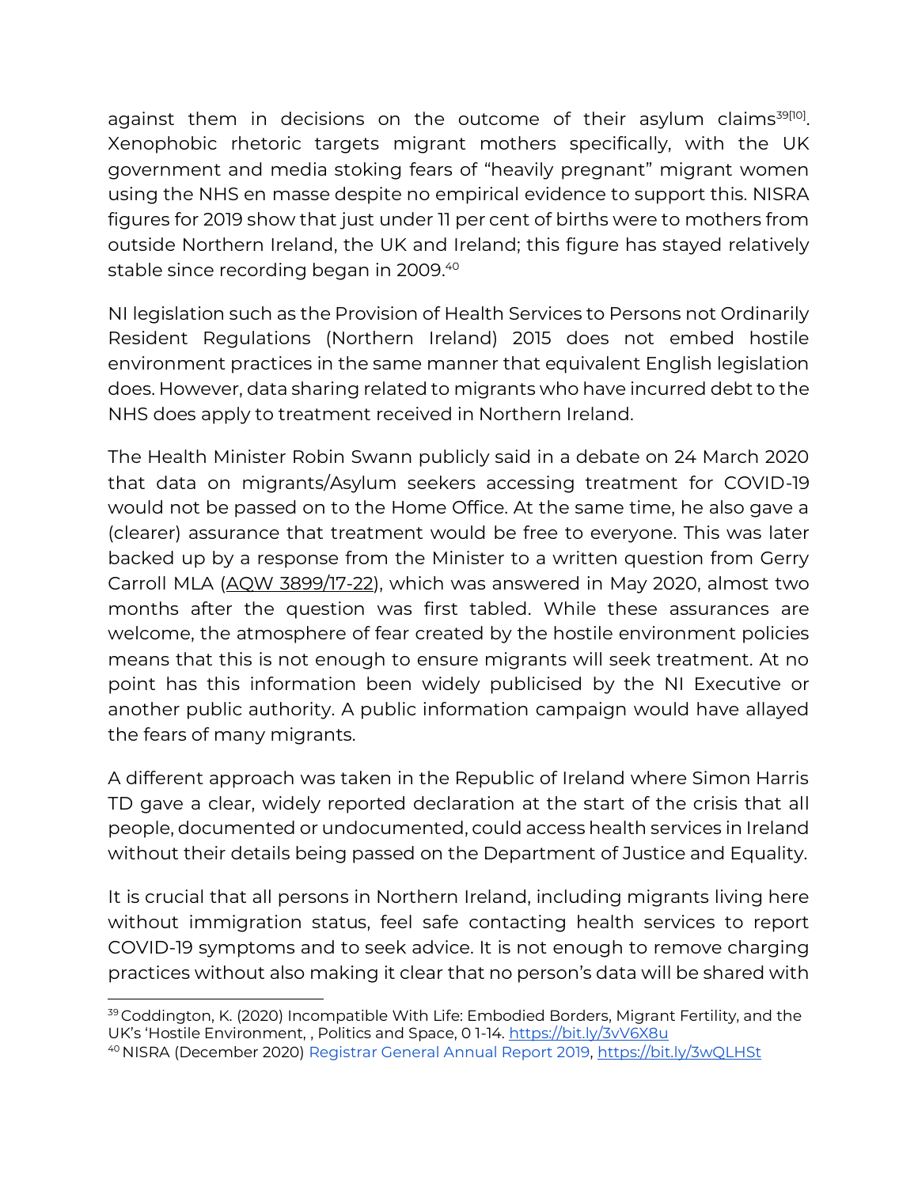against them in decisions on the outcome of their asylum claims[39][10]. Xenophobic rhetoric targets migrant mothers specifically, with the UK government and media stoking fears of "heavily pregnant" migrant women using the NHS en masse despite no empirical evidence to support this. NISRA figures for 2019 show that just under 11 per cent of births were to mothers from outside Northern Ireland, the UK and Ireland; this figure has stayed relatively stable since recording began in 2009.[40]

NI legislation such as the Provision of Health Services to Persons not Ordinarily Resident Regulations (Northern Ireland) 2015 does not embed hostile environment practices in the same manner that equivalent English legislation does. However, data sharing related to migrants who have incurred debt to the NHS does apply to treatment received in Northern Ireland.

The Health Minister Robin Swann publicly said in a debate on 24 March 2020 that data on migrants/Asylum seekers accessing treatment for COVID-19 would not be passed on to the Home Office. At the same time, he also gave a (clearer) assurance that treatment would be free to everyone. This was later backed up by a response from the Minister to a written question from Gerry Carroll MLA (AQW 3899/17-22), which was answered in May 2020, almost two months after the question was first tabled. While these assurances are welcome, the atmosphere of fear created by the hostile environment policies means that this is not enough to ensure migrants will seek treatment. At no point has this information been widely publicised by the NI Executive or another public authority. A public information campaign would have allayed the fears of many migrants.

A different approach was taken in the Republic of Ireland where Simon Harris TD gave a clear, widely reported declaration at the start of the crisis that all people, documented or undocumented, could access health services in Ireland without their details being passed on the Department of Justice and Equality.

It is crucial that all persons in Northern Ireland, including migrants living here without immigration status, feel safe contacting health services to report COVID-19 symptoms and to seek advice. It is not enough to remove charging practices without also making it clear that no person's data will be shared with

---

[39] Coddington, K. (2020) Incompatible With Life: Embodied Borders, Migrant Fertility, and the UK's 'Hostile Environment, , Politics and Space, 0 1-14. https://bit.ly/3vV6X8u

[40] NISRA (December 2020) Registrar General Annual Report 2019, https://bit.ly/3wQLHSt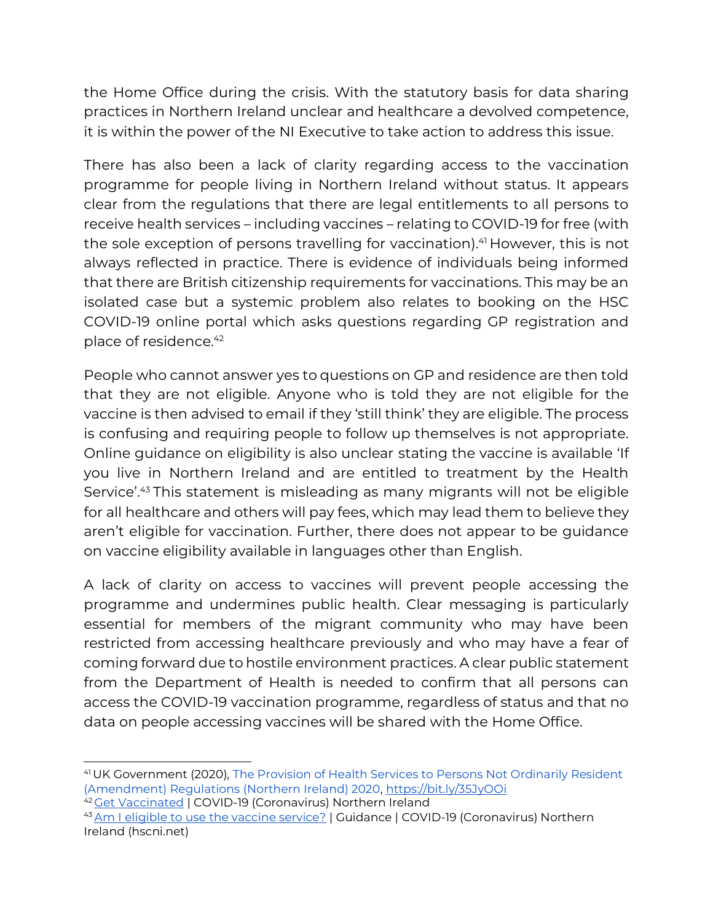the Home Office during the crisis. With the statutory basis for data sharing practices in Northern Ireland unclear and healthcare a devolved competence, it is within the power of the NI Executive to take action to address this issue.

There has also been a lack of clarity regarding access to the vaccination programme for people living in Northern Ireland without status. It appears clear from the regulations that there are legal entitlements to all persons to receive health services – including vaccines – relating to COVID-19 for free (with the sole exception of persons travelling for vaccination).[41] However, this is not always reflected in practice. There is evidence of individuals being informed that there are British citizenship requirements for vaccinations. This may be an isolated case but a systemic problem also relates to booking on the HSC COVID-19 online portal which asks questions regarding GP registration and place of residence.[42]

People who cannot answer yes to questions on GP and residence are then told that they are not eligible. Anyone who is told they are not eligible for the vaccine is then advised to email if they 'still think' they are eligible. The process is confusing and requiring people to follow up themselves is not appropriate. Online guidance on eligibility is also unclear stating the vaccine is available 'If you live in Northern Ireland and are entitled to treatment by the Health Service'.[43] This statement is misleading as many migrants will not be eligible for all healthcare and others will pay fees, which may lead them to believe they aren't eligible for vaccination. Further, there does not appear to be guidance on vaccine eligibility available in languages other than English.

A lack of clarity on access to vaccines will prevent people accessing the programme and undermines public health. Clear messaging is particularly essential for members of the migrant community who may have been restricted from accessing healthcare previously and who may have a fear of coming forward due to hostile environment practices. A clear public statement from the Department of Health is needed to confirm that all persons can access the COVID-19 vaccination programme, regardless of status and that no data on people accessing vaccines will be shared with the Home Office.

---

[41] UK Government (2020), The Provision of Health Services to Persons Not Ordinarily Resident (Amendment) Regulations (Northern Ireland) 2020, https://bit.ly/35JyOOi

[42] Get Vaccinated | COVID-19 (Coronavirus) Northern Ireland

[43] Am I eligible to use the vaccine service? | Guidance | COVID-19 (Coronavirus) Northern Ireland (hscni.net)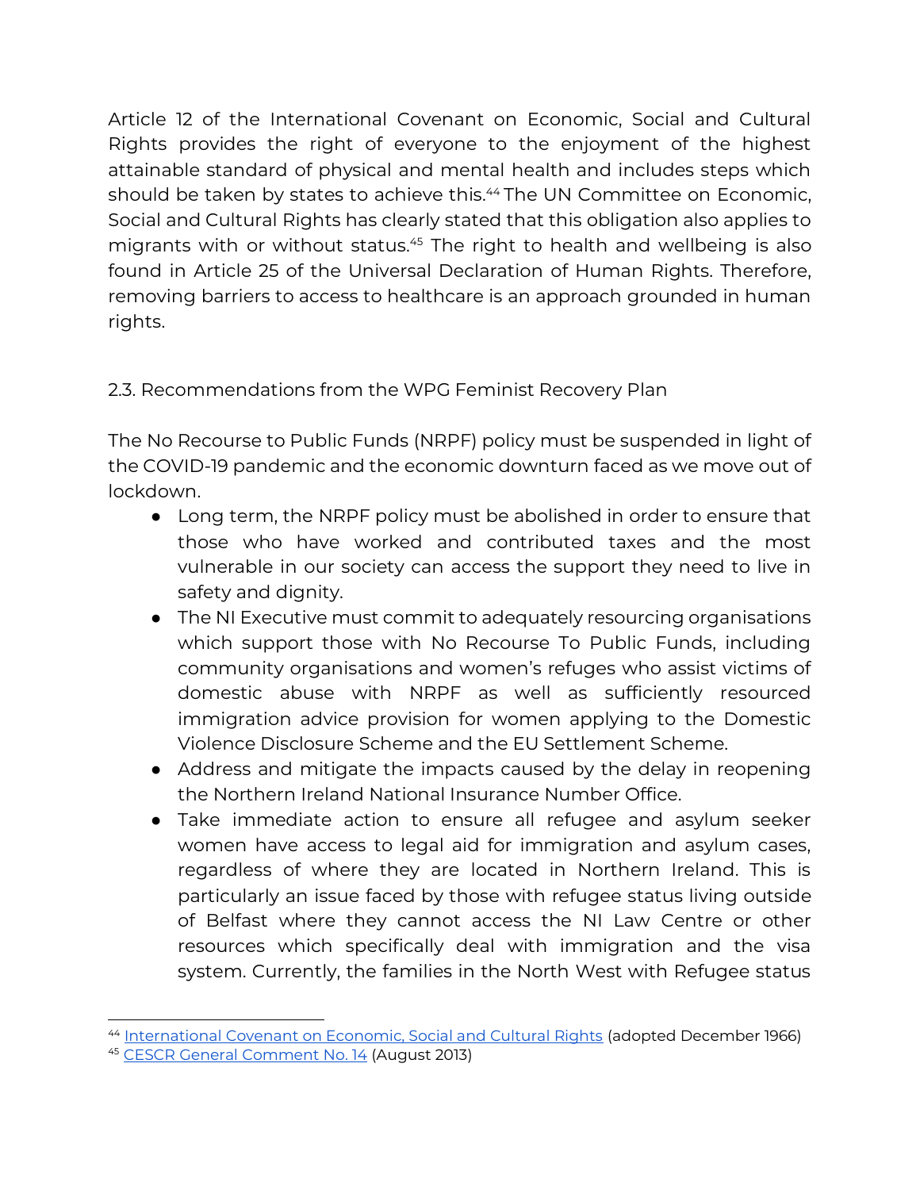Article 12 of the International Covenant on Economic, Social and Cultural Rights provides the right of everyone to the enjoyment of the highest attainable standard of physical and mental health and includes steps which should be taken by states to achieve this.[44] The UN Committee on Economic, Social and Cultural Rights has clearly stated that this obligation also applies to migrants with or without status.[45] The right to health and wellbeing is also found in Article 25 of the Universal Declaration of Human Rights. Therefore, removing barriers to access to healthcare is an approach grounded in human rights.

## 2.3. Recommendations from the WPG Feminist Recovery Plan

The No Recourse to Public Funds (NRPF) policy must be suspended in light of the COVID-19 pandemic and the economic downturn faced as we move out of lockdown.

- Long term, the NRPF policy must be abolished in order to ensure that those who have worked and contributed taxes and the most vulnerable in our society can access the support they need to live in safety and dignity.
- The NI Executive must commit to adequately resourcing organisations which support those with No Recourse To Public Funds, including community organisations and women's refuges who assist victims of domestic abuse with NRPF as well as sufficiently resourced immigration advice provision for women applying to the Domestic Violence Disclosure Scheme and the EU Settlement Scheme.
- Address and mitigate the impacts caused by the delay in reopening the Northern Ireland National Insurance Number Office.
- Take immediate action to ensure all refugee and asylum seeker women have access to legal aid for immigration and asylum cases, regardless of where they are located in Northern Ireland. This is particularly an issue faced by those with refugee status living outside of Belfast where they cannot access the NI Law Centre or other resources which specifically deal with immigration and the visa system. Currently, the families in the North West with Refugee status

[44] International Covenant on Economic, Social and Cultural Rights (adopted December 1966)

[45] CESCR General Comment No. 14 (August 2013)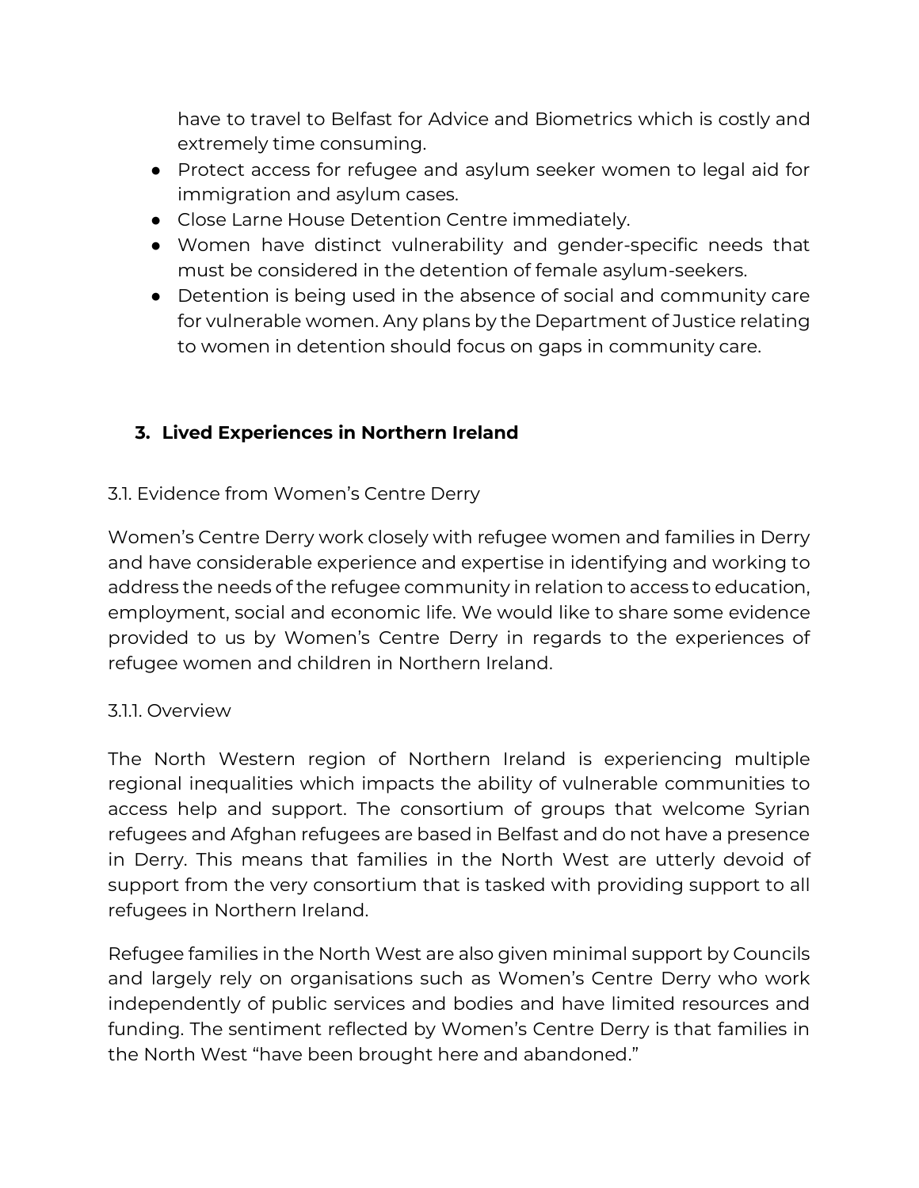have to travel to Belfast for Advice and Biometrics which is costly and extremely time consuming.

- Protect access for refugee and asylum seeker women to legal aid for immigration and asylum cases.
- Close Larne House Detention Centre immediately.
- Women have distinct vulnerability and gender-specific needs that must be considered in the detention of female asylum-seekers.
- Detention is being used in the absence of social and community care for vulnerable women. Any plans by the Department of Justice relating to women in detention should focus on gaps in community care.

## 3. Lived Experiences in Northern Ireland

3.1. Evidence from Women's Centre Derry

Women's Centre Derry work closely with refugee women and families in Derry and have considerable experience and expertise in identifying and working to address the needs of the refugee community in relation to access to education, employment, social and economic life. We would like to share some evidence provided to us by Women's Centre Derry in regards to the experiences of refugee women and children in Northern Ireland.

3.1.1. Overview

The North Western region of Northern Ireland is experiencing multiple regional inequalities which impacts the ability of vulnerable communities to access help and support. The consortium of groups that welcome Syrian refugees and Afghan refugees are based in Belfast and do not have a presence in Derry. This means that families in the North West are utterly devoid of support from the very consortium that is tasked with providing support to all refugees in Northern Ireland.

Refugee families in the North West are also given minimal support by Councils and largely rely on organisations such as Women's Centre Derry who work independently of public services and bodies and have limited resources and funding. The sentiment reflected by Women's Centre Derry is that families in the North West "have been brought here and abandoned."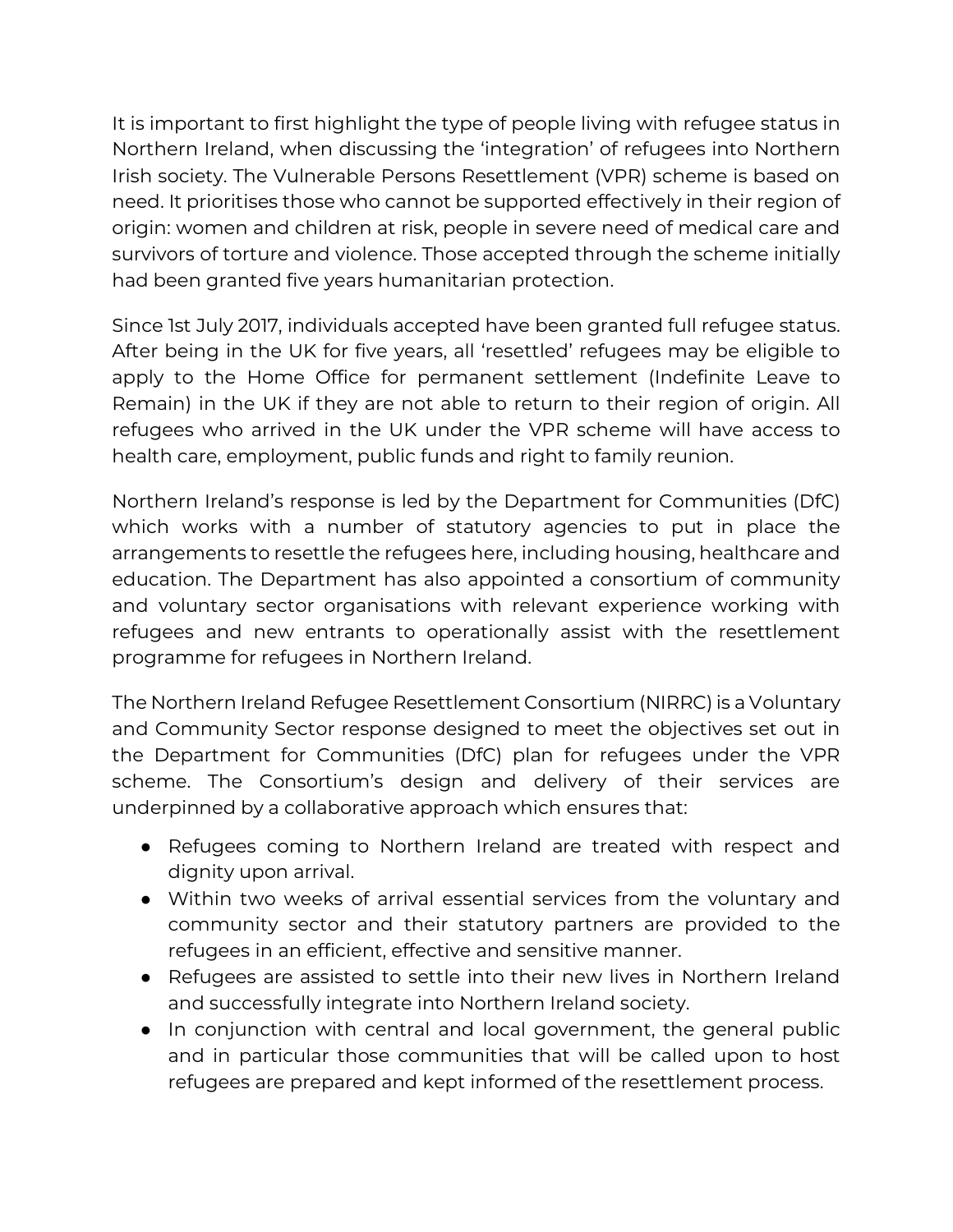It is important to first highlight the type of people living with refugee status in Northern Ireland, when discussing the 'integration' of refugees into Northern Irish society. The Vulnerable Persons Resettlement (VPR) scheme is based on need. It prioritises those who cannot be supported effectively in their region of origin: women and children at risk, people in severe need of medical care and survivors of torture and violence. Those accepted through the scheme initially had been granted five years humanitarian protection.

Since 1st July 2017, individuals accepted have been granted full refugee status. After being in the UK for five years, all 'resettled' refugees may be eligible to apply to the Home Office for permanent settlement (Indefinite Leave to Remain) in the UK if they are not able to return to their region of origin. All refugees who arrived in the UK under the VPR scheme will have access to health care, employment, public funds and right to family reunion.

Northern Ireland's response is led by the Department for Communities (DfC) which works with a number of statutory agencies to put in place the arrangements to resettle the refugees here, including housing, healthcare and education. The Department has also appointed a consortium of community and voluntary sector organisations with relevant experience working with refugees and new entrants to operationally assist with the resettlement programme for refugees in Northern Ireland.

The Northern Ireland Refugee Resettlement Consortium (NIRRC) is a Voluntary and Community Sector response designed to meet the objectives set out in the Department for Communities (DfC) plan for refugees under the VPR scheme. The Consortium's design and delivery of their services are underpinned by a collaborative approach which ensures that:

- Refugees coming to Northern Ireland are treated with respect and dignity upon arrival.
- Within two weeks of arrival essential services from the voluntary and community sector and their statutory partners are provided to the refugees in an efficient, effective and sensitive manner.
- Refugees are assisted to settle into their new lives in Northern Ireland and successfully integrate into Northern Ireland society.
- In conjunction with central and local government, the general public and in particular those communities that will be called upon to host refugees are prepared and kept informed of the resettlement process.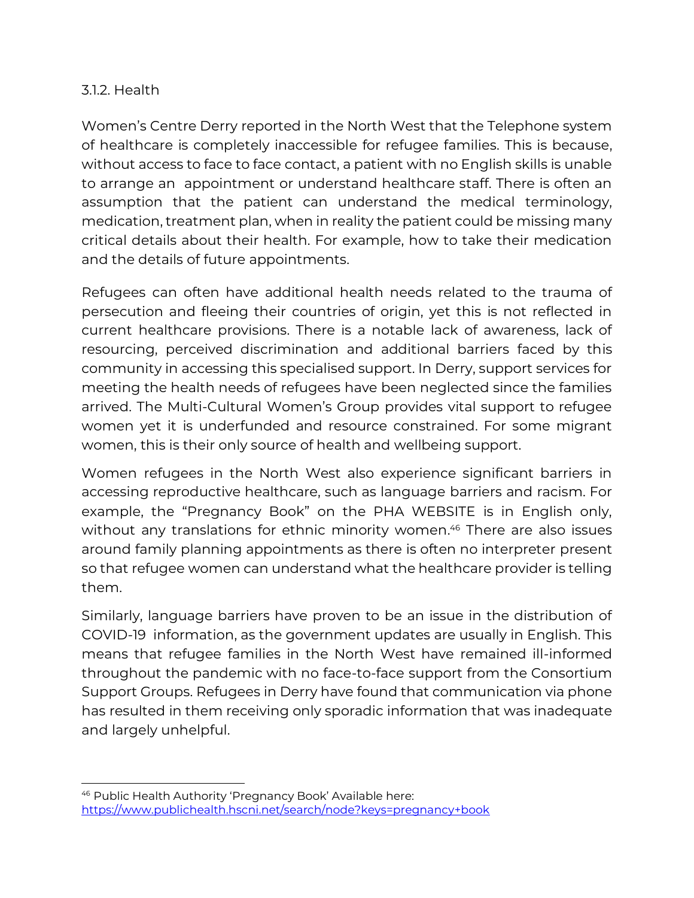### 3.1.2. Health

Women's Centre Derry reported in the North West that the Telephone system of healthcare is completely inaccessible for refugee families. This is because, without access to face to face contact, a patient with no English skills is unable to arrange an appointment or understand healthcare staff. There is often an assumption that the patient can understand the medical terminology, medication, treatment plan, when in reality the patient could be missing many critical details about their health. For example, how to take their medication and the details of future appointments.

Refugees can often have additional health needs related to the trauma of persecution and fleeing their countries of origin, yet this is not reflected in current healthcare provisions. There is a notable lack of awareness, lack of resourcing, perceived discrimination and additional barriers faced by this community in accessing this specialised support. In Derry, support services for meeting the health needs of refugees have been neglected since the families arrived. The Multi-Cultural Women's Group provides vital support to refugee women yet it is underfunded and resource constrained. For some migrant women, this is their only source of health and wellbeing support.

Women refugees in the North West also experience significant barriers in accessing reproductive healthcare, such as language barriers and racism. For example, the "Pregnancy Book" on the PHA WEBSITE is in English only, without any translations for ethnic minority women.[46] There are also issues around family planning appointments as there is often no interpreter present so that refugee women can understand what the healthcare provider is telling them.

Similarly, language barriers have proven to be an issue in the distribution of COVID-19 information, as the government updates are usually in English. This means that refugee families in the North West have remained ill-informed throughout the pandemic with no face-to-face support from the Consortium Support Groups. Refugees in Derry have found that communication via phone has resulted in them receiving only sporadic information that was inadequate and largely unhelpful.

---

[46] Public Health Authority 'Pregnancy Book' Available here: https://www.publichealth.hscni.net/search/node?keys=pregnancy+book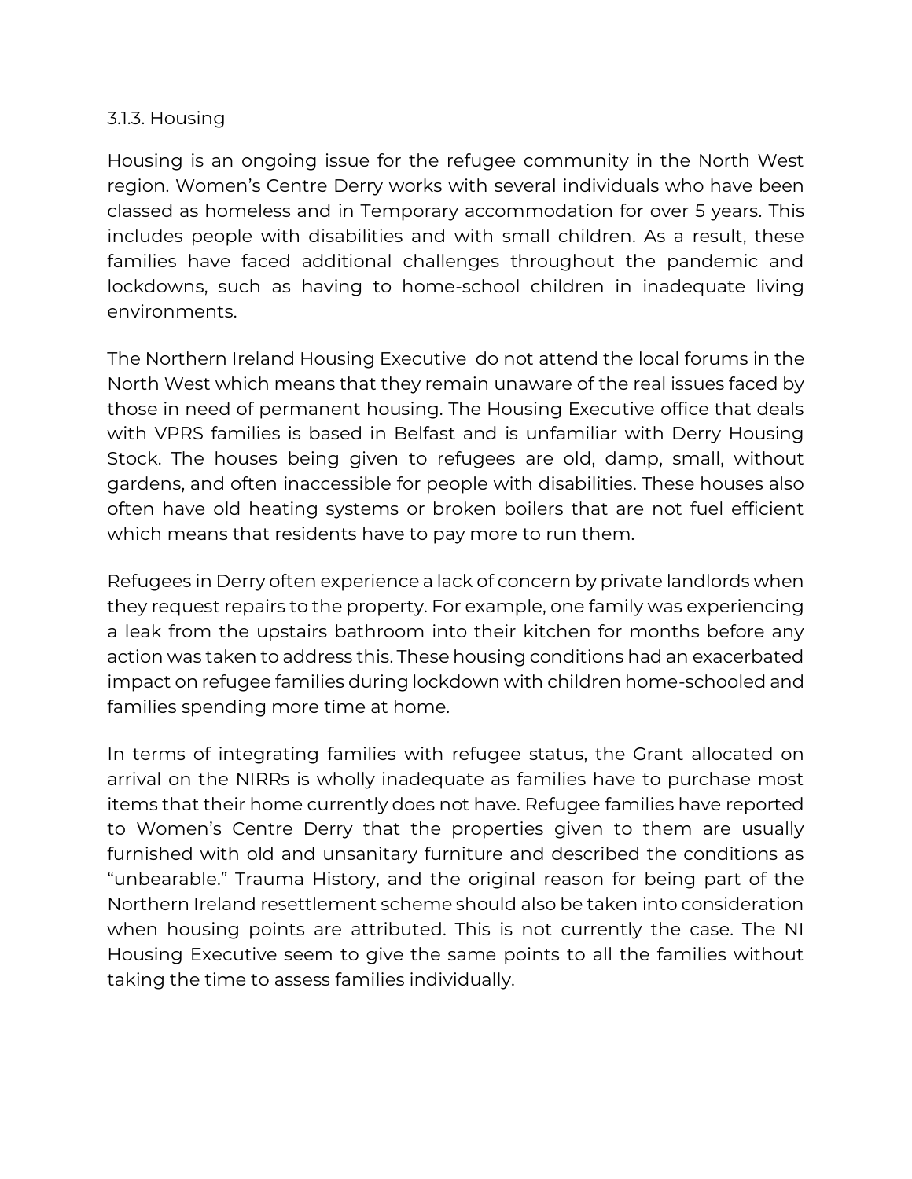### 3.1.3. Housing

Housing is an ongoing issue for the refugee community in the North West region. Women's Centre Derry works with several individuals who have been classed as homeless and in Temporary accommodation for over 5 years. This includes people with disabilities and with small children. As a result, these families have faced additional challenges throughout the pandemic and lockdowns, such as having to home-school children in inadequate living environments.

The Northern Ireland Housing Executive do not attend the local forums in the North West which means that they remain unaware of the real issues faced by those in need of permanent housing. The Housing Executive office that deals with VPRS families is based in Belfast and is unfamiliar with Derry Housing Stock. The houses being given to refugees are old, damp, small, without gardens, and often inaccessible for people with disabilities. These houses also often have old heating systems or broken boilers that are not fuel efficient which means that residents have to pay more to run them.

Refugees in Derry often experience a lack of concern by private landlords when they request repairs to the property. For example, one family was experiencing a leak from the upstairs bathroom into their kitchen for months before any action was taken to address this. These housing conditions had an exacerbated impact on refugee families during lockdown with children home-schooled and families spending more time at home.

In terms of integrating families with refugee status, the Grant allocated on arrival on the NIRRs is wholly inadequate as families have to purchase most items that their home currently does not have. Refugee families have reported to Women's Centre Derry that the properties given to them are usually furnished with old and unsanitary furniture and described the conditions as "unbearable." Trauma History, and the original reason for being part of the Northern Ireland resettlement scheme should also be taken into consideration when housing points are attributed. This is not currently the case. The NI Housing Executive seem to give the same points to all the families without taking the time to assess families individually.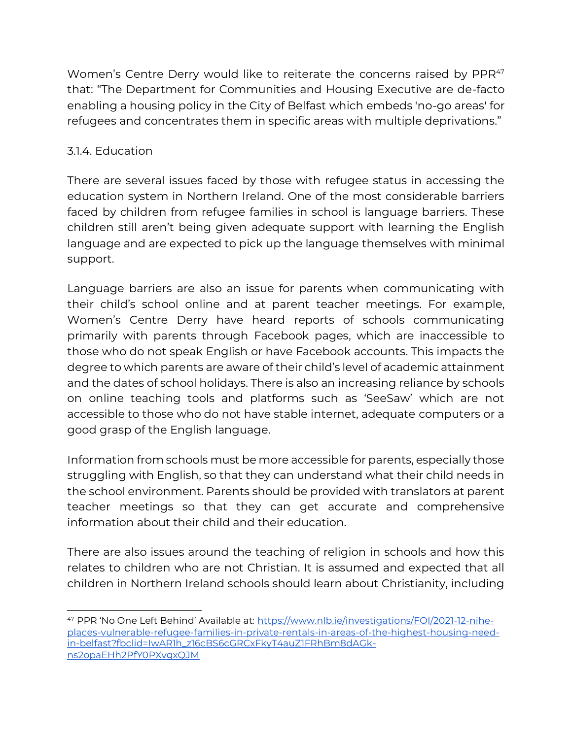Women's Centre Derry would like to reiterate the concerns raised by PPR[47] that: "The Department for Communities and Housing Executive are de-facto enabling a housing policy in the City of Belfast which embeds 'no-go areas' for refugees and concentrates them in specific areas with multiple deprivations."

### 3.1.4. Education

There are several issues faced by those with refugee status in accessing the education system in Northern Ireland. One of the most considerable barriers faced by children from refugee families in school is language barriers. These children still aren't being given adequate support with learning the English language and are expected to pick up the language themselves with minimal support.

Language barriers are also an issue for parents when communicating with their child's school online and at parent teacher meetings. For example, Women's Centre Derry have heard reports of schools communicating primarily with parents through Facebook pages, which are inaccessible to those who do not speak English or have Facebook accounts. This impacts the degree to which parents are aware of their child's level of academic attainment and the dates of school holidays. There is also an increasing reliance by schools on online teaching tools and platforms such as 'SeeSaw' which are not accessible to those who do not have stable internet, adequate computers or a good grasp of the English language.

Information from schools must be more accessible for parents, especially those struggling with English, so that they can understand what their child needs in the school environment. Parents should be provided with translators at parent teacher meetings so that they can get accurate and comprehensive information about their child and their education.

There are also issues around the teaching of religion in schools and how this relates to children who are not Christian. It is assumed and expected that all children in Northern Ireland schools should learn about Christianity, including

[47] PPR 'No One Left Behind' Available at: https://www.nlb.ie/investigations/FOI/2021-12-nihe-places-vulnerable-refugee-families-in-private-rentals-in-areas-of-the-highest-housing-need-in-belfast?fbclid=IwAR1h_z16cBS6cGRCxFkyT4auZ1FRhBm8dAGk-ns2opaEHh2PfY0PXvgxQJM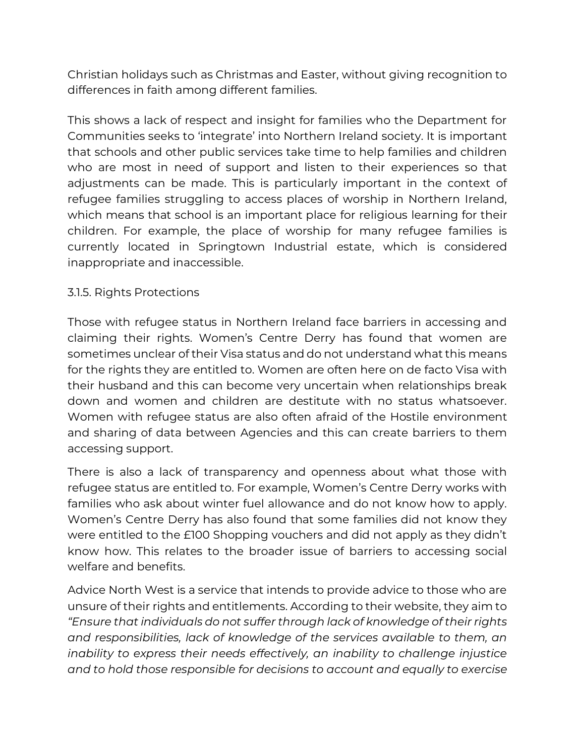Christian holidays such as Christmas and Easter, without giving recognition to differences in faith among different families.

This shows a lack of respect and insight for families who the Department for Communities seeks to 'integrate' into Northern Ireland society. It is important that schools and other public services take time to help families and children who are most in need of support and listen to their experiences so that adjustments can be made. This is particularly important in the context of refugee families struggling to access places of worship in Northern Ireland, which means that school is an important place for religious learning for their children. For example, the place of worship for many refugee families is currently located in Springtown Industrial estate, which is considered inappropriate and inaccessible.

### 3.1.5. Rights Protections

Those with refugee status in Northern Ireland face barriers in accessing and claiming their rights. Women's Centre Derry has found that women are sometimes unclear of their Visa status and do not understand what this means for the rights they are entitled to. Women are often here on de facto Visa with their husband and this can become very uncertain when relationships break down and women and children are destitute with no status whatsoever. Women with refugee status are also often afraid of the Hostile environment and sharing of data between Agencies and this can create barriers to them accessing support.

There is also a lack of transparency and openness about what those with refugee status are entitled to. For example, Women's Centre Derry works with families who ask about winter fuel allowance and do not know how to apply. Women's Centre Derry has also found that some families did not know they were entitled to the £100 Shopping vouchers and did not apply as they didn't know how. This relates to the broader issue of barriers to accessing social welfare and benefits.

Advice North West is a service that intends to provide advice to those who are unsure of their rights and entitlements. According to their website, they aim to *"Ensure that individuals do not suffer through lack of knowledge of their rights and responsibilities, lack of knowledge of the services available to them, an inability to express their needs effectively, an inability to challenge injustice and to hold those responsible for decisions to account and equally to exercise*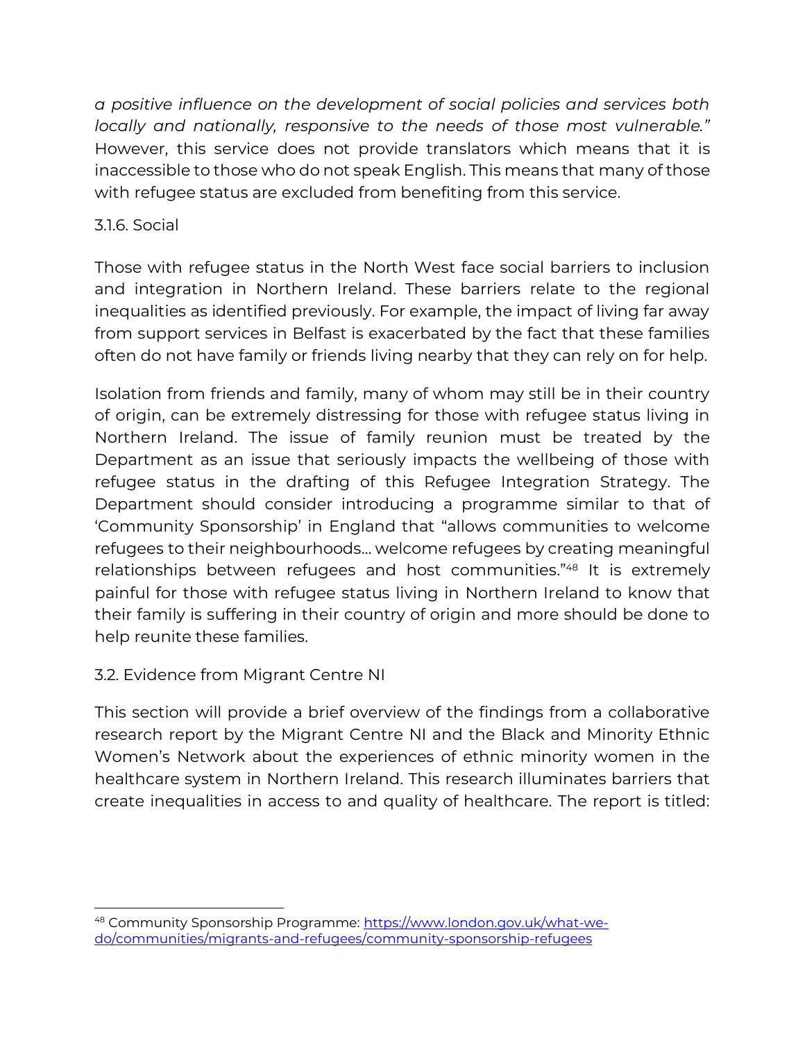*a positive influence on the development of social policies and services both locally and nationally, responsive to the needs of those most vulnerable."* However, this service does not provide translators which means that it is inaccessible to those who do not speak English. This means that many of those with refugee status are excluded from benefiting from this service.

#### 3.1.6. Social

Those with refugee status in the North West face social barriers to inclusion and integration in Northern Ireland. These barriers relate to the regional inequalities as identified previously. For example, the impact of living far away from support services in Belfast is exacerbated by the fact that these families often do not have family or friends living nearby that they can rely on for help.

Isolation from friends and family, many of whom may still be in their country of origin, can be extremely distressing for those with refugee status living in Northern Ireland. The issue of family reunion must be treated by the Department as an issue that seriously impacts the wellbeing of those with refugee status in the drafting of this Refugee Integration Strategy. The Department should consider introducing a programme similar to that of 'Community Sponsorship' in England that "allows communities to welcome refugees to their neighbourhoods... welcome refugees by creating meaningful relationships between refugees and host communities."[48] It is extremely painful for those with refugee status living in Northern Ireland to know that their family is suffering in their country of origin and more should be done to help reunite these families.

### 3.2. Evidence from Migrant Centre NI

This section will provide a brief overview of the findings from a collaborative research report by the Migrant Centre NI and the Black and Minority Ethnic Women's Network about the experiences of ethnic minority women in the healthcare system in Northern Ireland. This research illuminates barriers that create inequalities in access to and quality of healthcare. The report is titled:

---

[48] Community Sponsorship Programme: [https://www.london.gov.uk/what-we-do/communities/migrants-and-refugees/community-sponsorship-refugees](https://www.london.gov.uk/what-we-do/communities/migrants-and-refugees/community-sponsorship-refugees)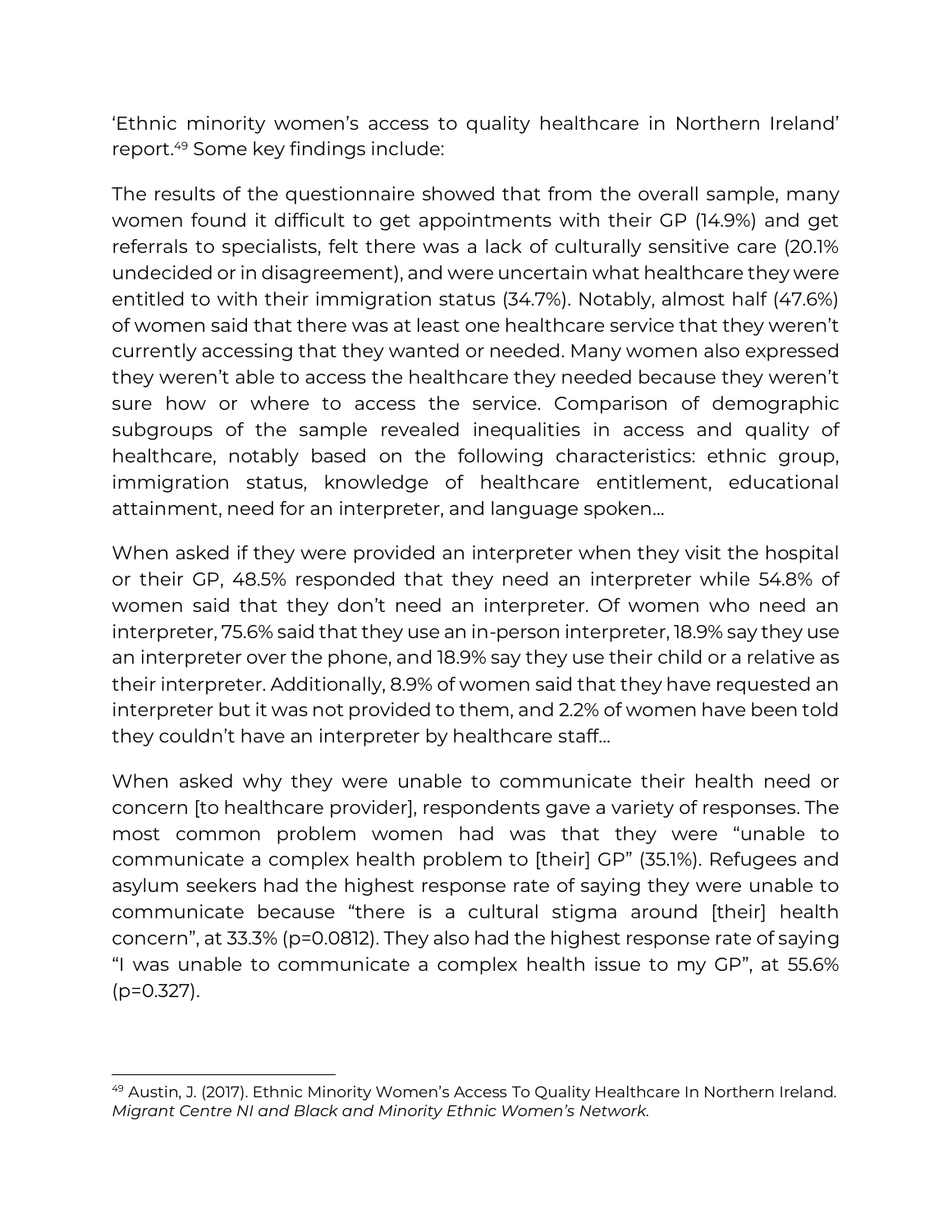'Ethnic minority women's access to quality healthcare in Northern Ireland' report.[49] Some key findings include:

The results of the questionnaire showed that from the overall sample, many women found it difficult to get appointments with their GP (14.9%) and get referrals to specialists, felt there was a lack of culturally sensitive care (20.1% undecided or in disagreement), and were uncertain what healthcare they were entitled to with their immigration status (34.7%). Notably, almost half (47.6%) of women said that there was at least one healthcare service that they weren't currently accessing that they wanted or needed. Many women also expressed they weren't able to access the healthcare they needed because they weren't sure how or where to access the service. Comparison of demographic subgroups of the sample revealed inequalities in access and quality of healthcare, notably based on the following characteristics: ethnic group, immigration status, knowledge of healthcare entitlement, educational attainment, need for an interpreter, and language spoken…

When asked if they were provided an interpreter when they visit the hospital or their GP, 48.5% responded that they need an interpreter while 54.8% of women said that they don't need an interpreter. Of women who need an interpreter, 75.6% said that they use an in-person interpreter, 18.9% say they use an interpreter over the phone, and 18.9% say they use their child or a relative as their interpreter. Additionally, 8.9% of women said that they have requested an interpreter but it was not provided to them, and 2.2% of women have been told they couldn't have an interpreter by healthcare staff…

When asked why they were unable to communicate their health need or concern [to healthcare provider], respondents gave a variety of responses. The most common problem women had was that they were "unable to communicate a complex health problem to [their] GP" (35.1%). Refugees and asylum seekers had the highest response rate of saying they were unable to communicate because "there is a cultural stigma around [their] health concern", at 33.3% ($p=0.0812$). They also had the highest response rate of saying "I was unable to communicate a complex health issue to my GP", at 55.6% ($p=0.327$).

---

[49] Austin, J. (2017). Ethnic Minority Women's Access To Quality Healthcare In Northern Ireland. *Migrant Centre NI and Black and Minority Ethnic Women's Network.*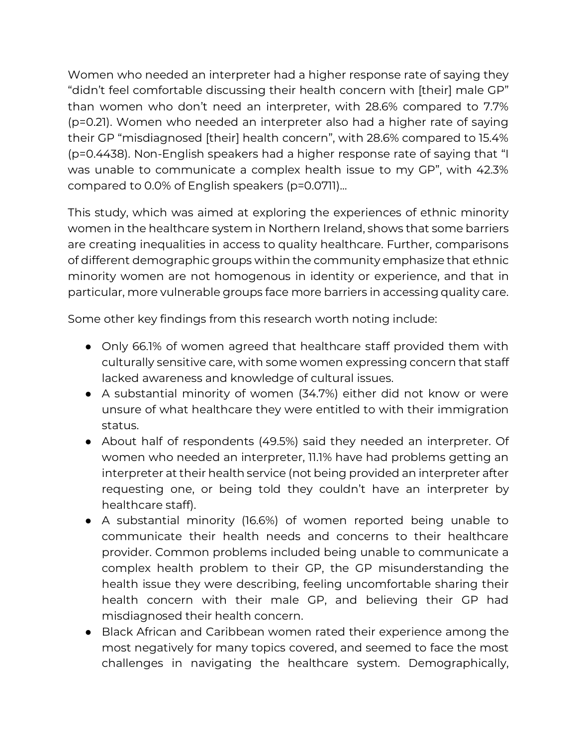Women who needed an interpreter had a higher response rate of saying they "didn't feel comfortable discussing their health concern with [their] male GP" than women who don't need an interpreter, with 28.6% compared to 7.7% ($p=0.21$). Women who needed an interpreter also had a higher rate of saying their GP "misdiagnosed [their] health concern", with 28.6% compared to 15.4% ($p=0.4438$). Non-English speakers had a higher response rate of saying that "I was unable to communicate a complex health issue to my GP", with 42.3% compared to 0.0% of English speakers ($p=0.0711$)...

This study, which was aimed at exploring the experiences of ethnic minority women in the healthcare system in Northern Ireland, shows that some barriers are creating inequalities in access to quality healthcare. Further, comparisons of different demographic groups within the community emphasize that ethnic minority women are not homogenous in identity or experience, and that in particular, more vulnerable groups face more barriers in accessing quality care.

Some other key findings from this research worth noting include:

- Only 66.1% of women agreed that healthcare staff provided them with culturally sensitive care, with some women expressing concern that staff lacked awareness and knowledge of cultural issues.
- A substantial minority of women (34.7%) either did not know or were unsure of what healthcare they were entitled to with their immigration status.
- About half of respondents (49.5%) said they needed an interpreter. Of women who needed an interpreter, 11.1% have had problems getting an interpreter at their health service (not being provided an interpreter after requesting one, or being told they couldn't have an interpreter by healthcare staff).
- A substantial minority (16.6%) of women reported being unable to communicate their health needs and concerns to their healthcare provider. Common problems included being unable to communicate a complex health problem to their GP, the GP misunderstanding the health issue they were describing, feeling uncomfortable sharing their health concern with their male GP, and believing their GP had misdiagnosed their health concern.
- Black African and Caribbean women rated their experience among the most negatively for many topics covered, and seemed to face the most challenges in navigating the healthcare system. Demographically,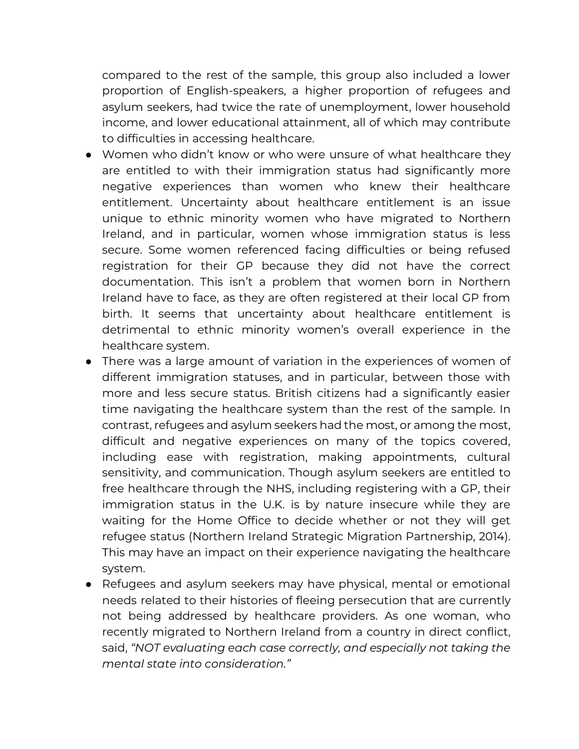compared to the rest of the sample, this group also included a lower proportion of English-speakers, a higher proportion of refugees and asylum seekers, had twice the rate of unemployment, lower household income, and lower educational attainment, all of which may contribute to difficulties in accessing healthcare.

- Women who didn't know or who were unsure of what healthcare they are entitled to with their immigration status had significantly more negative experiences than women who knew their healthcare entitlement. Uncertainty about healthcare entitlement is an issue unique to ethnic minority women who have migrated to Northern Ireland, and in particular, women whose immigration status is less secure. Some women referenced facing difficulties or being refused registration for their GP because they did not have the correct documentation. This isn't a problem that women born in Northern Ireland have to face, as they are often registered at their local GP from birth. It seems that uncertainty about healthcare entitlement is detrimental to ethnic minority women's overall experience in the healthcare system.
- There was a large amount of variation in the experiences of women of different immigration statuses, and in particular, between those with more and less secure status. British citizens had a significantly easier time navigating the healthcare system than the rest of the sample. In contrast, refugees and asylum seekers had the most, or among the most, difficult and negative experiences on many of the topics covered, including ease with registration, making appointments, cultural sensitivity, and communication. Though asylum seekers are entitled to free healthcare through the NHS, including registering with a GP, their immigration status in the U.K. is by nature insecure while they are waiting for the Home Office to decide whether or not they will get refugee status (Northern Ireland Strategic Migration Partnership, 2014). This may have an impact on their experience navigating the healthcare system.
- Refugees and asylum seekers may have physical, mental or emotional needs related to their histories of fleeing persecution that are currently not being addressed by healthcare providers. As one woman, who recently migrated to Northern Ireland from a country in direct conflict, said, *"NOT evaluating each case correctly, and especially not taking the mental state into consideration."*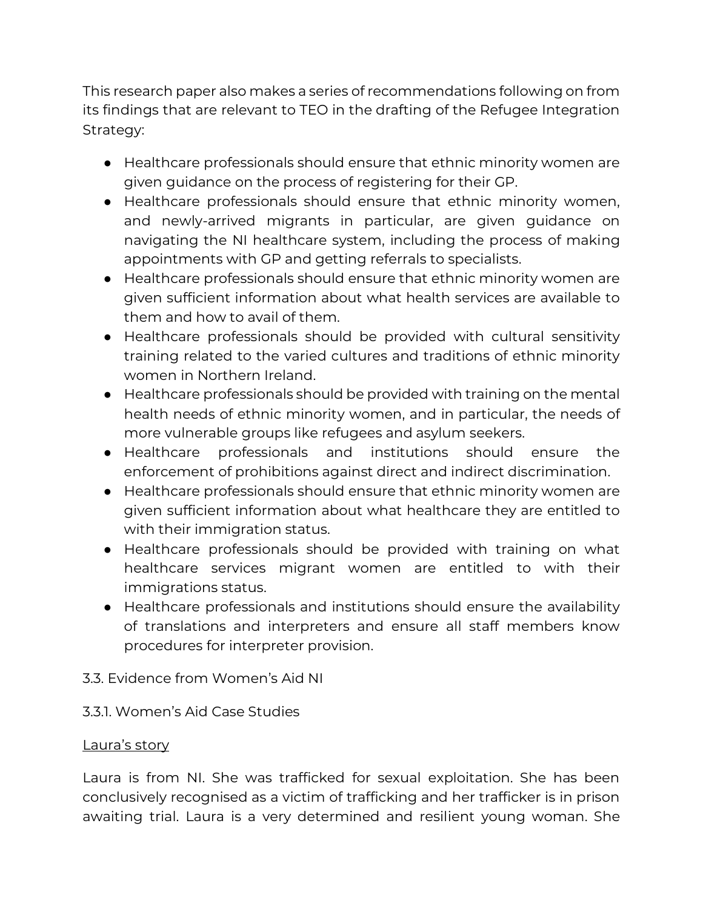This research paper also makes a series of recommendations following on from its findings that are relevant to TEO in the drafting of the Refugee Integration Strategy:

- Healthcare professionals should ensure that ethnic minority women are given guidance on the process of registering for their GP.
- Healthcare professionals should ensure that ethnic minority women, and newly-arrived migrants in particular, are given guidance on navigating the NI healthcare system, including the process of making appointments with GP and getting referrals to specialists.
- Healthcare professionals should ensure that ethnic minority women are given sufficient information about what health services are available to them and how to avail of them.
- Healthcare professionals should be provided with cultural sensitivity training related to the varied cultures and traditions of ethnic minority women in Northern Ireland.
- Healthcare professionals should be provided with training on the mental health needs of ethnic minority women, and in particular, the needs of more vulnerable groups like refugees and asylum seekers.
- Healthcare professionals and institutions should ensure the enforcement of prohibitions against direct and indirect discrimination.
- Healthcare professionals should ensure that ethnic minority women are given sufficient information about what healthcare they are entitled to with their immigration status.
- Healthcare professionals should be provided with training on what healthcare services migrant women are entitled to with their immigrations status.
- Healthcare professionals and institutions should ensure the availability of translations and interpreters and ensure all staff members know procedures for interpreter provision.

### 3.3. Evidence from Women's Aid NI

#### 3.3.1. Women's Aid Case Studies

<u>Laura's story</u>

Laura is from NI. She was trafficked for sexual exploitation. She has been conclusively recognised as a victim of trafficking and her trafficker is in prison awaiting trial. Laura is a very determined and resilient young woman. She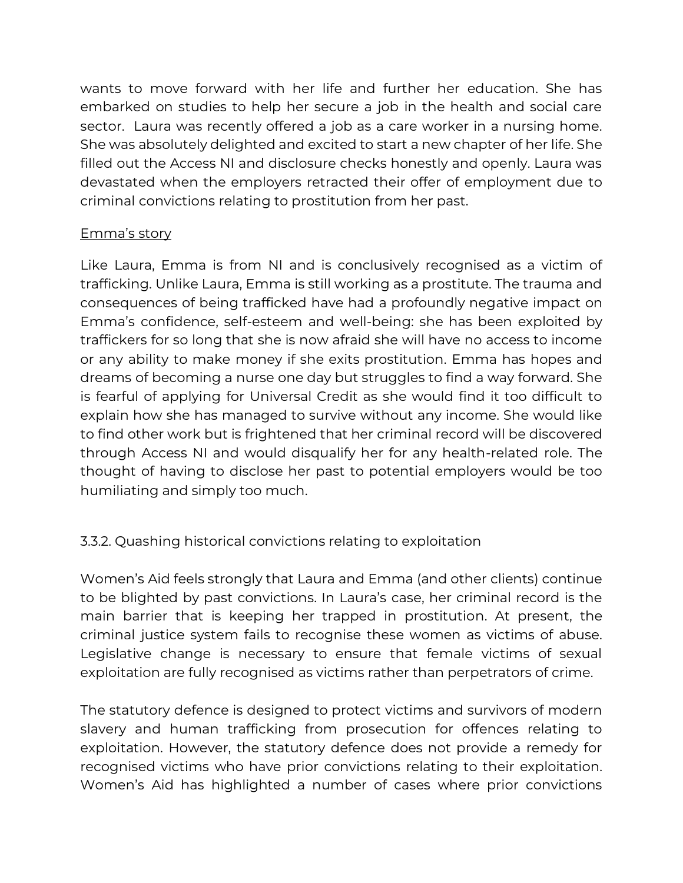wants to move forward with her life and further her education. She has embarked on studies to help her secure a job in the health and social care sector. Laura was recently offered a job as a care worker in a nursing home. She was absolutely delighted and excited to start a new chapter of her life. She filled out the Access NI and disclosure checks honestly and openly. Laura was devastated when the employers retracted their offer of employment due to criminal convictions relating to prostitution from her past.

<u>Emma's story</u>

Like Laura, Emma is from NI and is conclusively recognised as a victim of trafficking. Unlike Laura, Emma is still working as a prostitute. The trauma and consequences of being trafficked have had a profoundly negative impact on Emma's confidence, self-esteem and well-being: she has been exploited by traffickers for so long that she is now afraid she will have no access to income or any ability to make money if she exits prostitution. Emma has hopes and dreams of becoming a nurse one day but struggles to find a way forward. She is fearful of applying for Universal Credit as she would find it too difficult to explain how she has managed to survive without any income. She would like to find other work but is frightened that her criminal record will be discovered through Access NI and would disqualify her for any health-related role. The thought of having to disclose her past to potential employers would be too humiliating and simply too much.

### 3.3.2. Quashing historical convictions relating to exploitation

Women's Aid feels strongly that Laura and Emma (and other clients) continue to be blighted by past convictions. In Laura's case, her criminal record is the main barrier that is keeping her trapped in prostitution. At present, the criminal justice system fails to recognise these women as victims of abuse. Legislative change is necessary to ensure that female victims of sexual exploitation are fully recognised as victims rather than perpetrators of crime.

The statutory defence is designed to protect victims and survivors of modern slavery and human trafficking from prosecution for offences relating to exploitation. However, the statutory defence does not provide a remedy for recognised victims who have prior convictions relating to their exploitation. Women's Aid has highlighted a number of cases where prior convictions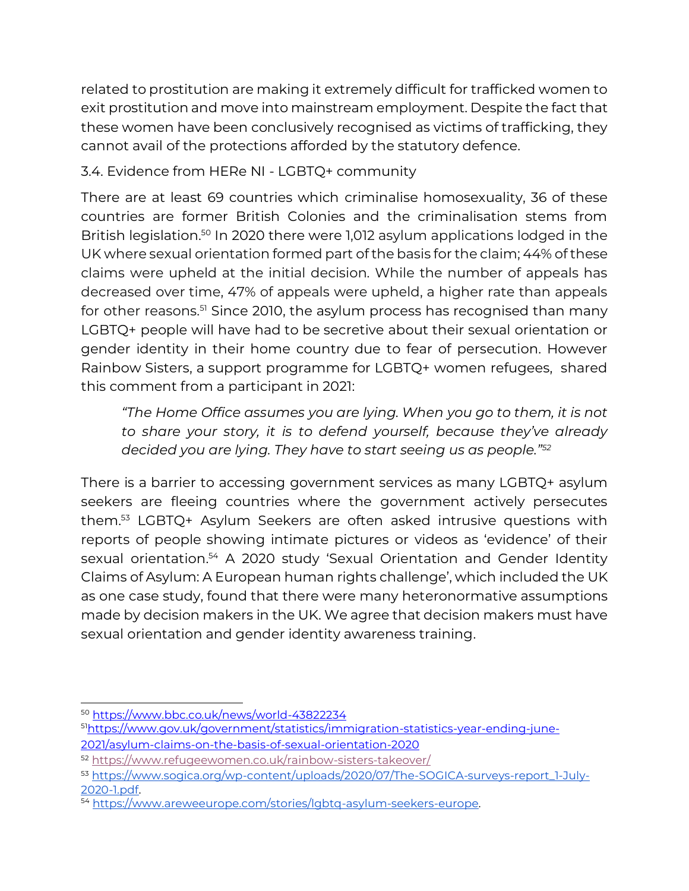related to prostitution are making it extremely difficult for trafficked women to exit prostitution and move into mainstream employment. Despite the fact that these women have been conclusively recognised as victims of trafficking, they cannot avail of the protections afforded by the statutory defence.

### 3.4. Evidence from HERe NI - LGBTQ+ community

There are at least 69 countries which criminalise homosexuality, 36 of these countries are former British Colonies and the criminalisation stems from British legislation.[50] In 2020 there were 1,012 asylum applications lodged in the UK where sexual orientation formed part of the basis for the claim; 44% of these claims were upheld at the initial decision. While the number of appeals has decreased over time, 47% of appeals were upheld, a higher rate than appeals for other reasons.[51] Since 2010, the asylum process has recognised than many LGBTQ+ people will have had to be secretive about their sexual orientation or gender identity in their home country due to fear of persecution. However Rainbow Sisters, a support programme for LGBTQ+ women refugees, shared this comment from a participant in 2021:

> *"The Home Office assumes you are lying. When you go to them, it is not to share your story, it is to defend yourself, because they've already decided you are lying. They have to start seeing us as people."*[52]

There is a barrier to accessing government services as many LGBTQ+ asylum seekers are fleeing countries where the government actively persecutes them.[53] LGBTQ+ Asylum Seekers are often asked intrusive questions with reports of people showing intimate pictures or videos as 'evidence' of their sexual orientation.[54] A 2020 study 'Sexual Orientation and Gender Identity Claims of Asylum: A European human rights challenge', which included the UK as one case study, found that there were many heteronormative assumptions made by decision makers in the UK. We agree that decision makers must have sexual orientation and gender identity awareness training.

---

[50] https://www.bbc.co.uk/news/world-43822234

[51] https://www.gov.uk/government/statistics/immigration-statistics-year-ending-june-2021/asylum-claims-on-the-basis-of-sexual-orientation-2020

[52] https://www.refugeewomen.co.uk/rainbow-sisters-takeover/

[53] https://www.sogica.org/wp-content/uploads/2020/07/The-SOGICA-surveys-report_1-July-2020-1.pdf.

[54] https://www.areweeurope.com/stories/lgbtq-asylum-seekers-europe.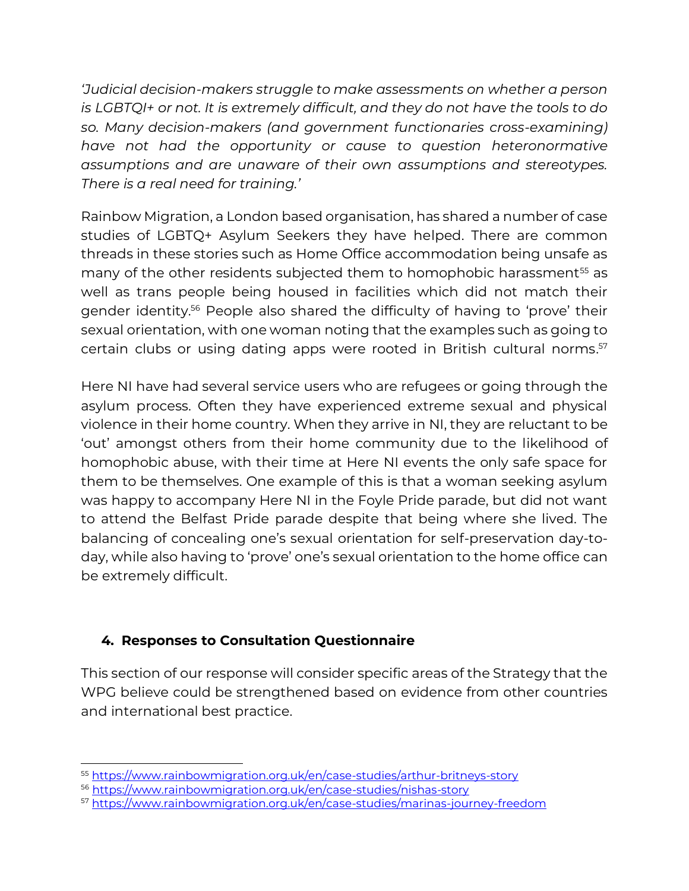*'Judicial decision-makers struggle to make assessments on whether a person is LGBTQI+ or not. It is extremely difficult, and they do not have the tools to do so. Many decision-makers (and government functionaries cross-examining) have not had the opportunity or cause to question heteronormative assumptions and are unaware of their own assumptions and stereotypes. There is a real need for training.'*

Rainbow Migration, a London based organisation, has shared a number of case studies of LGBTQ+ Asylum Seekers they have helped. There are common threads in these stories such as Home Office accommodation being unsafe as many of the other residents subjected them to homophobic harassment[55] as well as trans people being housed in facilities which did not match their gender identity.[56] People also shared the difficulty of having to 'prove' their sexual orientation, with one woman noting that the examples such as going to certain clubs or using dating apps were rooted in British cultural norms.[57]

Here NI have had several service users who are refugees or going through the asylum process. Often they have experienced extreme sexual and physical violence in their home country. When they arrive in NI, they are reluctant to be 'out' amongst others from their home community due to the likelihood of homophobic abuse, with their time at Here NI events the only safe space for them to be themselves. One example of this is that a woman seeking asylum was happy to accompany Here NI in the Foyle Pride parade, but did not want to attend the Belfast Pride parade despite that being where she lived. The balancing of concealing one's sexual orientation for self-preservation day-to-day, while also having to 'prove' one's sexual orientation to the home office can be extremely difficult.

## 4. Responses to Consultation Questionnaire

This section of our response will consider specific areas of the Strategy that the WPG believe could be strengthened based on evidence from other countries and international best practice.

---

[55] https://www.rainbowmigration.org.uk/en/case-studies/arthur-britneys-story

[56] https://www.rainbowmigration.org.uk/en/case-studies/nishas-story

[57] https://www.rainbowmigration.org.uk/en/case-studies/marinas-journey-freedom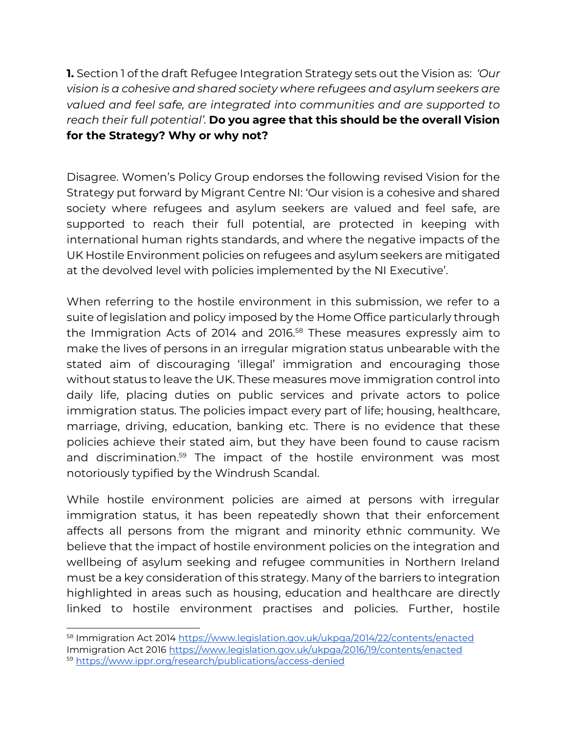**1.** Section 1 of the draft Refugee Integration Strategy sets out the Vision as: *'Our vision is a cohesive and shared society where refugees and asylum seekers are valued and feel safe, are integrated into communities and are supported to reach their full potential'.* **Do you agree that this should be the overall Vision for the Strategy? Why or why not?**

Disagree. Women's Policy Group endorses the following revised Vision for the Strategy put forward by Migrant Centre NI: 'Our vision is a cohesive and shared society where refugees and asylum seekers are valued and feel safe, are supported to reach their full potential, are protected in keeping with international human rights standards, and where the negative impacts of the UK Hostile Environment policies on refugees and asylum seekers are mitigated at the devolved level with policies implemented by the NI Executive'.

When referring to the hostile environment in this submission, we refer to a suite of legislation and policy imposed by the Home Office particularly through the Immigration Acts of 2014 and 2016.[58] These measures expressly aim to make the lives of persons in an irregular migration status unbearable with the stated aim of discouraging 'illegal' immigration and encouraging those without status to leave the UK. These measures move immigration control into daily life, placing duties on public services and private actors to police immigration status. The policies impact every part of life; housing, healthcare, marriage, driving, education, banking etc. There is no evidence that these policies achieve their stated aim, but they have been found to cause racism and discrimination.[59] The impact of the hostile environment was most notoriously typified by the Windrush Scandal.

While hostile environment policies are aimed at persons with irregular immigration status, it has been repeatedly shown that their enforcement affects all persons from the migrant and minority ethnic community. We believe that the impact of hostile environment policies on the integration and wellbeing of asylum seeking and refugee communities in Northern Ireland must be a key consideration of this strategy. Many of the barriers to integration highlighted in areas such as housing, education and healthcare are directly linked to hostile environment practises and policies. Further, hostile

---

[58] Immigration Act 2014 https://www.legislation.gov.uk/ukpga/2014/22/contents/enacted
Immigration Act 2016 https://www.legislation.gov.uk/ukpga/2016/19/contents/enacted

[59] https://www.ippr.org/research/publications/access-denied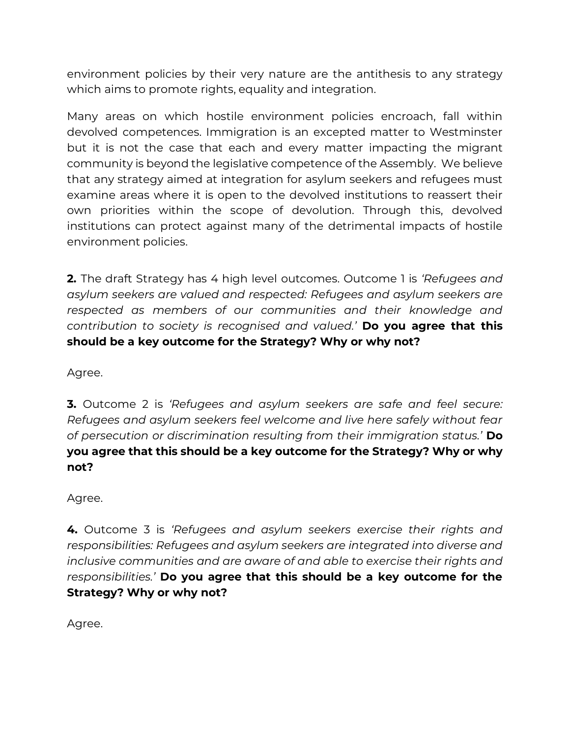environment policies by their very nature are the antithesis to any strategy which aims to promote rights, equality and integration.

Many areas on which hostile environment policies encroach, fall within devolved competences. Immigration is an excepted matter to Westminster but it is not the case that each and every matter impacting the migrant community is beyond the legislative competence of the Assembly. We believe that any strategy aimed at integration for asylum seekers and refugees must examine areas where it is open to the devolved institutions to reassert their own priorities within the scope of devolution. Through this, devolved institutions can protect against many of the detrimental impacts of hostile environment policies.

**2.** The draft Strategy has 4 high level outcomes. Outcome 1 is *'Refugees and asylum seekers are valued and respected: Refugees and asylum seekers are respected as members of our communities and their knowledge and contribution to society is recognised and valued.'* **Do you agree that this should be a key outcome for the Strategy? Why or why not?**

Agree.

**3.** Outcome 2 is *'Refugees and asylum seekers are safe and feel secure: Refugees and asylum seekers feel welcome and live here safely without fear of persecution or discrimination resulting from their immigration status.'* **Do you agree that this should be a key outcome for the Strategy? Why or why not?**

Agree.

**4.** Outcome 3 is *'Refugees and asylum seekers exercise their rights and responsibilities: Refugees and asylum seekers are integrated into diverse and inclusive communities and are aware of and able to exercise their rights and responsibilities.'* **Do you agree that this should be a key outcome for the Strategy? Why or why not?**

Agree.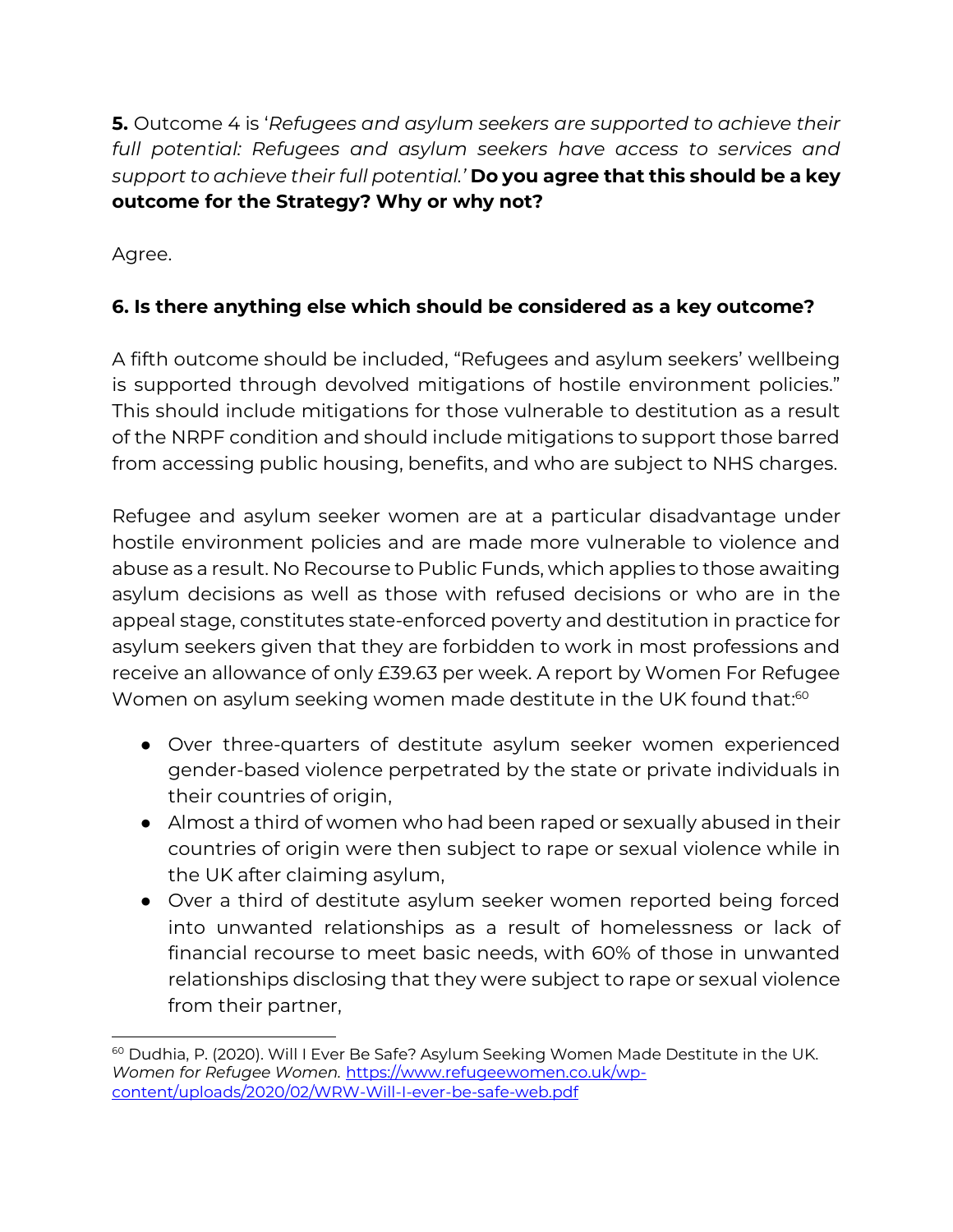**5.** Outcome 4 is '*Refugees and asylum seekers are supported to achieve their full potential: Refugees and asylum seekers have access to services and support to achieve their full potential.*' **Do you agree that this should be a key outcome for the Strategy? Why or why not?**

Agree.

**6. Is there anything else which should be considered as a key outcome?**

A fifth outcome should be included, "Refugees and asylum seekers' wellbeing is supported through devolved mitigations of hostile environment policies." This should include mitigations for those vulnerable to destitution as a result of the NRPF condition and should include mitigations to support those barred from accessing public housing, benefits, and who are subject to NHS charges.

Refugee and asylum seeker women are at a particular disadvantage under hostile environment policies and are made more vulnerable to violence and abuse as a result. No Recourse to Public Funds, which applies to those awaiting asylum decisions as well as those with refused decisions or who are in the appeal stage, constitutes state-enforced poverty and destitution in practice for asylum seekers given that they are forbidden to work in most professions and receive an allowance of only £39.63 per week. A report by Women For Refugee Women on asylum seeking women made destitute in the UK found that:[60]

- Over three-quarters of destitute asylum seeker women experienced gender-based violence perpetrated by the state or private individuals in their countries of origin,
- Almost a third of women who had been raped or sexually abused in their countries of origin were then subject to rape or sexual violence while in the UK after claiming asylum,
- Over a third of destitute asylum seeker women reported being forced into unwanted relationships as a result of homelessness or lack of financial recourse to meet basic needs, with 60% of those in unwanted relationships disclosing that they were subject to rape or sexual violence from their partner,

---

[60] Dudhia, P. (2020). Will I Ever Be Safe? Asylum Seeking Women Made Destitute in the UK. *Women for Refugee Women.* https://www.refugeewomen.co.uk/wp-content/uploads/2020/02/WRW-Will-I-ever-be-safe-web.pdf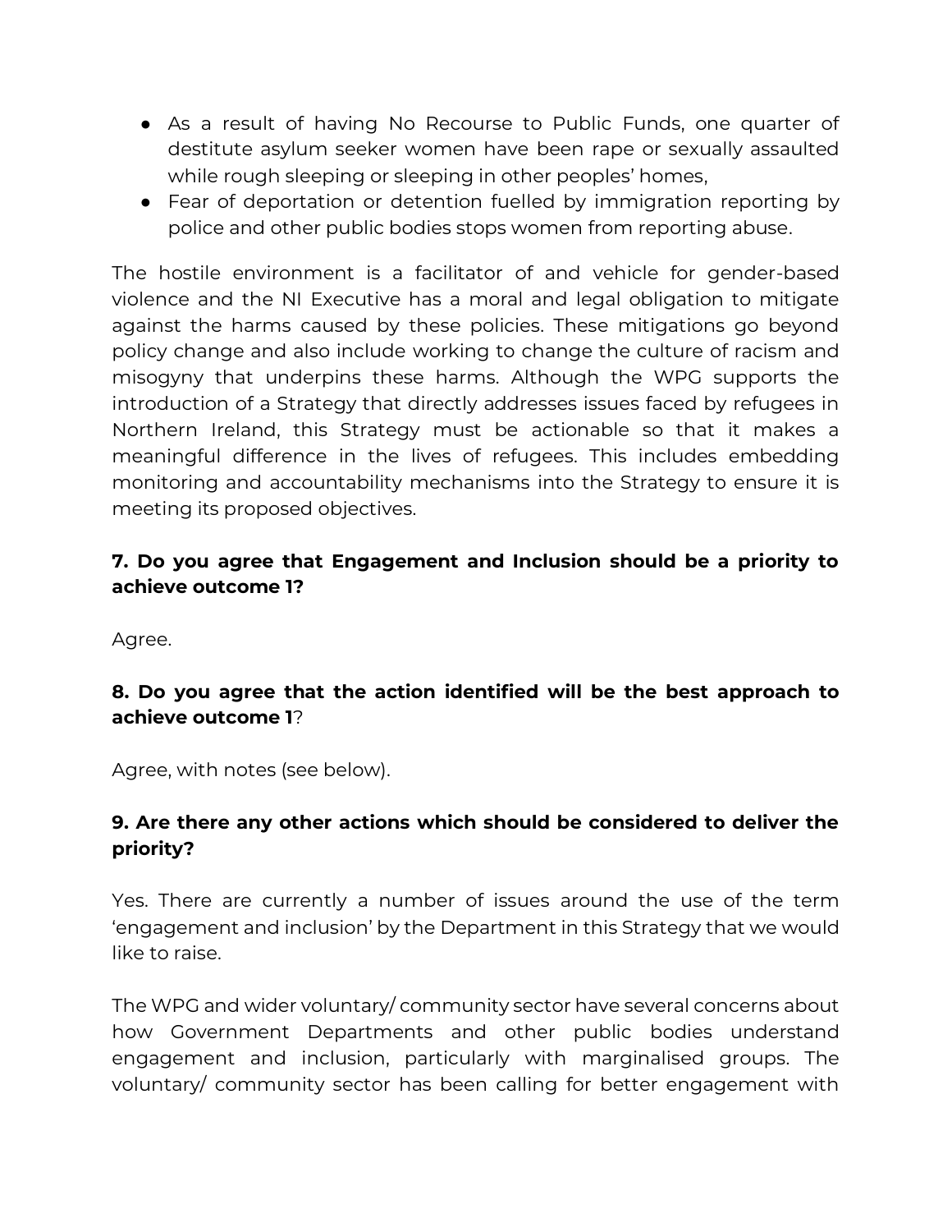- As a result of having No Recourse to Public Funds, one quarter of destitute asylum seeker women have been rape or sexually assaulted while rough sleeping or sleeping in other peoples' homes,
- Fear of deportation or detention fuelled by immigration reporting by police and other public bodies stops women from reporting abuse.

The hostile environment is a facilitator of and vehicle for gender-based violence and the NI Executive has a moral and legal obligation to mitigate against the harms caused by these policies. These mitigations go beyond policy change and also include working to change the culture of racism and misogyny that underpins these harms. Although the WPG supports the introduction of a Strategy that directly addresses issues faced by refugees in Northern Ireland, this Strategy must be actionable so that it makes a meaningful difference in the lives of refugees. This includes embedding monitoring and accountability mechanisms into the Strategy to ensure it is meeting its proposed objectives.

### 7. Do you agree that Engagement and Inclusion should be a priority to achieve outcome 1?

Agree.

### 8. Do you agree that the action identified will be the best approach to achieve outcome 1?

Agree, with notes (see below).

### 9. Are there any other actions which should be considered to deliver the priority?

Yes. There are currently a number of issues around the use of the term 'engagement and inclusion' by the Department in this Strategy that we would like to raise.

The WPG and wider voluntary/ community sector have several concerns about how Government Departments and other public bodies understand engagement and inclusion, particularly with marginalised groups. The voluntary/ community sector has been calling for better engagement with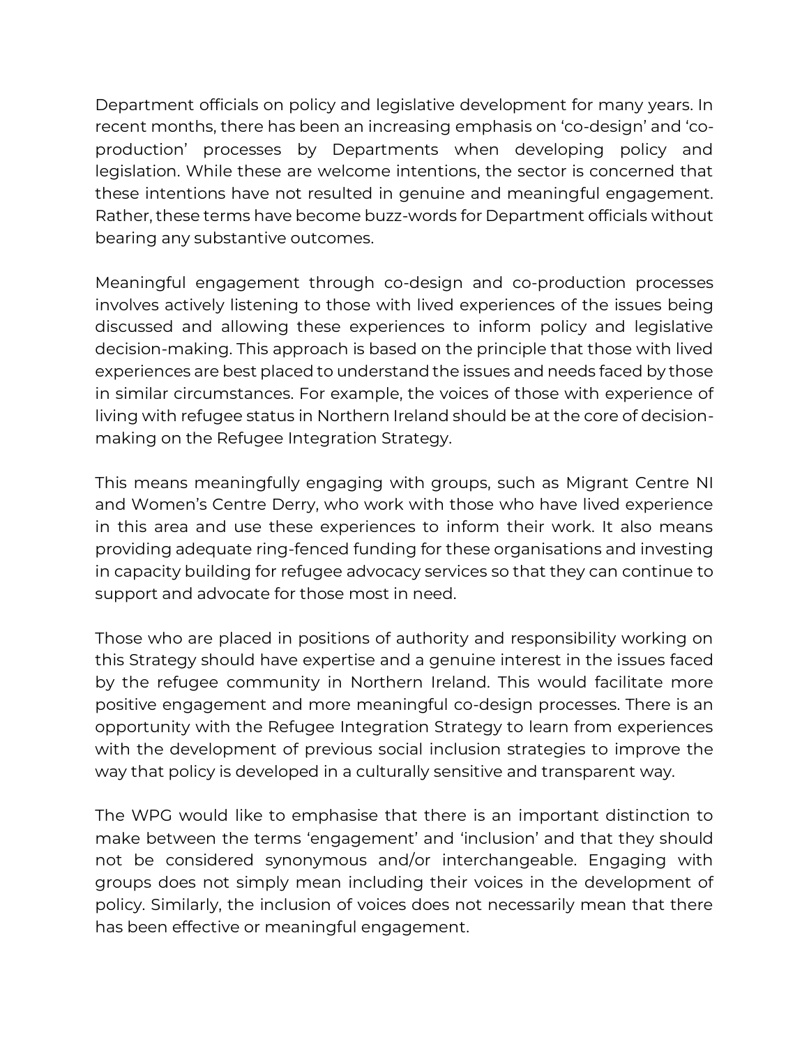Department officials on policy and legislative development for many years. In recent months, there has been an increasing emphasis on 'co-design' and 'co-production' processes by Departments when developing policy and legislation. While these are welcome intentions, the sector is concerned that these intentions have not resulted in genuine and meaningful engagement. Rather, these terms have become buzz-words for Department officials without bearing any substantive outcomes.

Meaningful engagement through co-design and co-production processes involves actively listening to those with lived experiences of the issues being discussed and allowing these experiences to inform policy and legislative decision-making. This approach is based on the principle that those with lived experiences are best placed to understand the issues and needs faced by those in similar circumstances. For example, the voices of those with experience of living with refugee status in Northern Ireland should be at the core of decision-making on the Refugee Integration Strategy.

This means meaningfully engaging with groups, such as Migrant Centre NI and Women's Centre Derry, who work with those who have lived experience in this area and use these experiences to inform their work. It also means providing adequate ring-fenced funding for these organisations and investing in capacity building for refugee advocacy services so that they can continue to support and advocate for those most in need.

Those who are placed in positions of authority and responsibility working on this Strategy should have expertise and a genuine interest in the issues faced by the refugee community in Northern Ireland. This would facilitate more positive engagement and more meaningful co-design processes. There is an opportunity with the Refugee Integration Strategy to learn from experiences with the development of previous social inclusion strategies to improve the way that policy is developed in a culturally sensitive and transparent way.

The WPG would like to emphasise that there is an important distinction to make between the terms 'engagement' and 'inclusion' and that they should not be considered synonymous and/or interchangeable. Engaging with groups does not simply mean including their voices in the development of policy. Similarly, the inclusion of voices does not necessarily mean that there has been effective or meaningful engagement.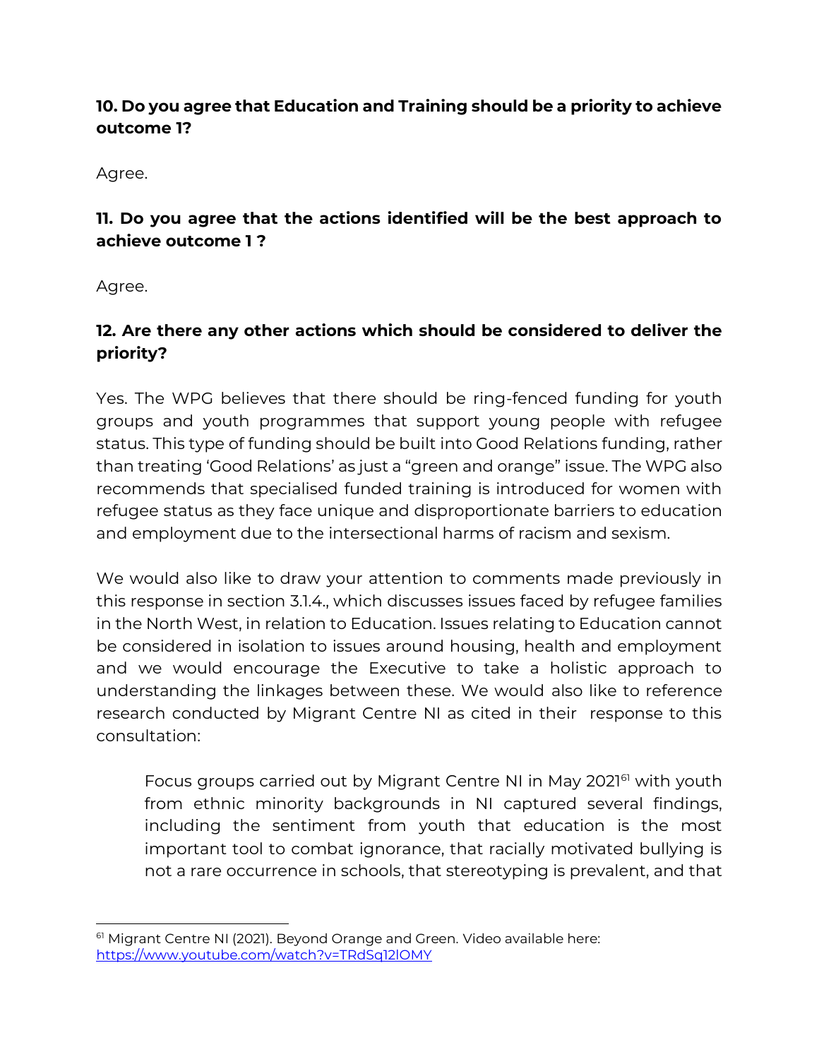**10. Do you agree that Education and Training should be a priority to achieve outcome 1?**

Agree.

**11. Do you agree that the actions identified will be the best approach to achieve outcome 1 ?**

Agree.

**12. Are there any other actions which should be considered to deliver the priority?**

Yes. The WPG believes that there should be ring-fenced funding for youth groups and youth programmes that support young people with refugee status. This type of funding should be built into Good Relations funding, rather than treating 'Good Relations' as just a "green and orange" issue. The WPG also recommends that specialised funded training is introduced for women with refugee status as they face unique and disproportionate barriers to education and employment due to the intersectional harms of racism and sexism.

We would also like to draw your attention to comments made previously in this response in section 3.1.4., which discusses issues faced by refugee families in the North West, in relation to Education. Issues relating to Education cannot be considered in isolation to issues around housing, health and employment and we would encourage the Executive to take a holistic approach to understanding the linkages between these. We would also like to reference research conducted by Migrant Centre NI as cited in their response to this consultation:

> Focus groups carried out by Migrant Centre NI in May 2021[61] with youth from ethnic minority backgrounds in NI captured several findings, including the sentiment from youth that education is the most important tool to combat ignorance, that racially motivated bullying is not a rare occurrence in schools, that stereotyping is prevalent, and that

[61] Migrant Centre NI (2021). Beyond Orange and Green. Video available here: https://www.youtube.com/watch?v=TRdSq12lOMY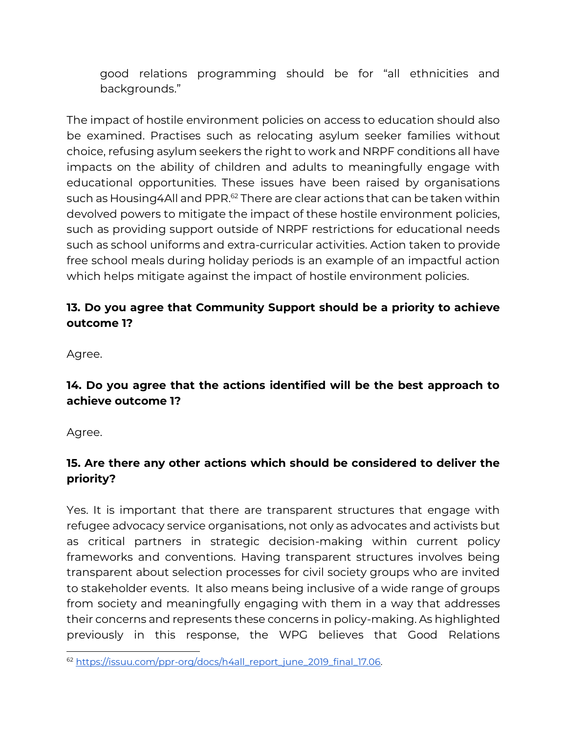good relations programming should be for "all ethnicities and backgrounds."

The impact of hostile environment policies on access to education should also be examined. Practises such as relocating asylum seeker families without choice, refusing asylum seekers the right to work and NRPF conditions all have impacts on the ability of children and adults to meaningfully engage with educational opportunities. These issues have been raised by organisations such as Housing4All and PPR.[62] There are clear actions that can be taken within devolved powers to mitigate the impact of these hostile environment policies, such as providing support outside of NRPF restrictions for educational needs such as school uniforms and extra-curricular activities. Action taken to provide free school meals during holiday periods is an example of an impactful action which helps mitigate against the impact of hostile environment policies.

**13. Do you agree that Community Support should be a priority to achieve outcome 1?**

Agree.

**14. Do you agree that the actions identified will be the best approach to achieve outcome 1?**

Agree.

**15. Are there any other actions which should be considered to deliver the priority?**

Yes. It is important that there are transparent structures that engage with refugee advocacy service organisations, not only as advocates and activists but as critical partners in strategic decision-making within current policy frameworks and conventions. Having transparent structures involves being transparent about selection processes for civil society groups who are invited to stakeholder events. It also means being inclusive of a wide range of groups from society and meaningfully engaging with them in a way that addresses their concerns and represents these concerns in policy-making. As highlighted previously in this response, the WPG believes that Good Relations

[62] https://issuu.com/ppr-org/docs/h4all_report_june_2019_final_17.06.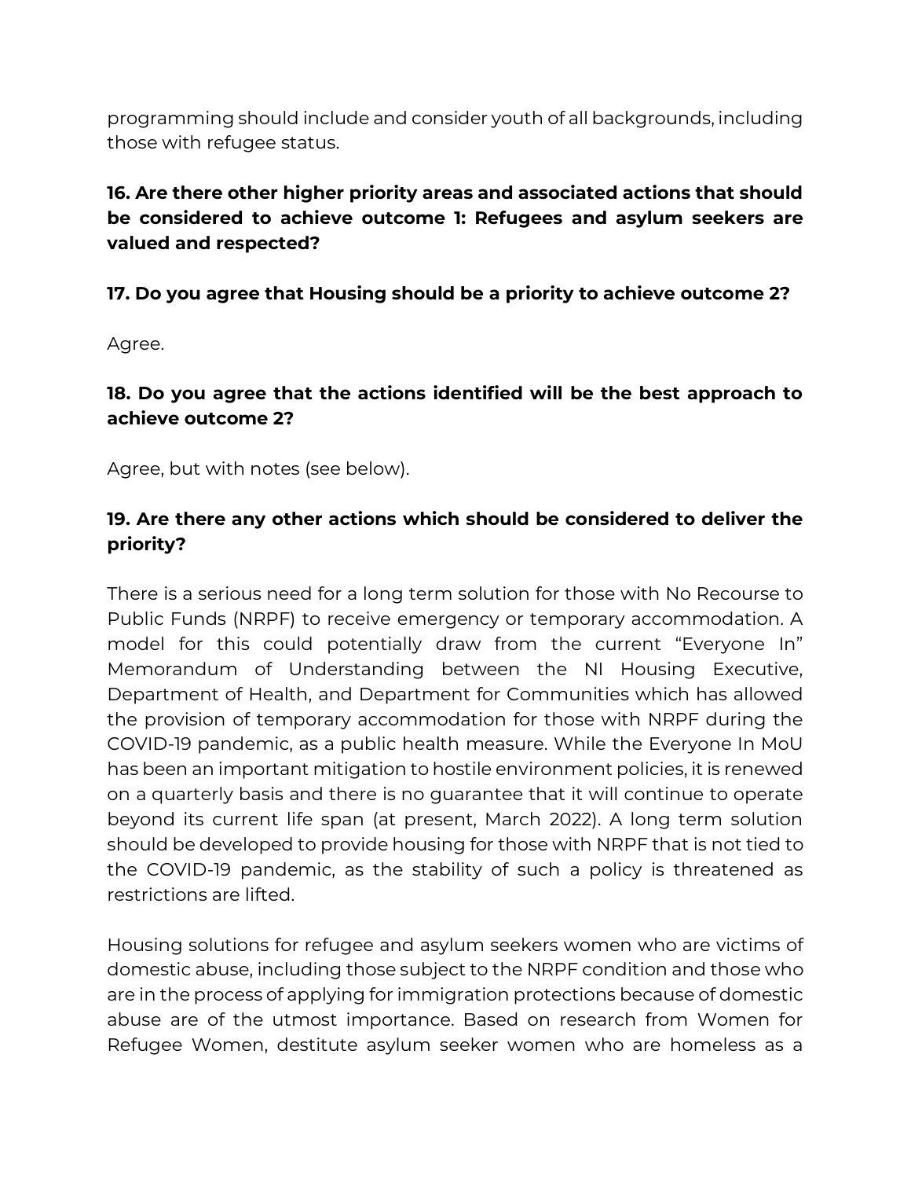programming should include and consider youth of all backgrounds, including those with refugee status.

**16. Are there other higher priority areas and associated actions that should be considered to achieve outcome 1: Refugees and asylum seekers are valued and respected?**

**17. Do you agree that Housing should be a priority to achieve outcome 2?**

Agree.

**18. Do you agree that the actions identified will be the best approach to achieve outcome 2?**

Agree, but with notes (see below).

**19. Are there any other actions which should be considered to deliver the priority?**

There is a serious need for a long term solution for those with No Recourse to Public Funds (NRPF) to receive emergency or temporary accommodation. A model for this could potentially draw from the current "Everyone In" Memorandum of Understanding between the NI Housing Executive, Department of Health, and Department for Communities which has allowed the provision of temporary accommodation for those with NRPF during the COVID-19 pandemic, as a public health measure. While the Everyone In MoU has been an important mitigation to hostile environment policies, it is renewed on a quarterly basis and there is no guarantee that it will continue to operate beyond its current life span (at present, March 2022). A long term solution should be developed to provide housing for those with NRPF that is not tied to the COVID-19 pandemic, as the stability of such a policy is threatened as restrictions are lifted.

Housing solutions for refugee and asylum seekers women who are victims of domestic abuse, including those subject to the NRPF condition and those who are in the process of applying for immigration protections because of domestic abuse are of the utmost importance. Based on research from Women for Refugee Women, destitute asylum seeker women who are homeless as a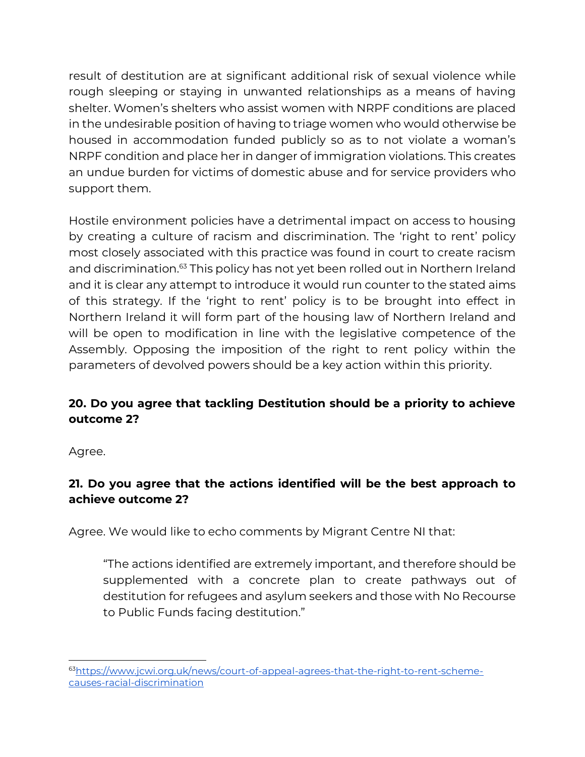result of destitution are at significant additional risk of sexual violence while rough sleeping or staying in unwanted relationships as a means of having shelter. Women's shelters who assist women with NRPF conditions are placed in the undesirable position of having to triage women who would otherwise be housed in accommodation funded publicly so as to not violate a woman's NRPF condition and place her in danger of immigration violations. This creates an undue burden for victims of domestic abuse and for service providers who support them.

Hostile environment policies have a detrimental impact on access to housing by creating a culture of racism and discrimination. The 'right to rent' policy most closely associated with this practice was found in court to create racism and discrimination.[63] This policy has not yet been rolled out in Northern Ireland and it is clear any attempt to introduce it would run counter to the stated aims of this strategy. If the 'right to rent' policy is to be brought into effect in Northern Ireland it will form part of the housing law of Northern Ireland and will be open to modification in line with the legislative competence of the Assembly. Opposing the imposition of the right to rent policy within the parameters of devolved powers should be a key action within this priority.

**20. Do you agree that tackling Destitution should be a priority to achieve outcome 2?**

Agree.

**21. Do you agree that the actions identified will be the best approach to achieve outcome 2?**

Agree. We would like to echo comments by Migrant Centre NI that:

> "The actions identified are extremely important, and therefore should be supplemented with a concrete plan to create pathways out of destitution for refugees and asylum seekers and those with No Recourse to Public Funds facing destitution."

---

[63] https://www.jcwi.org.uk/news/court-of-appeal-agrees-that-the-right-to-rent-scheme-causes-racial-discrimination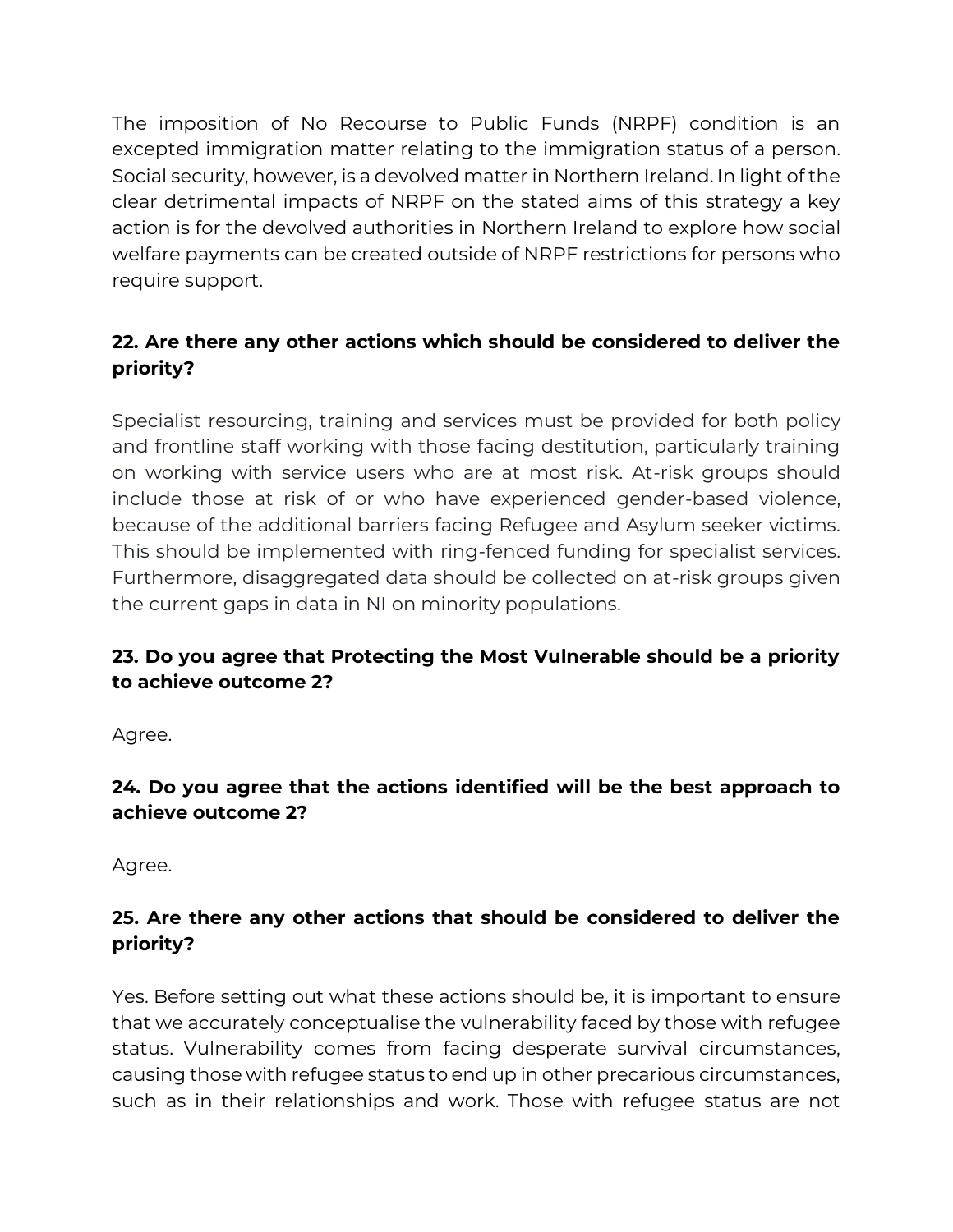The imposition of No Recourse to Public Funds (NRPF) condition is an excepted immigration matter relating to the immigration status of a person. Social security, however, is a devolved matter in Northern Ireland. In light of the clear detrimental impacts of NRPF on the stated aims of this strategy a key action is for the devolved authorities in Northern Ireland to explore how social welfare payments can be created outside of NRPF restrictions for persons who require support.

**22. Are there any other actions which should be considered to deliver the priority?**

Specialist resourcing, training and services must be provided for both policy and frontline staff working with those facing destitution, particularly training on working with service users who are at most risk. At-risk groups should include those at risk of or who have experienced gender-based violence, because of the additional barriers facing Refugee and Asylum seeker victims. This should be implemented with ring-fenced funding for specialist services. Furthermore, disaggregated data should be collected on at-risk groups given the current gaps in data in NI on minority populations.

**23. Do you agree that Protecting the Most Vulnerable should be a priority to achieve outcome 2?**

Agree.

**24. Do you agree that the actions identified will be the best approach to achieve outcome 2?**

Agree.

**25. Are there any other actions that should be considered to deliver the priority?**

Yes. Before setting out what these actions should be, it is important to ensure that we accurately conceptualise the vulnerability faced by those with refugee status. Vulnerability comes from facing desperate survival circumstances, causing those with refugee status to end up in other precarious circumstances, such as in their relationships and work. Those with refugee status are not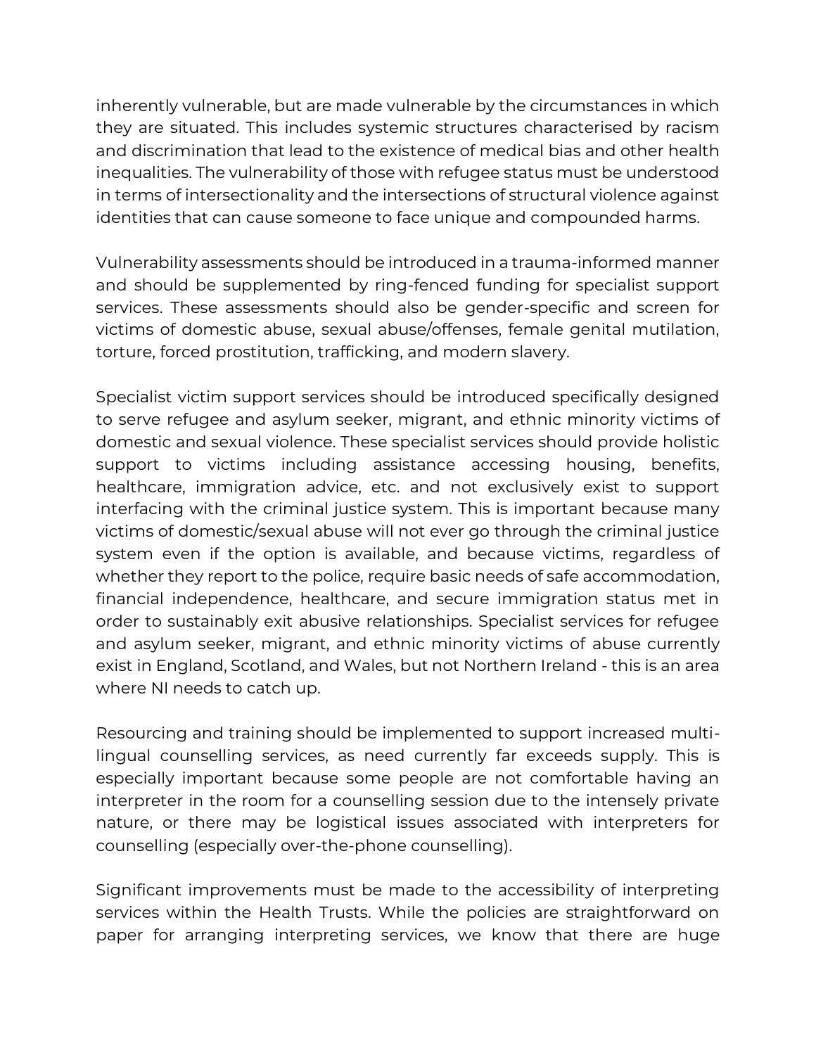inherently vulnerable, but are made vulnerable by the circumstances in which they are situated. This includes systemic structures characterised by racism and discrimination that lead to the existence of medical bias and other health inequalities. The vulnerability of those with refugee status must be understood in terms of intersectionality and the intersections of structural violence against identities that can cause someone to face unique and compounded harms.

Vulnerability assessments should be introduced in a trauma-informed manner and should be supplemented by ring-fenced funding for specialist support services. These assessments should also be gender-specific and screen for victims of domestic abuse, sexual abuse/offenses, female genital mutilation, torture, forced prostitution, trafficking, and modern slavery.

Specialist victim support services should be introduced specifically designed to serve refugee and asylum seeker, migrant, and ethnic minority victims of domestic and sexual violence. These specialist services should provide holistic support to victims including assistance accessing housing, benefits, healthcare, immigration advice, etc. and not exclusively exist to support interfacing with the criminal justice system. This is important because many victims of domestic/sexual abuse will not ever go through the criminal justice system even if the option is available, and because victims, regardless of whether they report to the police, require basic needs of safe accommodation, financial independence, healthcare, and secure immigration status met in order to sustainably exit abusive relationships. Specialist services for refugee and asylum seeker, migrant, and ethnic minority victims of abuse currently exist in England, Scotland, and Wales, but not Northern Ireland - this is an area where NI needs to catch up.

Resourcing and training should be implemented to support increased multi-lingual counselling services, as need currently far exceeds supply. This is especially important because some people are not comfortable having an interpreter in the room for a counselling session due to the intensely private nature, or there may be logistical issues associated with interpreters for counselling (especially over-the-phone counselling).

Significant improvements must be made to the accessibility of interpreting services within the Health Trusts. While the policies are straightforward on paper for arranging interpreting services, we know that there are huge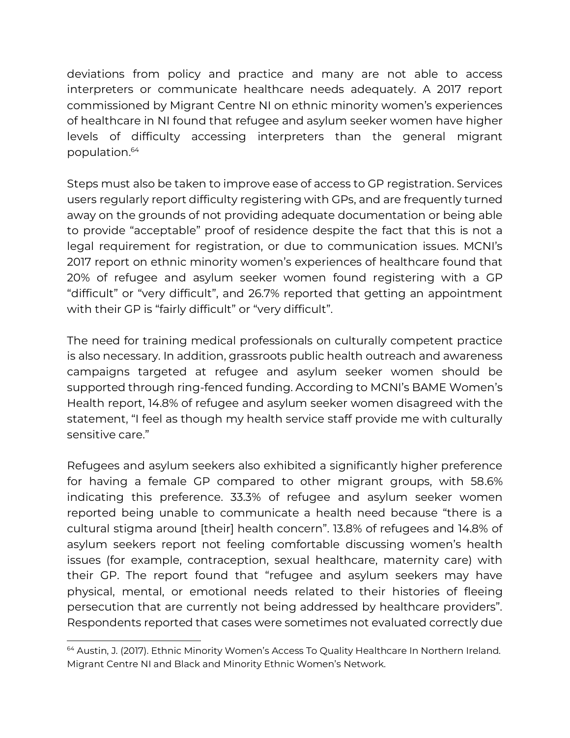deviations from policy and practice and many are not able to access interpreters or communicate healthcare needs adequately. A 2017 report commissioned by Migrant Centre NI on ethnic minority women's experiences of healthcare in NI found that refugee and asylum seeker women have higher levels of difficulty accessing interpreters than the general migrant population.[64]

Steps must also be taken to improve ease of access to GP registration. Services users regularly report difficulty registering with GPs, and are frequently turned away on the grounds of not providing adequate documentation or being able to provide "acceptable" proof of residence despite the fact that this is not a legal requirement for registration, or due to communication issues. MCNI's 2017 report on ethnic minority women's experiences of healthcare found that 20% of refugee and asylum seeker women found registering with a GP "difficult" or "very difficult", and 26.7% reported that getting an appointment with their GP is "fairly difficult" or "very difficult".

The need for training medical professionals on culturally competent practice is also necessary. In addition, grassroots public health outreach and awareness campaigns targeted at refugee and asylum seeker women should be supported through ring-fenced funding. According to MCNI's BAME Women's Health report, 14.8% of refugee and asylum seeker women disagreed with the statement, "I feel as though my health service staff provide me with culturally sensitive care."

Refugees and asylum seekers also exhibited a significantly higher preference for having a female GP compared to other migrant groups, with 58.6% indicating this preference. 33.3% of refugee and asylum seeker women reported being unable to communicate a health need because "there is a cultural stigma around [their] health concern". 13.8% of refugees and 14.8% of asylum seekers report not feeling comfortable discussing women's health issues (for example, contraception, sexual healthcare, maternity care) with their GP. The report found that "refugee and asylum seekers may have physical, mental, or emotional needs related to their histories of fleeing persecution that are currently not being addressed by healthcare providers". Respondents reported that cases were sometimes not evaluated correctly due

[64] Austin, J. (2017). Ethnic Minority Women's Access To Quality Healthcare In Northern Ireland. Migrant Centre NI and Black and Minority Ethnic Women's Network.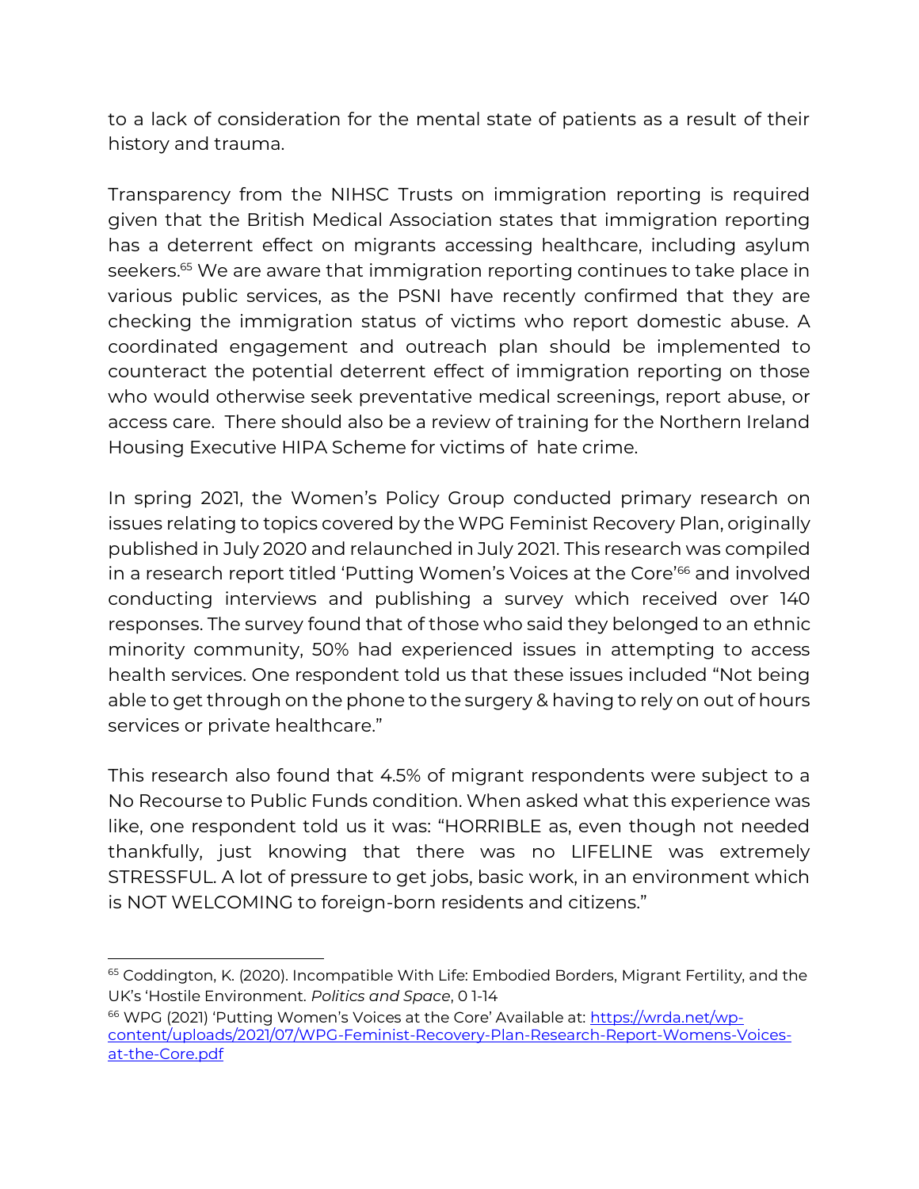to a lack of consideration for the mental state of patients as a result of their history and trauma.

Transparency from the NIHSC Trusts on immigration reporting is required given that the British Medical Association states that immigration reporting has a deterrent effect on migrants accessing healthcare, including asylum seekers.[65] We are aware that immigration reporting continues to take place in various public services, as the PSNI have recently confirmed that they are checking the immigration status of victims who report domestic abuse. A coordinated engagement and outreach plan should be implemented to counteract the potential deterrent effect of immigration reporting on those who would otherwise seek preventative medical screenings, report abuse, or access care. There should also be a review of training for the Northern Ireland Housing Executive HIPA Scheme for victims of hate crime.

In spring 2021, the Women's Policy Group conducted primary research on issues relating to topics covered by the WPG Feminist Recovery Plan, originally published in July 2020 and relaunched in July 2021. This research was compiled in a research report titled 'Putting Women's Voices at the Core'[66] and involved conducting interviews and publishing a survey which received over 140 responses. The survey found that of those who said they belonged to an ethnic minority community, 50% had experienced issues in attempting to access health services. One respondent told us that these issues included "Not being able to get through on the phone to the surgery & having to rely on out of hours services or private healthcare."

This research also found that 4.5% of migrant respondents were subject to a No Recourse to Public Funds condition. When asked what this experience was like, one respondent told us it was: "HORRIBLE as, even though not needed thankfully, just knowing that there was no LIFELINE was extremely STRESSFUL. A lot of pressure to get jobs, basic work, in an environment which is NOT WELCOMING to foreign-born residents and citizens."

---

[65] Coddington, K. (2020). Incompatible With Life: Embodied Borders, Migrant Fertility, and the UK's 'Hostile Environment. *Politics and Space*, 0 1-14

[66] WPG (2021) 'Putting Women's Voices at the Core' Available at: [https://wrda.net/wp-content/uploads/2021/07/WPG-Feminist-Recovery-Plan-Research-Report-Womens-Voices-at-the-Core.pdf](https://wrda.net/wp-content/uploads/2021/07/WPG-Feminist-Recovery-Plan-Research-Report-Womens-Voices-at-the-Core.pdf)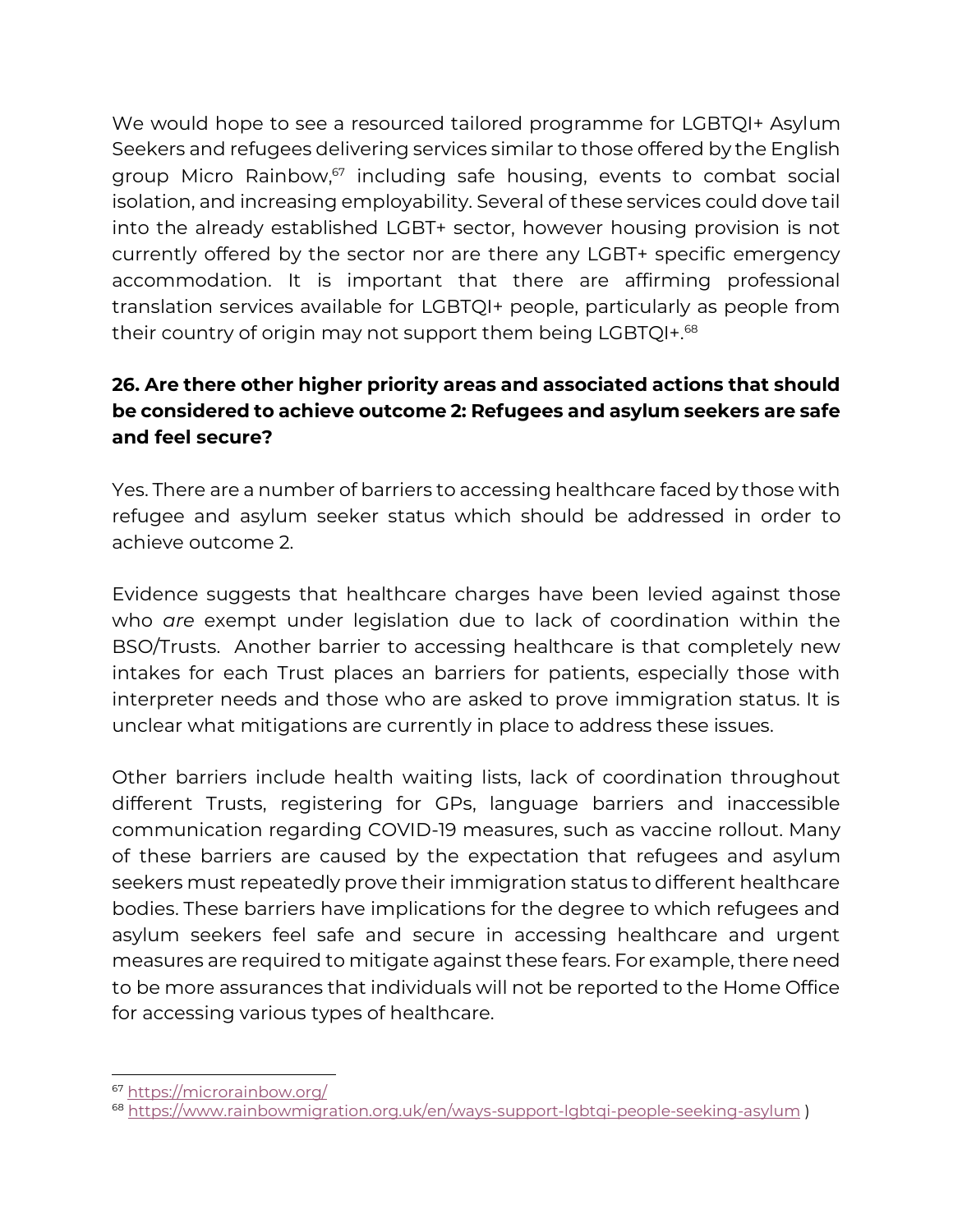We would hope to see a resourced tailored programme for LGBTQI+ Asylum Seekers and refugees delivering services similar to those offered by the English group Micro Rainbow,[67] including safe housing, events to combat social isolation, and increasing employability. Several of these services could dove tail into the already established LGBT+ sector, however housing provision is not currently offered by the sector nor are there any LGBT+ specific emergency accommodation. It is important that there are affirming professional translation services available for LGBTQI+ people, particularly as people from their country of origin may not support them being LGBTQI+.[68]

**26. Are there other higher priority areas and associated actions that should be considered to achieve outcome 2: Refugees and asylum seekers are safe and feel secure?**

Yes. There are a number of barriers to accessing healthcare faced by those with refugee and asylum seeker status which should be addressed in order to achieve outcome 2.

Evidence suggests that healthcare charges have been levied against those who *are* exempt under legislation due to lack of coordination within the BSO/Trusts. Another barrier to accessing healthcare is that completely new intakes for each Trust places an barriers for patients, especially those with interpreter needs and those who are asked to prove immigration status. It is unclear what mitigations are currently in place to address these issues.

Other barriers include health waiting lists, lack of coordination throughout different Trusts, registering for GPs, language barriers and inaccessible communication regarding COVID-19 measures, such as vaccine rollout. Many of these barriers are caused by the expectation that refugees and asylum seekers must repeatedly prove their immigration status to different healthcare bodies. These barriers have implications for the degree to which refugees and asylum seekers feel safe and secure in accessing healthcare and urgent measures are required to mitigate against these fears. For example, there need to be more assurances that individuals will not be reported to the Home Office for accessing various types of healthcare.

---

[67] https://microrainbow.org/

[68] https://www.rainbowmigration.org.uk/en/ways-support-lgbtqi-people-seeking-asylum )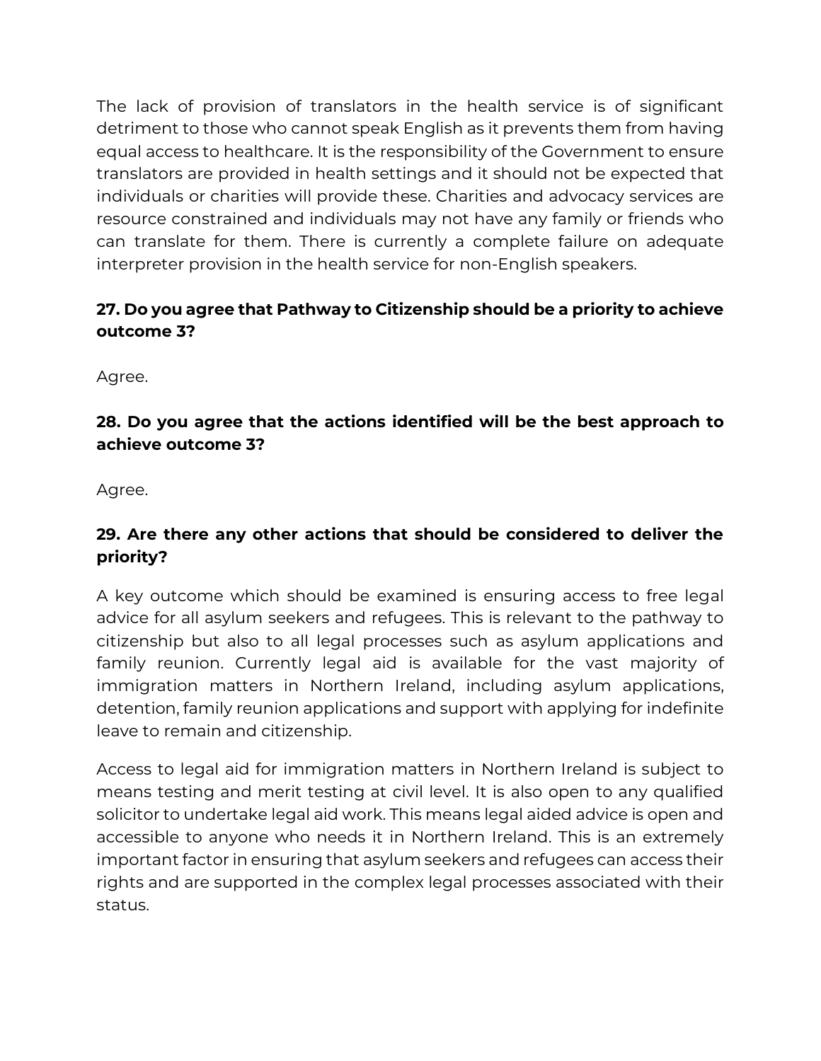The lack of provision of translators in the health service is of significant detriment to those who cannot speak English as it prevents them from having equal access to healthcare. It is the responsibility of the Government to ensure translators are provided in health settings and it should not be expected that individuals or charities will provide these. Charities and advocacy services are resource constrained and individuals may not have any family or friends who can translate for them. There is currently a complete failure on adequate interpreter provision in the health service for non-English speakers.

**27. Do you agree that Pathway to Citizenship should be a priority to achieve outcome 3?**

Agree.

**28. Do you agree that the actions identified will be the best approach to achieve outcome 3?**

Agree.

**29. Are there any other actions that should be considered to deliver the priority?**

A key outcome which should be examined is ensuring access to free legal advice for all asylum seekers and refugees. This is relevant to the pathway to citizenship but also to all legal processes such as asylum applications and family reunion. Currently legal aid is available for the vast majority of immigration matters in Northern Ireland, including asylum applications, detention, family reunion applications and support with applying for indefinite leave to remain and citizenship.

Access to legal aid for immigration matters in Northern Ireland is subject to means testing and merit testing at civil level. It is also open to any qualified solicitor to undertake legal aid work. This means legal aided advice is open and accessible to anyone who needs it in Northern Ireland. This is an extremely important factor in ensuring that asylum seekers and refugees can access their rights and are supported in the complex legal processes associated with their status.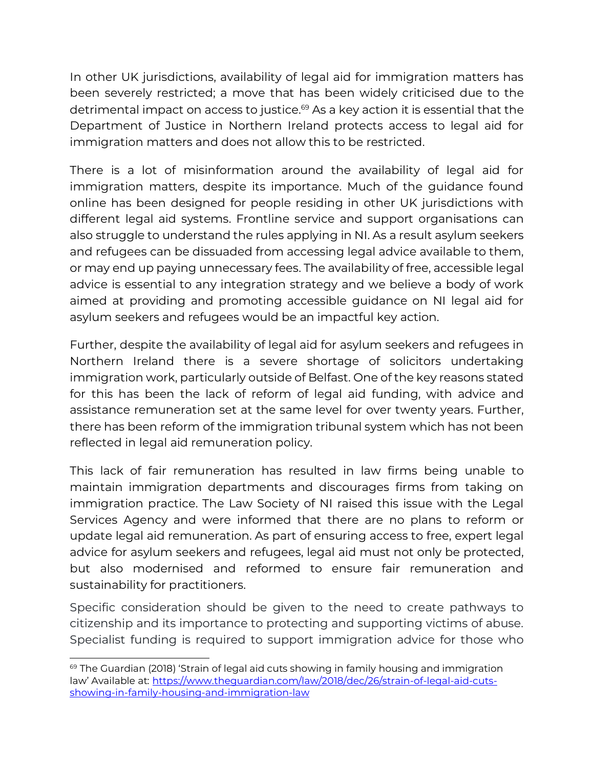In other UK jurisdictions, availability of legal aid for immigration matters has been severely restricted; a move that has been widely criticised due to the detrimental impact on access to justice.[69] As a key action it is essential that the Department of Justice in Northern Ireland protects access to legal aid for immigration matters and does not allow this to be restricted.

There is a lot of misinformation around the availability of legal aid for immigration matters, despite its importance. Much of the guidance found online has been designed for people residing in other UK jurisdictions with different legal aid systems. Frontline service and support organisations can also struggle to understand the rules applying in NI. As a result asylum seekers and refugees can be dissuaded from accessing legal advice available to them, or may end up paying unnecessary fees. The availability of free, accessible legal advice is essential to any integration strategy and we believe a body of work aimed at providing and promoting accessible guidance on NI legal aid for asylum seekers and refugees would be an impactful key action.

Further, despite the availability of legal aid for asylum seekers and refugees in Northern Ireland there is a severe shortage of solicitors undertaking immigration work, particularly outside of Belfast. One of the key reasons stated for this has been the lack of reform of legal aid funding, with advice and assistance remuneration set at the same level for over twenty years. Further, there has been reform of the immigration tribunal system which has not been reflected in legal aid remuneration policy.

This lack of fair remuneration has resulted in law firms being unable to maintain immigration departments and discourages firms from taking on immigration practice. The Law Society of NI raised this issue with the Legal Services Agency and were informed that there are no plans to reform or update legal aid remuneration. As part of ensuring access to free, expert legal advice for asylum seekers and refugees, legal aid must not only be protected, but also modernised and reformed to ensure fair remuneration and sustainability for practitioners.

Specific consideration should be given to the need to create pathways to citizenship and its importance to protecting and supporting victims of abuse. Specialist funding is required to support immigration advice for those who

---

[69] The Guardian (2018) 'Strain of legal aid cuts showing in family housing and immigration law' Available at: [https://www.theguardian.com/law/2018/dec/26/strain-of-legal-aid-cuts-showing-in-family-housing-and-immigration-law](https://www.theguardian.com/law/2018/dec/26/strain-of-legal-aid-cuts-showing-in-family-housing-and-immigration-law)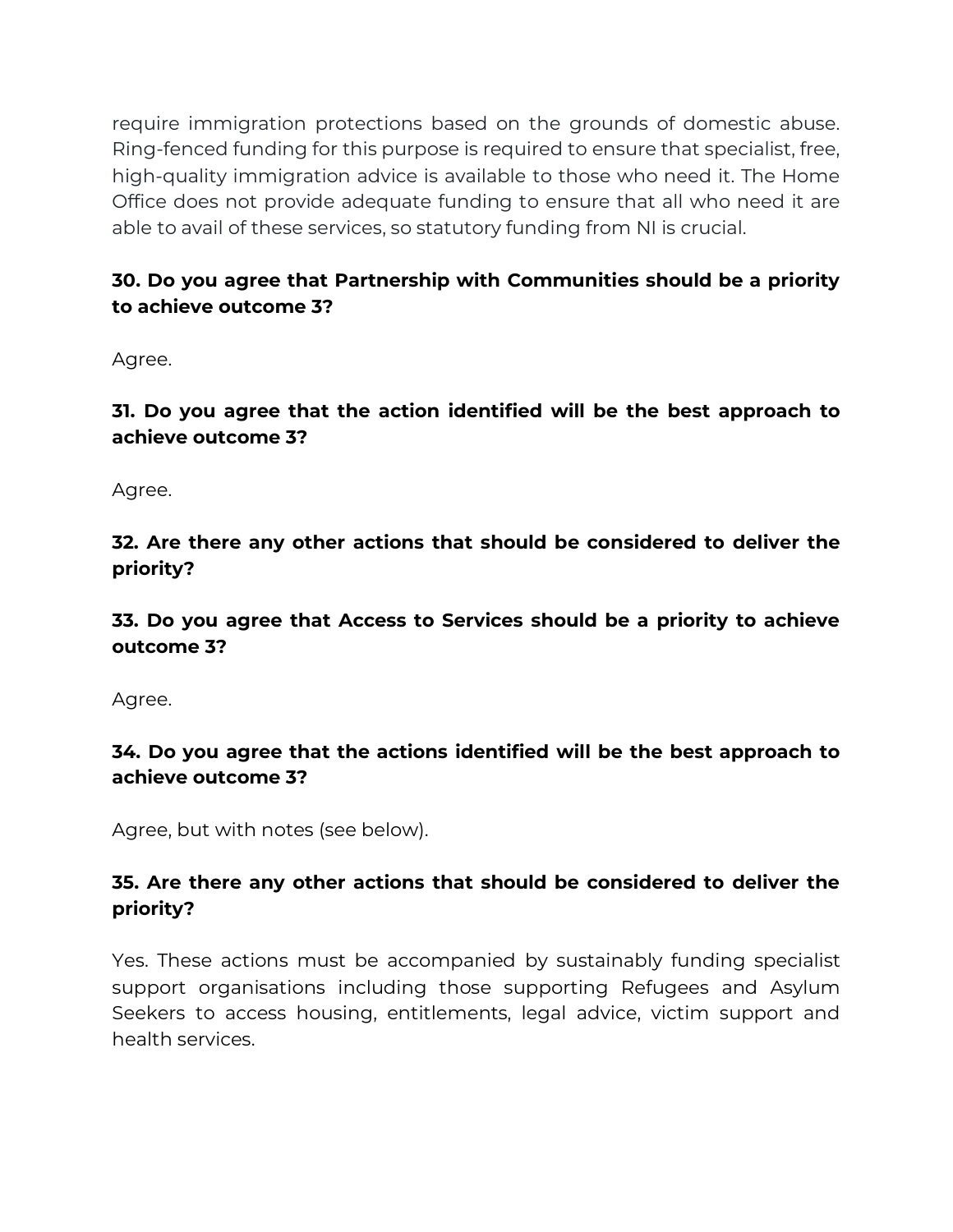require immigration protections based on the grounds of domestic abuse. Ring-fenced funding for this purpose is required to ensure that specialist, free, high-quality immigration advice is available to those who need it. The Home Office does not provide adequate funding to ensure that all who need it are able to avail of these services, so statutory funding from NI is crucial.

**30. Do you agree that Partnership with Communities should be a priority to achieve outcome 3?**

Agree.

**31. Do you agree that the action identified will be the best approach to achieve outcome 3?**

Agree.

**32. Are there any other actions that should be considered to deliver the priority?**

**33. Do you agree that Access to Services should be a priority to achieve outcome 3?**

Agree.

**34. Do you agree that the actions identified will be the best approach to achieve outcome 3?**

Agree, but with notes (see below).

**35. Are there any other actions that should be considered to deliver the priority?**

Yes. These actions must be accompanied by sustainably funding specialist support organisations including those supporting Refugees and Asylum Seekers to access housing, entitlements, legal advice, victim support and health services.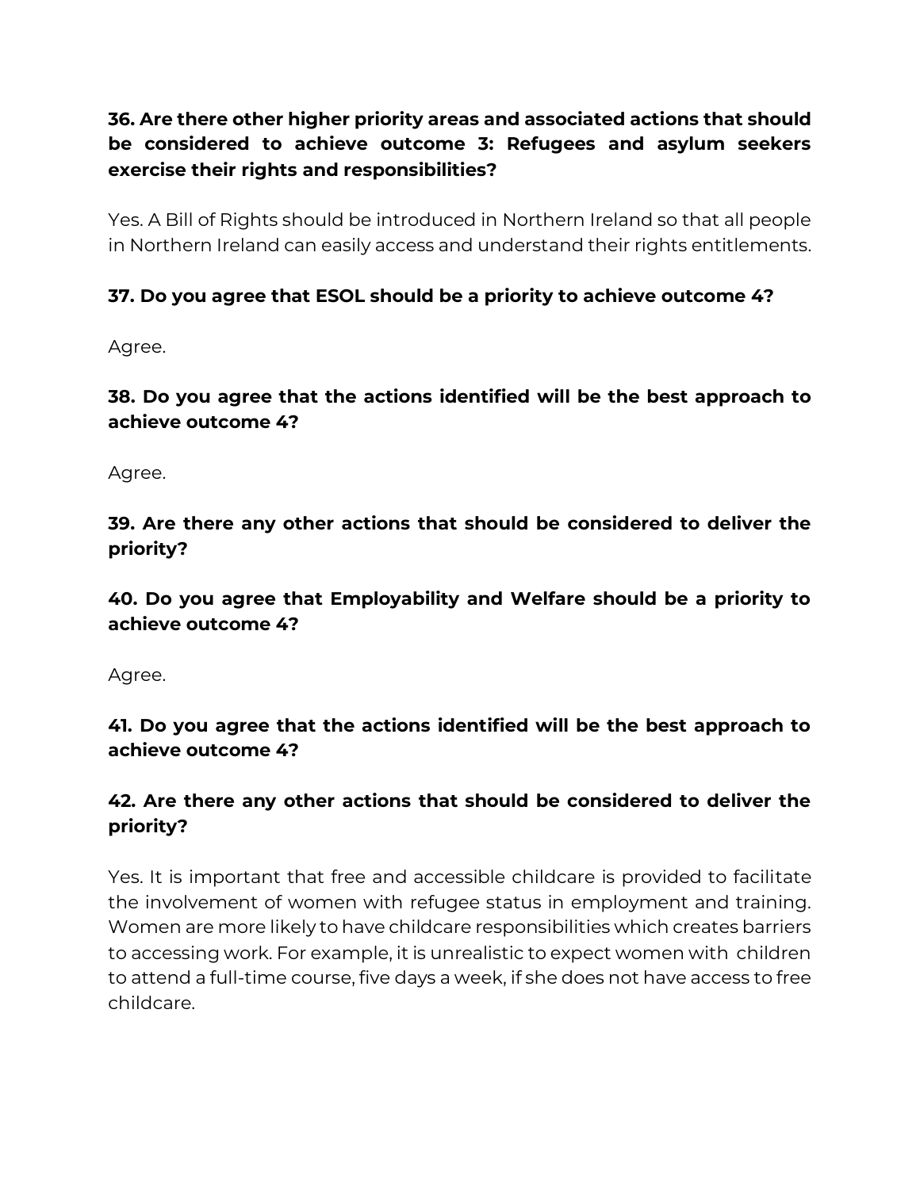**36. Are there other higher priority areas and associated actions that should be considered to achieve outcome 3: Refugees and asylum seekers exercise their rights and responsibilities?**

Yes. A Bill of Rights should be introduced in Northern Ireland so that all people in Northern Ireland can easily access and understand their rights entitlements.

**37. Do you agree that ESOL should be a priority to achieve outcome 4?**

Agree.

**38. Do you agree that the actions identified will be the best approach to achieve outcome 4?**

Agree.

**39. Are there any other actions that should be considered to deliver the priority?**

**40. Do you agree that Employability and Welfare should be a priority to achieve outcome 4?**

Agree.

**41. Do you agree that the actions identified will be the best approach to achieve outcome 4?**

**42. Are there any other actions that should be considered to deliver the priority?**

Yes. It is important that free and accessible childcare is provided to facilitate the involvement of women with refugee status in employment and training. Women are more likely to have childcare responsibilities which creates barriers to accessing work. For example, it is unrealistic to expect women with children to attend a full-time course, five days a week, if she does not have access to free childcare.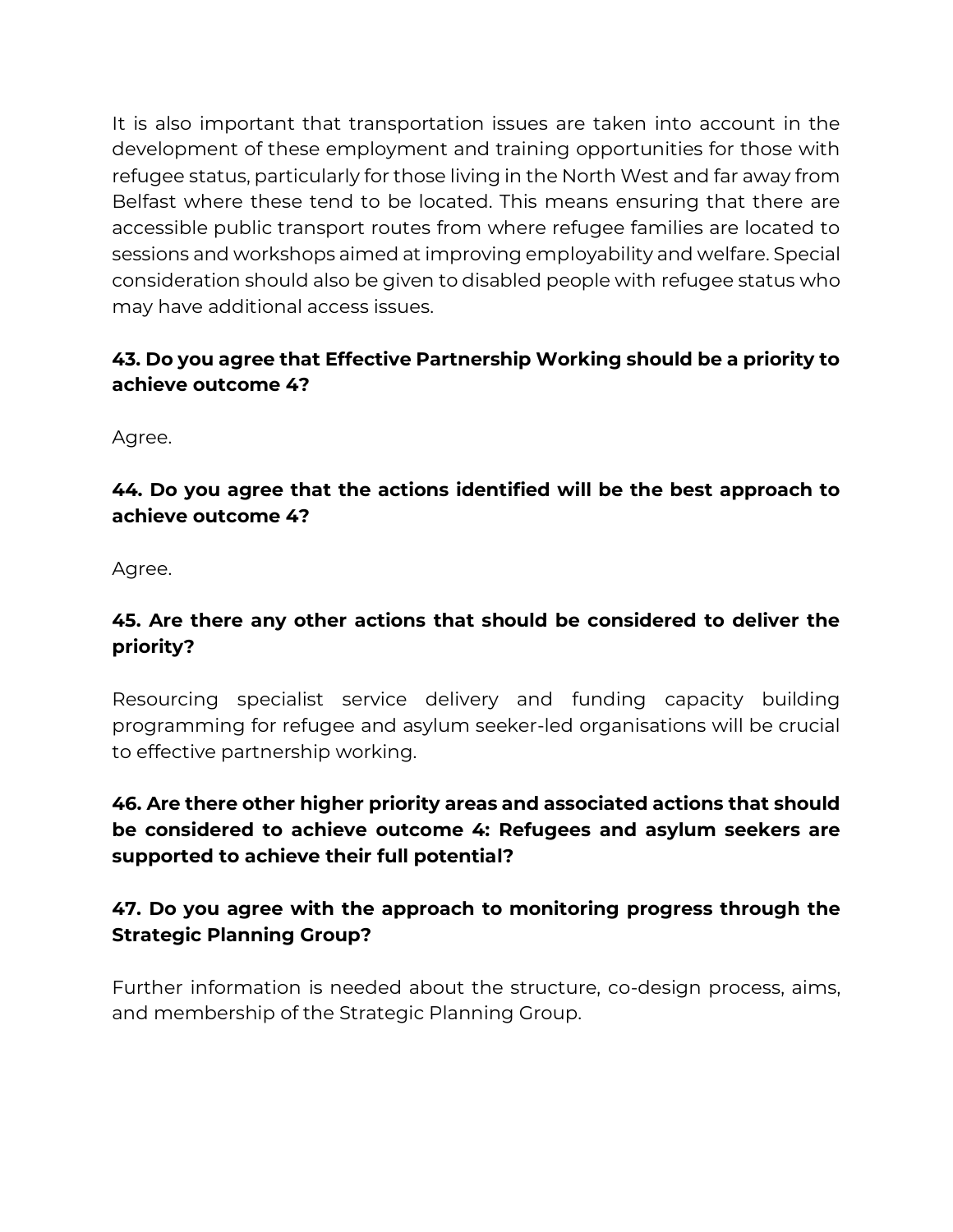It is also important that transportation issues are taken into account in the development of these employment and training opportunities for those with refugee status, particularly for those living in the North West and far away from Belfast where these tend to be located. This means ensuring that there are accessible public transport routes from where refugee families are located to sessions and workshops aimed at improving employability and welfare. Special consideration should also be given to disabled people with refugee status who may have additional access issues.

**43. Do you agree that Effective Partnership Working should be a priority to achieve outcome 4?**

Agree.

**44. Do you agree that the actions identified will be the best approach to achieve outcome 4?**

Agree.

**45. Are there any other actions that should be considered to deliver the priority?**

Resourcing specialist service delivery and funding capacity building programming for refugee and asylum seeker-led organisations will be crucial to effective partnership working.

**46. Are there other higher priority areas and associated actions that should be considered to achieve outcome 4: Refugees and asylum seekers are supported to achieve their full potential?**

**47. Do you agree with the approach to monitoring progress through the Strategic Planning Group?**

Further information is needed about the structure, co-design process, aims, and membership of the Strategic Planning Group.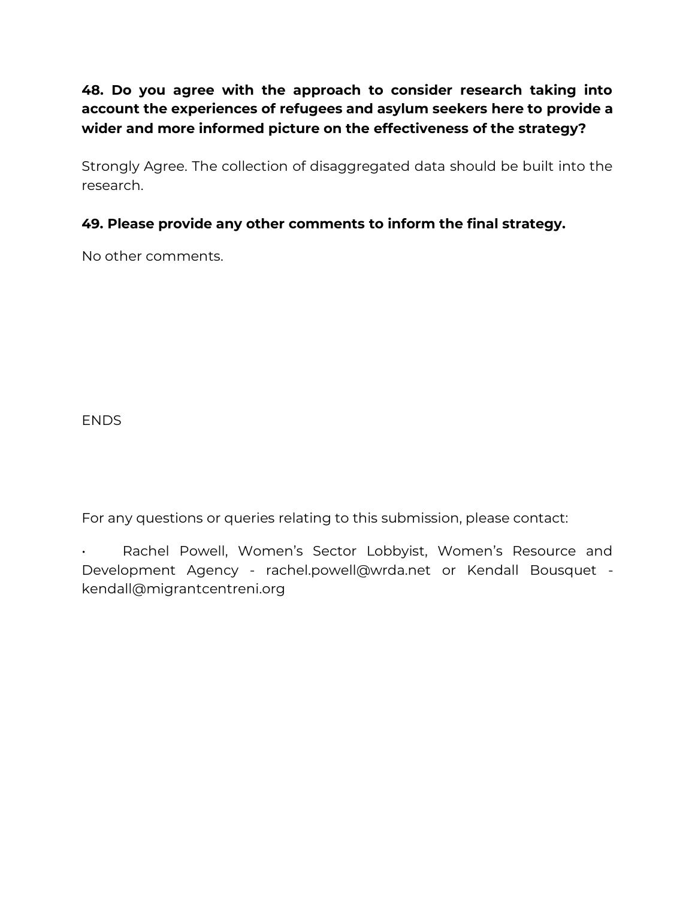**48. Do you agree with the approach to consider research taking into account the experiences of refugees and asylum seekers here to provide a wider and more informed picture on the effectiveness of the strategy?**

Strongly Agree. The collection of disaggregated data should be built into the research.

**49. Please provide any other comments to inform the final strategy.**

No other comments.

ENDS

For any questions or queries relating to this submission, please contact:

- Rachel Powell, Women's Sector Lobbyist, Women's Resource and Development Agency - rachel.powell@wrda.net or Kendall Bousquet - kendall@migrantcentreni.org